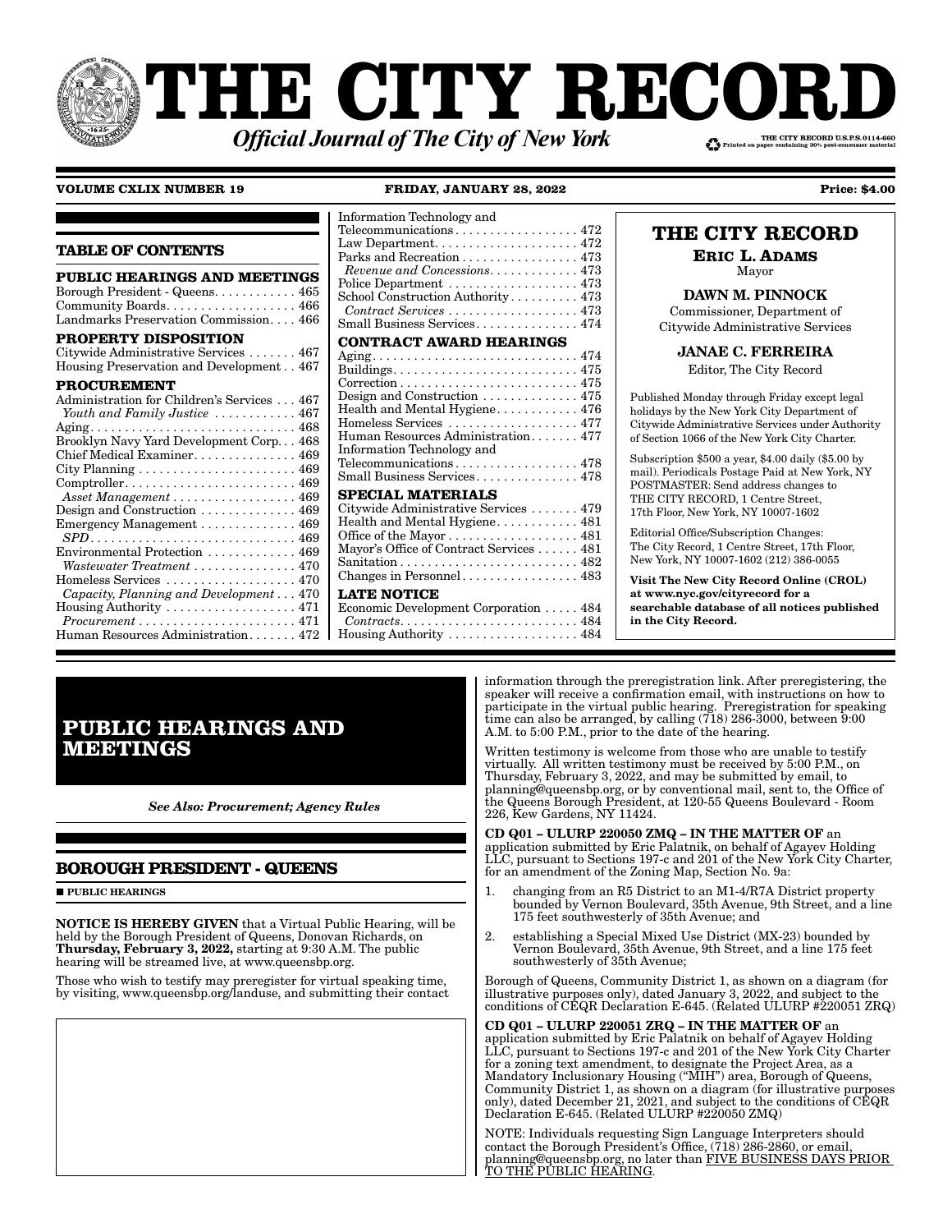# THE CITY RECORD

***Official Journal of The City of New York***

THE CITY RECORD U.S.P.S.0114-660
Printed on paper containing 30% post-consumer material

**VOLUME CXLIX NUMBER 19** **FRIDAY, JANUARY 28, 2022** **Price: $4.00**

## TABLE OF CONTENTS

**PUBLIC HEARINGS AND MEETINGS**

Borough President - Queens . . . . . . . . . . . . 465
Community Boards . . . . . . . . . . . . . . . . . . . 466
Landmarks Preservation Commission . . . . 466

**PROPERTY DISPOSITION**

Citywide Administrative Services . . . . . . . 467
Housing Preservation and Development . . 467

**PROCUREMENT**

Administration for Children's Services . . . 467
*Youth and Family Justice* . . . . . . . . . . . . 467
Aging . . . . . . . . . . . . . . . . . . . . . . . . . . . . . 468
Brooklyn Navy Yard Development Corp . . . 468
Chief Medical Examiner . . . . . . . . . . . . . . . 469
City Planning . . . . . . . . . . . . . . . . . . . . . . . 469
Comptroller . . . . . . . . . . . . . . . . . . . . . . . . . 469
*Asset Management* . . . . . . . . . . . . . . . . . . 469
Design and Construction . . . . . . . . . . . . . . 469
Emergency Management . . . . . . . . . . . . . . 469
*SPD* . . . . . . . . . . . . . . . . . . . . . . . . . . . . . . 469
Environmental Protection . . . . . . . . . . . . . 469
*Wastewater Treatment* . . . . . . . . . . . . . . . 470
Homeless Services . . . . . . . . . . . . . . . . . . . 470
*Capacity, Planning and Development* . . . 470
Housing Authority . . . . . . . . . . . . . . . . . . . 471
*Procurement* . . . . . . . . . . . . . . . . . . . . . . . 471
Human Resources Administration . . . . . . . 472
Information Technology and Telecommunications . . . . . . . . . . . . . . . . . . 472
Law Department . . . . . . . . . . . . . . . . . . . . . 472
Parks and Recreation . . . . . . . . . . . . . . . . . 473
*Revenue and Concessions* . . . . . . . . . . . . . 473
Police Department . . . . . . . . . . . . . . . . . . . 473
School Construction Authority . . . . . . . . . . 473
*Contract Services* . . . . . . . . . . . . . . . . . . . 473
Small Business Services . . . . . . . . . . . . . . . 474

**CONTRACT AWARD HEARINGS**

Aging . . . . . . . . . . . . . . . . . . . . . . . . . . . . . 474
Buildings . . . . . . . . . . . . . . . . . . . . . . . . . . . 475
Correction . . . . . . . . . . . . . . . . . . . . . . . . . . 475
Design and Construction . . . . . . . . . . . . . . 475
Health and Mental Hygiene . . . . . . . . . . . . 476
Homeless Services . . . . . . . . . . . . . . . . . . . 477
Human Resources Administration . . . . . . . 477
Information Technology and Telecommunications . . . . . . . . . . . . . . . . . . 478
Small Business Services . . . . . . . . . . . . . . . 478

**SPECIAL MATERIALS**

Citywide Administrative Services . . . . . . . 479
Health and Mental Hygiene . . . . . . . . . . . . 481
Office of the Mayor . . . . . . . . . . . . . . . . . . . 481
Mayor's Office of Contract Services . . . . . . 481
Sanitation . . . . . . . . . . . . . . . . . . . . . . . . . . 482
Changes in Personnel . . . . . . . . . . . . . . . . . 483

**LATE NOTICE**

Economic Development Corporation . . . . . 484
*Contracts* . . . . . . . . . . . . . . . . . . . . . . . . . . 484
Housing Authority . . . . . . . . . . . . . . . . . . . 484

**THE CITY RECORD**

**ERIC L. ADAMS**
Mayor

**DAWN M. PINNOCK**
Commissioner, Department of Citywide Administrative Services

**JANAE C. FERREIRA**
Editor, The City Record

Published Monday through Friday except legal holidays by the New York City Department of Citywide Administrative Services under Authority of Section 1066 of the New York City Charter.

Subscription $500 a year, $4.00 daily ($5.00 by mail). Periodicals Postage Paid at New York, NY POSTMASTER: Send address changes to THE CITY RECORD, 1 Centre Street, 17th Floor, New York, NY 10007-1602

Editorial Office/Subscription Changes: The City Record, 1 Centre Street, 17th Floor, New York, NY 10007-1602 (212) 386-0055

**Visit The New City Record Online (CROL) at www.nyc.gov/cityrecord for a searchable database of all notices published in the City Record.**

# PUBLIC HEARINGS AND MEETINGS

***See Also: Procurement; Agency Rules***

## BOROUGH PRESIDENT - QUEENS

■ **PUBLIC HEARINGS**

**NOTICE IS HEREBY GIVEN** that a Virtual Public Hearing, will be held by the Borough President of Queens, Donovan Richards, on **Thursday, February 3, 2022,** starting at 9:30 A.M. The public hearing will be streamed live, at www.queensbp.org.

Those who wish to testify may preregister for virtual speaking time, by visiting, www.queensbp.org/landuse, and submitting their contact information through the preregistration link. After preregistering, the speaker will receive a confirmation email, with instructions on how to participate in the virtual public hearing. Preregistration for speaking time can also be arranged, by calling (718) 286-3000, between 9:00 A.M. to 5:00 P.M., prior to the date of the hearing.

Written testimony is welcome from those who are unable to testify virtually. All written testimony must be received by 5:00 P.M., on Thursday, February 3, 2022, and may be submitted by email, to planning@queensbp.org, or by conventional mail, sent to, the Office of the Queens Borough President, at 120-55 Queens Boulevard - Room 226, Kew Gardens, NY 11424.

**CD Q01 – ULURP 220050 ZMQ – IN THE MATTER OF** an application submitted by Eric Palatnik, on behalf of Agayev Holding LLC, pursuant to Sections 197-c and 201 of the New York City Charter, for an amendment of the Zoning Map, Section No. 9a:

1. changing from an R5 District to an M1-4/R7A District property bounded by Vernon Boulevard, 35th Avenue, 9th Street, and a line 175 feet southwesterly of 35th Avenue; and
2. establishing a Special Mixed Use District (MX-23) bounded by Vernon Boulevard, 35th Avenue, 9th Street, and a line 175 feet southwesterly of 35th Avenue;

Borough of Queens, Community District 1, as shown on a diagram (for illustrative purposes only), dated January 3, 2022, and subject to the conditions of CEQR Declaration E-645. (Related ULURP #220051 ZRQ)

**CD Q01 – ULURP 220051 ZRQ – IN THE MATTER OF** an application submitted by Eric Palatnik on behalf of Agayev Holding LLC, pursuant to Sections 197-c and 201 of the New York City Charter for a zoning text amendment, to designate the Project Area, as a Mandatory Inclusionary Housing ("MIH") area, Borough of Queens, Community District 1, as shown on a diagram (for illustrative purposes only), dated December 21, 2021, and subject to the conditions of CEQR Declaration E-645. (Related ULURP #220050 ZMQ)

NOTE: Individuals requesting Sign Language Interpreters should contact the Borough President's Office, (718) 286-2860, or email, planning@queensbp.org, no later than FIVE BUSINESS DAYS PRIOR TO THE PUBLIC HEARING.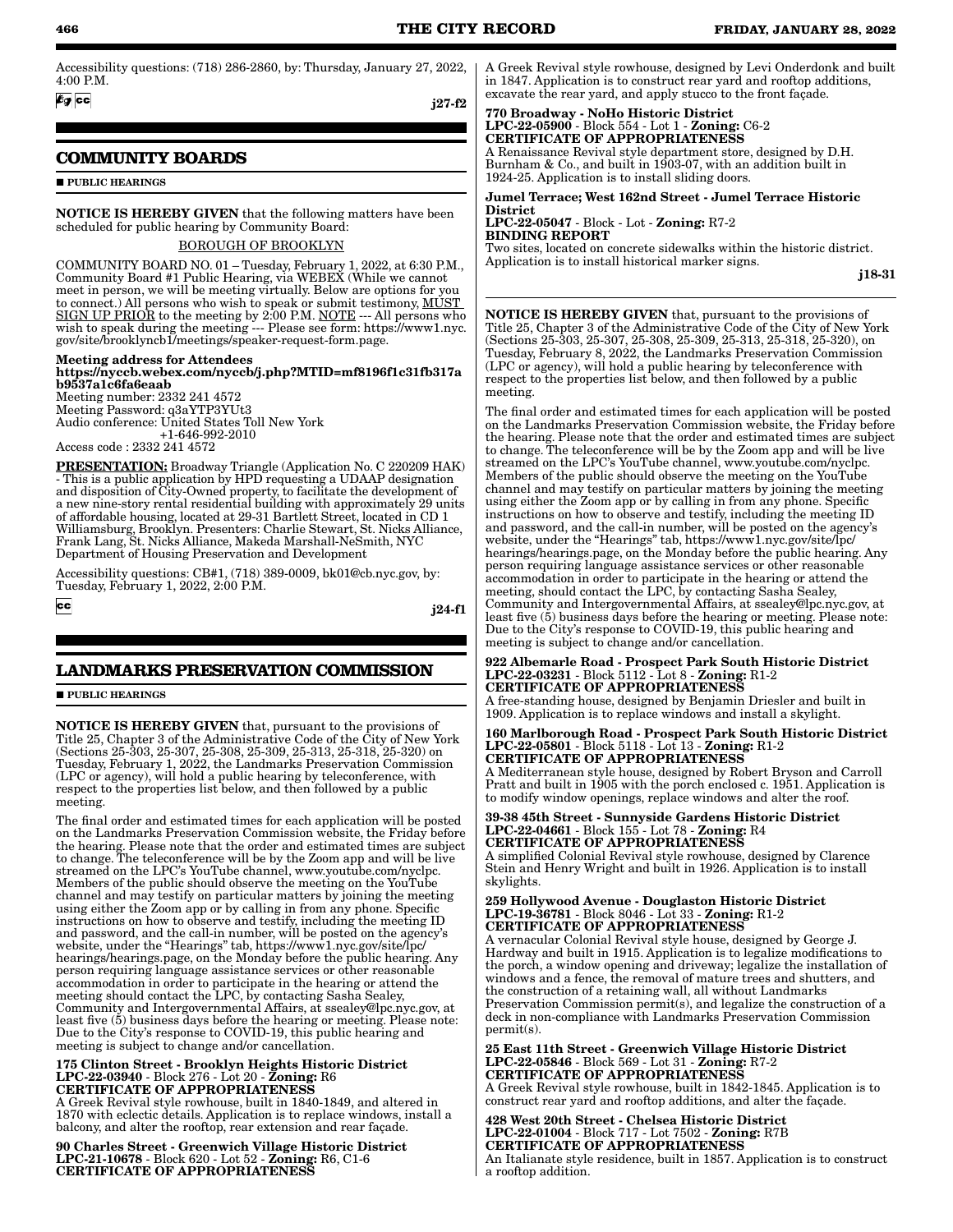Accessibility questions: (718) 286-2860, by: Thursday, January 27, 2022, 4:00 P.M.

j27-f2

## COMMUNITY BOARDS

■ PUBLIC HEARINGS

**NOTICE IS HEREBY GIVEN** that the following matters have been scheduled for public hearing by Community Board:

BOROUGH OF BROOKLYN

COMMUNITY BOARD NO. 01 – Tuesday, February 1, 2022, at 6:30 P.M., Community Board #1 Public Hearing, via WEBEX (While we cannot meet in person, we will be meeting virtually. Below are options for you to connect.) All persons who wish to speak or submit testimony, MUST SIGN UP PRIOR to the meeting by 2:00 P.M. NOTE --- All persons who wish to speak during the meeting --- Please see form: https://www1.nyc.gov/site/brooklyncb1/meetings/speaker-request-form.page.

**Meeting address for Attendees**
**https://nyccb.webex.com/nyccb/j.php?MTID=mf8196f1c31fb317ab9537a1c6fa6eaab**
Meeting number: 2332 241 4572
Meeting Password: q3aYTP3YUt3
Audio conference: United States Toll New York
+1-646-992-2010
Access code : 2332 241 4572

**PRESENTATION:** Broadway Triangle (Application No. C 220209 HAK) - This is a public application by HPD requesting a UDAAP designation and disposition of City-Owned property, to facilitate the development of a new nine-story rental residential building with approximately 29 units of affordable housing, located at 29-31 Bartlett Street, located in CD 1 Williamsburg, Brooklyn. Presenters: Charlie Stewart, St. Nicks Alliance, Frank Lang, St. Nicks Alliance, Makeda Marshall-NeSmith, NYC Department of Housing Preservation and Development

Accessibility questions: CB#1, (718) 389-0009, bk01@cb.nyc.gov, by: Tuesday, February 1, 2022, 2:00 P.M.

j24-f1

## LANDMARKS PRESERVATION COMMISSION

■ PUBLIC HEARINGS

**NOTICE IS HEREBY GIVEN** that, pursuant to the provisions of Title 25, Chapter 3 of the Administrative Code of the City of New York (Sections 25-303, 25-307, 25-308, 25-309, 25-313, 25-318, 25-320) on Tuesday, February 1, 2022, the Landmarks Preservation Commission (LPC or agency), will hold a public hearing by teleconference, with respect to the properties list below, and then followed by a public meeting.

The final order and estimated times for each application will be posted on the Landmarks Preservation Commission website, the Friday before the hearing. Please note that the order and estimated times are subject to change. The teleconference will be by the Zoom app and will be live streamed on the LPC's YouTube channel, www.youtube.com/nyclpc. Members of the public should observe the meeting on the YouTube channel and may testify on particular matters by joining the meeting using either the Zoom app or by calling in from any phone. Specific instructions on how to observe and testify, including the meeting ID and password, and the call-in number, will be posted on the agency's website, under the "Hearings" tab, https://www1.nyc.gov/site/lpc/hearings/hearings.page, on the Monday before the public hearing. Any person requiring language assistance services or other reasonable accommodation in order to participate in the hearing or attend the meeting should contact the LPC, by contacting Sasha Sealey, Community and Intergovernmental Affairs, at ssealey@lpc.nyc.gov, at least five (5) business days before the hearing or meeting. Please note: Due to the City's response to COVID-19, this public hearing and meeting is subject to change and/or cancellation.

**175 Clinton Street - Brooklyn Heights Historic District**
**LPC-22-03940** - Block 276 - Lot 20 - **Zoning:** R6
**CERTIFICATE OF APPROPRIATENESS**
A Greek Revival style rowhouse, built in 1840-1849, and altered in 1870 with eclectic details. Application is to replace windows, install a balcony, and alter the rooftop, rear extension and rear façade.

**90 Charles Street - Greenwich Village Historic District**
**LPC-21-10678** - Block 620 - Lot 52 - **Zoning:** R6, C1-6
**CERTIFICATE OF APPROPRIATENESS**
A Greek Revival style rowhouse, designed by Levi Onderdonk and built in 1847. Application is to construct rear yard and rooftop additions, excavate the rear yard, and apply stucco to the front façade.

**770 Broadway - NoHo Historic District**
**LPC-22-05900** - Block 554 - Lot 1 - **Zoning:** C6-2
**CERTIFICATE OF APPROPRIATENESS**
A Renaissance Revival style department store, designed by D.H. Burnham & Co., and built in 1903-07, with an addition built in 1924-25. Application is to install sliding doors.

**Jumel Terrace; West 162nd Street - Jumel Terrace Historic District**
**LPC-22-05047** - Block - Lot - **Zoning:** R7-2
**BINDING REPORT**
Two sites, located on concrete sidewalks within the historic district. Application is to install historical marker signs.

j18-31

**NOTICE IS HEREBY GIVEN** that, pursuant to the provisions of Title 25, Chapter 3 of the Administrative Code of the City of New York (Sections 25-303, 25-307, 25-308, 25-309, 25-313, 25-318, 25-320), on Tuesday, February 8, 2022, the Landmarks Preservation Commission (LPC or agency), will hold a public hearing by teleconference with respect to the properties list below, and then followed by a public meeting.

The final order and estimated times for each application will be posted on the Landmarks Preservation Commission website, the Friday before the hearing. Please note that the order and estimated times are subject to change. The teleconference will be by the Zoom app and will be live streamed on the LPC's YouTube channel, www.youtube.com/nyclpc. Members of the public should observe the meeting on the YouTube channel and may testify on particular matters by joining the meeting using either the Zoom app or by calling in from any phone. Specific instructions on how to observe and testify, including the meeting ID and password, and the call-in number, will be posted on the agency's website, under the "Hearings" tab, https://www1.nyc.gov/site/lpc/hearings/hearings.page, on the Monday before the public hearing. Any person requiring language assistance services or other reasonable accommodation in order to participate in the hearing or attend the meeting, should contact the LPC, by contacting Sasha Sealey, Community and Intergovernmental Affairs, at ssealey@lpc.nyc.gov, at least five (5) business days before the hearing or meeting. Please note: Due to the City's response to COVID-19, this public hearing and meeting is subject to change and/or cancellation.

**922 Albemarle Road - Prospect Park South Historic District**
**LPC-22-03231** - Block 5112 - Lot 8 - **Zoning:** R1-2
**CERTIFICATE OF APPROPRIATENESS**
A free-standing house, designed by Benjamin Driesler and built in 1909. Application is to replace windows and install a skylight.

**160 Marlborough Road - Prospect Park South Historic District**
**LPC-22-05801** - Block 5118 - Lot 13 - **Zoning:** R1-2
**CERTIFICATE OF APPROPRIATENESS**
A Mediterranean style house, designed by Robert Bryson and Carroll Pratt and built in 1905 with the porch enclosed c. 1951. Application is to modify window openings, replace windows and alter the roof.

**39-38 45th Street - Sunnyside Gardens Historic District**
**LPC-22-04661** - Block 155 - Lot 78 - **Zoning:** R4
**CERTIFICATE OF APPROPRIATENESS**
A simplified Colonial Revival style rowhouse, designed by Clarence Stein and Henry Wright and built in 1926. Application is to install skylights.

**259 Hollywood Avenue - Douglaston Historic District**
**LPC-19-36781** - Block 8046 - Lot 33 - **Zoning:** R1-2
**CERTIFICATE OF APPROPRIATENESS**
A vernacular Colonial Revival style house, designed by George J. Hardway and built in 1915. Application is to legalize modifications to the porch, a window opening and driveway; legalize the installation of windows and a fence, the removal of mature trees and shutters, and the construction of a retaining wall, all without Landmarks Preservation Commission permit(s), and legalize the construction of a deck in non-compliance with Landmarks Preservation Commission permit(s).

**25 East 11th Street - Greenwich Village Historic District**
**LPC-22-05846** - Block 569 - Lot 31 - **Zoning:** R7-2
**CERTIFICATE OF APPROPRIATENESS**
A Greek Revival style rowhouse, built in 1842-1845. Application is to construct rear yard and rooftop additions, and alter the façade.

**428 West 20th Street - Chelsea Historic District**
**LPC-22-01004** - Block 717 - Lot 7502 - **Zoning:** R7B
**CERTIFICATE OF APPROPRIATENESS**
An Italianate style residence, built in 1857. Application is to construct a rooftop addition.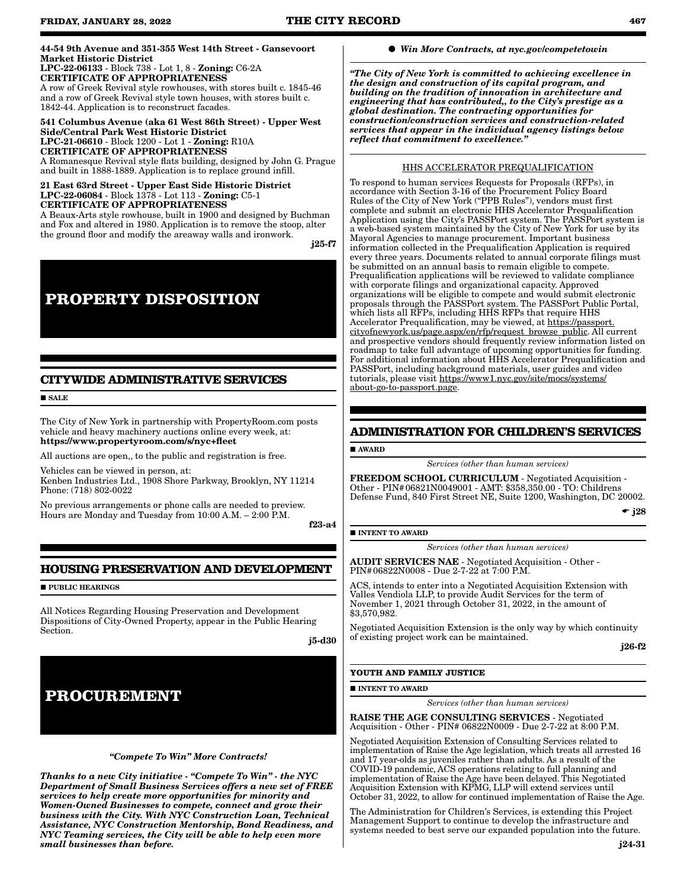**44-54 9th Avenue and 351-355 West 14th Street - Gansevoort Market Historic District**
**LPC-22-06133** - Block 738 - Lot 1, 8 - **Zoning:** C6-2A
**CERTIFICATE OF APPROPRIATENESS**
A row of Greek Revival style rowhouses, with stores built c. 1845-46 and a row of Greek Revival style town houses, with stores built c. 1842-44. Application is to reconstruct facades.

**541 Columbus Avenue (aka 61 West 86th Street) - Upper West Side/Central Park West Historic District**
**LPC-21-06610** - Block 1200 - Lot 1 - **Zoning:** R10A
**CERTIFICATE OF APPROPRIATENESS**
A Romanesque Revival style flats building, designed by John G. Prague and built in 1888-1889. Application is to replace ground infill.

**21 East 63rd Street - Upper East Side Historic District**
**LPC-22-06084** - Block 1378 - Lot 113 - **Zoning:** C5-1
**CERTIFICATE OF APPROPRIATENESS**
A Beaux-Arts style rowhouse, built in 1900 and designed by Buchman and Fox and altered in 1980. Application is to remove the stoop, alter the ground floor and modify the areaway walls and ironwork.

j25-f7

# PROPERTY DISPOSITION

## CITYWIDE ADMINISTRATIVE SERVICES

■ SALE

The City of New York in partnership with PropertyRoom.com posts vehicle and heavy machinery auctions online every week, at:
**https://www.propertyroom.com/s/nyc+fleet**

All auctions are open,, to the public and registration is free.

Vehicles can be viewed in person, at:
Kenben Industries Ltd., 1908 Shore Parkway, Brooklyn, NY 11214
Phone: (718) 802-0022

No previous arrangements or phone calls are needed to preview. Hours are Monday and Tuesday from 10:00 A.M. – 2:00 P.M.

f23-a4

## HOUSING PRESERVATION AND DEVELOPMENT

■ PUBLIC HEARINGS

All Notices Regarding Housing Preservation and Development Dispositions of City-Owned Property, appear in the Public Hearing Section.

j5-d30

# PROCUREMENT

*"Compete To Win" More Contracts!*

***Thanks to a new City initiative - "Compete To Win" - the NYC Department of Small Business Services offers a new set of FREE services to help create more opportunities for minority and Women-Owned Businesses to compete, connect and grow their business with the City. With NYC Construction Loan, Technical Assistance, NYC Construction Mentorship, Bond Readiness, and NYC Teaming services, the City will be able to help even more small businesses than before.***

● ***Win More Contracts, at nyc.gov/competetowin***

***"The City of New York is committed to achieving excellence in the design and construction of its capital program, and building on the tradition of innovation in architecture and engineering that has contributed,, to the City's prestige as a global destination. The contracting opportunities for construction/construction services and construction-related services that appear in the individual agency listings below reflect that commitment to excellence."***

HHS ACCELERATOR PREQUALIFICATION

To respond to human services Requests for Proposals (RFPs), in accordance with Section 3-16 of the Procurement Policy Board Rules of the City of New York ("PPB Rules"), vendors must first complete and submit an electronic HHS Accelerator Prequalification Application using the City's PASSPort system. The PASSPort system is a web-based system maintained by the City of New York for use by its Mayoral Agencies to manage procurement. Important business information collected in the Prequalification Application is required every three years. Documents related to annual corporate filings must be submitted on an annual basis to remain eligible to compete. Prequalification applications will be reviewed to validate compliance with corporate filings and organizational capacity. Approved organizations will be eligible to compete and would submit electronic proposals through the PASSPort system. The PASSPort Public Portal, which lists all RFPs, including HHS RFPs that require HHS Accelerator Prequalification, may be viewed, at https://passport.cityofnewyork.us/page.aspx/en/rfp/request_browse_public. All current and prospective vendors should frequently review information listed on roadmap to take full advantage of upcoming opportunities for funding. For additional information about HHS Accelerator Prequalification and PASSPort, including background materials, user guides and video tutorials, please visit https://www1.nyc.gov/site/mocs/systems/about-go-to-passport.page.

## ADMINISTRATION FOR CHILDREN'S SERVICES

■ AWARD

*Services (other than human services)*

**FREEDOM SCHOOL CURRICULUM** - Negotiated Acquisition - Other - PIN#06821N0049001 - AMT: $358,350.00 - TO: Childrens Defense Fund, 840 First Street NE, Suite 1200, Washington, DC 20002.

☛ j28

■ INTENT TO AWARD

*Services (other than human services)*

**AUDIT SERVICES NAE** - Negotiated Acquisition - Other - PIN#06822N0008 - Due 2-7-22 at 7:00 P.M.

ACS, intends to enter into a Negotiated Acquisition Extension with Valles Vendiola LLP, to provide Audit Services for the term of November 1, 2021 through October 31, 2022, in the amount of $3,570,982.

Negotiated Acquisition Extension is the only way by which continuity of existing project work can be maintained.

j26-f2

### YOUTH AND FAMILY JUSTICE

■ INTENT TO AWARD

*Services (other than human services)*

**RAISE THE AGE CONSULTING SERVICES** - Negotiated Acquisition - Other - PIN# 06822N0009 - Due 2-7-22 at 8:00 P.M.

Negotiated Acquisition Extension of Consulting Services related to implementation of Raise the Age legislation, which treats all arrested 16 and 17 year-olds as juveniles rather than adults. As a result of the COVID-19 pandemic, ACS operations relating to full planning and implementation of Raise the Age have been delayed. This Negotiated Acquisition Extension with KPMG, LLP will extend services until October 31, 2022, to allow for continued implementation of Raise the Age.

The Administration for Children's Services, is extending this Project Management Support to continue to develop the infrastructure and systems needed to best serve our expanded population into the future.

j24-31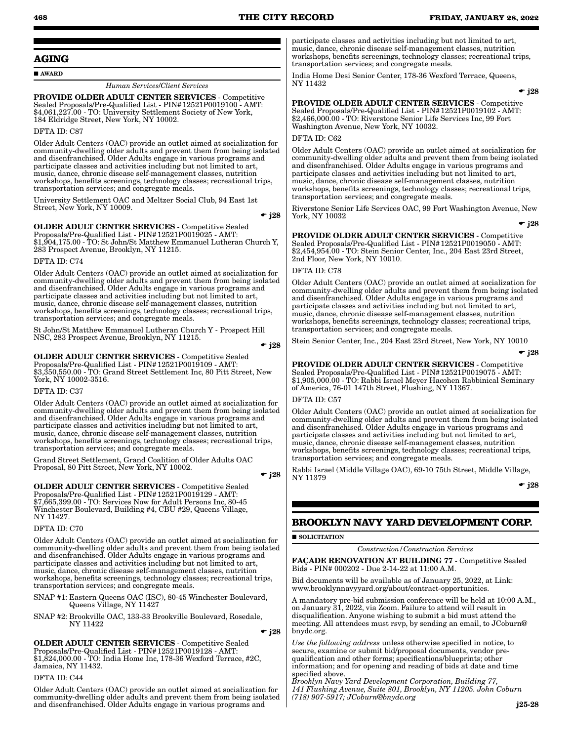## AGING

■ **AWARD**

*Human Services/Client Services*

**PROVIDE OLDER ADULT CENTER SERVICES** - Competitive Sealed Proposals/Pre-Qualified List - PIN# 12521P0019100 - AMT: $4,061,227.00 - TO: University Settlement Society of New York, 184 Eldridge Street, New York, NY 10002.

DFTA ID: C87

Older Adult Centers (OAC) provide an outlet aimed at socialization for community-dwelling older adults and prevent them from being isolated and disenfranchised. Older Adults engage in various programs and participate classes and activities including but not limited to art, music, dance, chronic disease self-management classes, nutrition workshops, benefits screenings, technology classes; recreational trips, transportation services; and congregate meals.

University Settlement OAC and Meltzer Social Club, 94 East 1st Street, New York, NY 10009.

☛ j28

**OLDER ADULT CENTER SERVICES** - Competitive Sealed Proposals/Pre-Qualified List - PIN# 12521P0019025 - AMT: $1,904,175.00 - TO: St John/St Matthew Emmanuel Lutheran Church Y, 283 Prospect Avenue, Brooklyn, NY 11215.

DFTA ID: C74

Older Adult Centers (OAC) provide an outlet aimed at socialization for community-dwelling older adults and prevent them from being isolated and disenfranchised. Older Adults engage in various programs and participate classes and activities including but not limited to art, music, dance, chronic disease self-management classes, nutrition workshops, benefits screenings, technology classes; recreational trips, transportation services; and congregate meals.

St John/St Matthew Emmanuel Lutheran Church Y - Prospect Hill NSC, 283 Prospect Avenue, Brooklyn, NY 11215.

☛ j28

**OLDER ADULT CENTER SERVICES** - Competitive Sealed Proposals/Pre-Qualified List - PIN# 12521P0019109 - AMT: $3,350,550.00 - TO: Grand Street Settlement Inc, 80 Pitt Street, New York, NY 10002-3516.

DFTA ID: C37

Older Adult Centers (OAC) provide an outlet aimed at socialization for community-dwelling older adults and prevent them from being isolated and disenfranchised. Older Adults engage in various programs and participate classes and activities including but not limited to art, music, dance, chronic disease self-management classes, nutrition workshops, benefits screenings, technology classes; recreational trips, transportation services; and congregate meals.

Grand Street Settlement, Grand Coalition of Older Adults OAC Proposal, 80 Pitt Street, New York, NY 10002.

☛ j28

**OLDER ADULT CENTER SERVICES** - Competitive Sealed Proposals/Pre-Qualified List - PIN# 12521P0019129 - AMT: $7,665,399.00 - TO: Services Now for Adult Persons Inc, 80-45 Winchester Boulevard, Building #4, CBU #29, Queens Village, NY 11427.

DFTA ID: C70

Older Adult Centers (OAC) provide an outlet aimed at socialization for community-dwelling older adults and prevent them from being isolated and disenfranchised. Older Adults engage in various programs and participate classes and activities including but not limited to art, music, dance, chronic disease self-management classes, nutrition workshops, benefits screenings, technology classes; recreational trips, transportation services; and congregate meals.

SNAP #1: Eastern Queens OAC (ISC), 80-45 Winchester Boulevard, Queens Village, NY 11427

SNAP #2: Brookville OAC, 133-33 Brookville Boulevard, Rosedale, NY 11422

☛ j28

**OLDER ADULT CENTER SERVICES** - Competitive Sealed Proposals/Pre-Qualified List - PIN# 12521P0019128 - AMT: $1,824,000.00 - TO: India Home Inc, 178-36 Wexford Terrace, #2C, Jamaica, NY 11432.

DFTA ID: C44

Older Adult Centers (OAC) provide an outlet aimed at socialization for community-dwelling older adults and prevent them from being isolated and disenfranchised. Older Adults engage in various programs and participate classes and activities including but not limited to art, music, dance, chronic disease self-management classes, nutrition workshops, benefits screenings, technology classes; recreational trips, transportation services; and congregate meals.

India Home Desi Senior Center, 178-36 Wexford Terrace, Queens, NY 11432

☛ j28

**PROVIDE OLDER ADULT CENTER SERVICES** - Competitive Sealed Proposals/Pre-Qualified List - PIN# 12521P0019102 - AMT: $2,466,000.00 - TO: Riverstone Senior Life Services Inc, 99 Fort Washington Avenue, New York, NY 10032.

DFTA ID: C62

Older Adult Centers (OAC) provide an outlet aimed at socialization for community-dwelling older adults and prevent them from being isolated and disenfranchised. Older Adults engage in various programs and participate classes and activities including but not limited to art, music, dance, chronic disease self-management classes, nutrition workshops, benefits screenings, technology classes; recreational trips, transportation services; and congregate meals.

Riverstone Senior Life Services OAC, 99 Fort Washington Avenue, New York, NY 10032

☛ j28

**PROVIDE OLDER ADULT CENTER SERVICES** - Competitive Sealed Proposals/Pre-Qualified List - PIN# 12521P0019050 - AMT: $2,454,954.00 - TO: Stein Senior Center, Inc., 204 East 23rd Street, 2nd Floor, New York, NY 10010.

DFTA ID: C78

Older Adult Centers (OAC) provide an outlet aimed at socialization for community-dwelling older adults and prevent them from being isolated and disenfranchised. Older Adults engage in various programs and participate classes and activities including but not limited to art, music, dance, chronic disease self-management classes, nutrition workshops, benefits screenings, technology classes; recreational trips, transportation services; and congregate meals.

Stein Senior Center, Inc., 204 East 23rd Street, New York, NY 10010

☛ j28

**PROVIDE OLDER ADULT CENTER SERVICES** - Competitive Sealed Proposals/Pre-Qualified List - PIN# 12521P0019075 - AMT: $1,905,000.00 - TO: Rabbi Israel Meyer Hacohen Rabbinical Seminary of America, 76-01 147th Street, Flushing, NY 11367.

DFTA ID: C57

Older Adult Centers (OAC) provide an outlet aimed at socialization for community-dwelling older adults and prevent them from being isolated and disenfranchised. Older Adults engage in various programs and participate classes and activities including but not limited to art, music, dance, chronic disease self-management classes, nutrition workshops, benefits screenings, technology classes; recreational trips, transportation services; and congregate meals.

Rabbi Israel (Middle Village OAC), 69-10 75th Street, Middle Village, NY 11379

☛ j28

## BROOKLYN NAVY YARD DEVELOPMENT CORP.

■ **SOLICITATION**

*Construction/Construction Services*

**FAÇADE RENOVATION AT BUILDING 77** - Competitive Sealed Bids - PIN# 000202 - Due 2-14-22 at 11:00 A.M.

Bid documents will be available as of January 25, 2022, at Link: www.brooklynnavyyard.org/about/contract-opportunities.

A mandatory pre-bid submission conference will be held at 10:00 A.M., on January 31, 2022, via Zoom. Failure to attend will result in disqualification. Anyone wishing to submit a bid must attend the meeting. All attendees must rsvp, by sending an email, to JCoburn@bnydc.org.

*Use the following address* unless otherwise specified in notice, to secure, examine or submit bid/proposal documents, vendor pre-qualification and other forms; specifications/blueprints; other information; and for opening and reading of bids at date and time specified above.

*Brooklyn Navy Yard Development Corporation, Building 77, 141 Flushing Avenue, Suite 801, Brooklyn, NY 11205. John Coburn (718) 907-5917; JCoburn@bnydc.org*

j25-28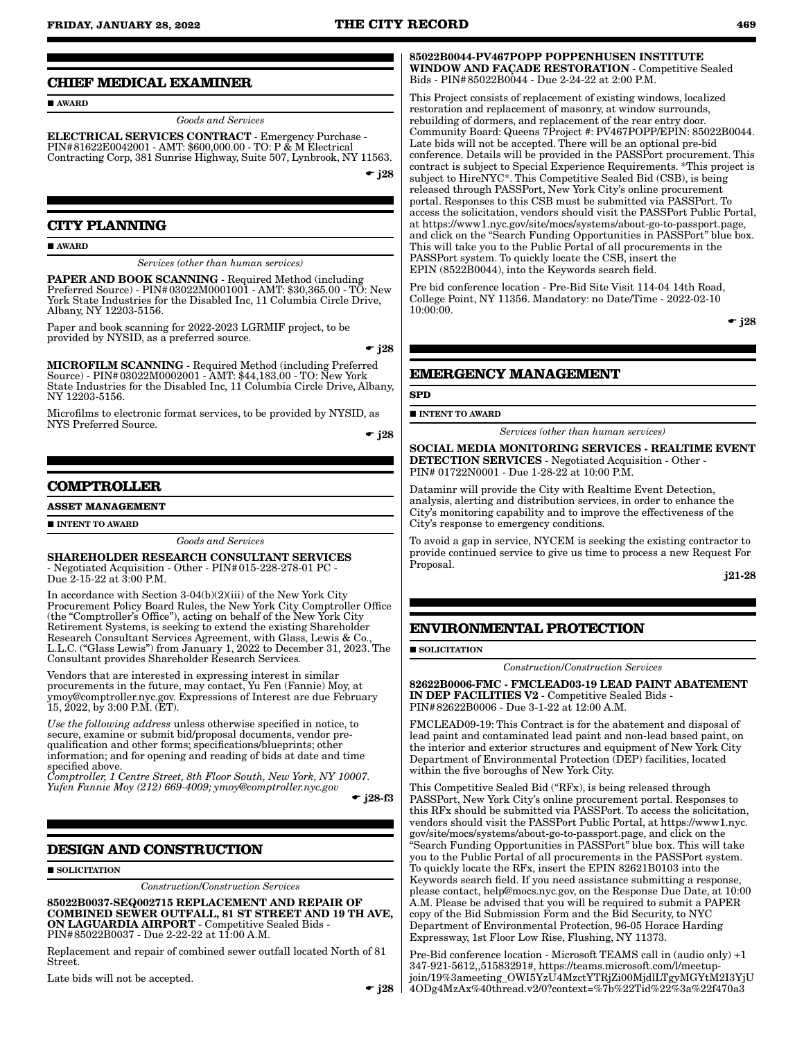## CHIEF MEDICAL EXAMINER

■ **AWARD**

*Goods and Services*

**ELECTRICAL SERVICES CONTRACT** - Emergency Purchase - PIN# 81622E0042001 - AMT: $600,000.00 - TO: P & M Electrical Contracting Corp, 381 Sunrise Highway, Suite 507, Lynbrook, NY 11563.

☛ **j28**

## CITY PLANNING

■ **AWARD**

*Services (other than human services)*

**PAPER AND BOOK SCANNING** - Required Method (including Preferred Source) - PIN# 03022M0001001 - AMT: $30,365.00 - TO: New York State Industries for the Disabled Inc, 11 Columbia Circle Drive, Albany, NY 12203-5156.

Paper and book scanning for 2022-2023 LGRMIF project, to be provided by NYSID, as a preferred source.

☛ **j28**

**MICROFILM SCANNING** - Required Method (including Preferred Source) - PIN# 03022M0002001 - AMT: $44,183.00 - TO: New York State Industries for the Disabled Inc, 11 Columbia Circle Drive, Albany, NY 12203-5156.

Microfilms to electronic format services, to be provided by NYSID, as NYS Preferred Source.

☛ **j28**

## COMPTROLLER

**ASSET MANAGEMENT**

■ **INTENT TO AWARD**

*Goods and Services*

**SHAREHOLDER RESEARCH CONSULTANT SERVICES** - Negotiated Acquisition - Other - PIN# 015-228-278-01 PC - Due 2-15-22 at 3:00 P.M.

In accordance with Section 3-04(b)(2)(iii) of the New York City Procurement Policy Board Rules, the New York City Comptroller Office (the "Comptroller's Office"), acting on behalf of the New York City Retirement Systems, is seeking to extend the existing Shareholder Research Consultant Services Agreement, with Glass, Lewis & Co., L.L.C. ("Glass Lewis") from January 1, 2022 to December 31, 2023. The Consultant provides Shareholder Research Services.

Vendors that are interested in expressing interest in similar procurements in the future, may contact, Yu Fen (Fannie) Moy, at ymoy@comptroller.nyc.gov. Expressions of Interest are due February 15, 2022, by 3:00 P.M. (ET).

*Use the following address* unless otherwise specified in notice, to secure, examine or submit bid/proposal documents, vendor pre-qualification and other forms; specifications/blueprints; other information; and for opening and reading of bids at date and time specified above.
*Comptroller, 1 Centre Street, 8th Floor South, New York, NY 10007. Yufen Fannie Moy (212) 669-4009; ymoy@comptroller.nyc.gov*

☛ **j28-f3**

## DESIGN AND CONSTRUCTION

■ **SOLICITATION**

*Construction/Construction Services*

**85022B0037-SEQ002715 REPLACEMENT AND REPAIR OF COMBINED SEWER OUTFALL, 81 ST STREET AND 19 TH AVE, ON LAGUARDIA AIRPORT** - Competitive Sealed Bids - PIN# 85022B0037 - Due 2-22-22 at 11:00 A.M.

Replacement and repair of combined sewer outfall located North of 81 Street.

Late bids will not be accepted.

☛ **j28**

**85022B0044-PV467POPP POPPENHUSEN INSTITUTE WINDOW AND FAÇADE RESTORATION** - Competitive Sealed Bids - PIN# 85022B0044 - Due 2-24-22 at 2:00 P.M.

This Project consists of replacement of existing windows, localized restoration and replacement of masonry, at window surrounds, rebuilding of dormers, and replacement of the rear entry door. Community Board: Queens 7Project #: PV467POPP/EPIN: 85022B0044. Late bids will not be accepted. There will be an optional pre-bid conference. Details will be provided in the PASSPort procurement. This contract is subject to Special Experience Requirements. *This project is subject to HireNYC*. This Competitive Sealed Bid (CSB), is being released through PASSPort, New York City's online procurement portal. Responses to this CSB must be submitted via PASSPort. To access the solicitation, vendors should visit the PASSPort Public Portal, at https://www1.nyc.gov/site/mocs/systems/about-go-to-passport.page, and click on the "Search Funding Opportunities in PASSPort" blue box. This will take you to the Public Portal of all procurements in the PASSPort system. To quickly locate the CSB, insert the EPIN (8522B0044), into the Keywords search field.

Pre bid conference location - Pre-Bid Site Visit 114-04 14th Road, College Point, NY 11356. Mandatory: no Date/Time - 2022-02-10 10:00:00.

☛ **j28**

## EMERGENCY MANAGEMENT

**SPD**

■ **INTENT TO AWARD**

*Services (other than human services)*

**SOCIAL MEDIA MONITORING SERVICES - REALTIME EVENT DETECTION SERVICES** - Negotiated Acquisition - Other - PIN# 01722N0001 - Due 1-28-22 at 10:00 P.M.

Dataminr will provide the City with Realtime Event Detection, analysis, alerting and distribution services, in order to enhance the City's monitoring capability and to improve the effectiveness of the City's response to emergency conditions.

To avoid a gap in service, NYCEM is seeking the existing contractor to provide continued service to give us time to process a new Request For Proposal.

**j21-28**

## ENVIRONMENTAL PROTECTION

■ **SOLICITATION**

*Construction/Construction Services*

**82622B0006-FMC - FMCLEAD03-19 LEAD PAINT ABATEMENT IN DEP FACILITIES V2** - Competitive Sealed Bids - PIN# 82622B0006 - Due 3-1-22 at 12:00 A.M.

FMCLEAD09-19: This Contract is for the abatement and disposal of lead paint and contaminated lead paint and non-lead based paint, on the interior and exterior structures and equipment of New York City Department of Environmental Protection (DEP) facilities, located within the five boroughs of New York City.

This Competitive Sealed Bid ("RFx), is being released through PASSPort, New York City's online procurement portal. Responses to this RFx should be submitted via PASSPort. To access the solicitation, vendors should visit the PASSPort Public Portal, at https://www1.nyc.gov/site/mocs/systems/about-go-to-passport.page, and click on the "Search Funding Opportunities in PASSPort" blue box. This will take you to the Public Portal of all procurements in the PASSPort system. To quickly locate the RFx, insert the EPIN 82621B0103 into the Keywords search field. If you need assistance submitting a response, please contact, help@mocs.nyc.gov, on the Response Due Date, at 10:00 A.M. Please be advised that you will be required to submit a PAPER copy of the Bid Submission Form and the Bid Security, to NYC Department of Environmental Protection, 96-05 Horace Harding Expressway, 1st Floor Low Rise, Flushing, NY 11373.

Pre-Bid conference location - Microsoft TEAMS call in (audio only) +1 347-921-5612,,51583291#, https://teams.microsoft.com/l/meetup-join/19%3ameeting_OWI5YzU4MzctYTRjZi00MjdlLTgyMGYtM2I3YjU4ODg4MzAx%40thread.v2/0?context=%7b%22Tid%22%3a%22f470a3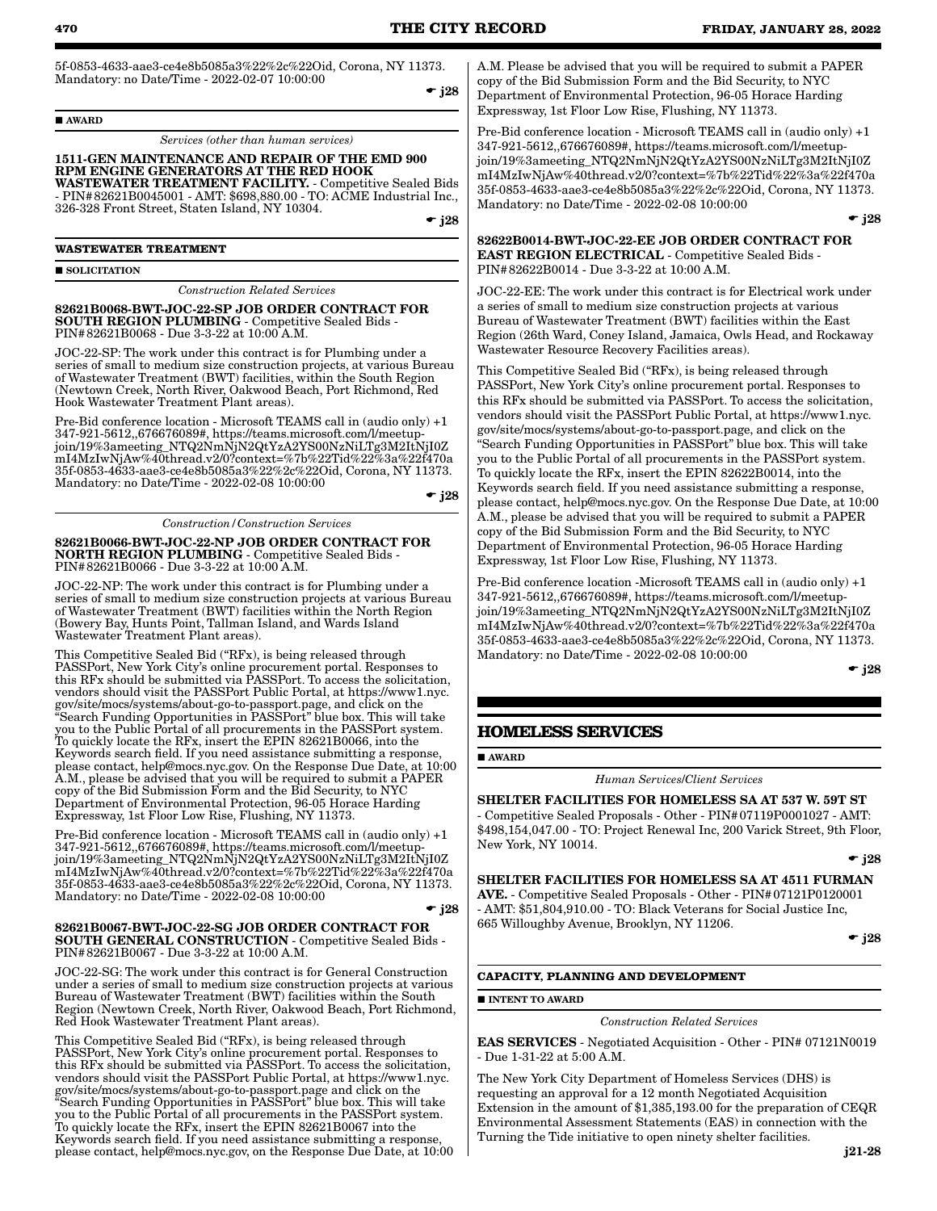5f-0853-4633-aae3-ce4e8b5085a3%22%2c%22Oid, Corona, NY 11373. Mandatory: no Date/Time - 2022-02-07 10:00:00

☛ j28

■ **AWARD**

*Services (other than human services)*

**1511-GEN MAINTENANCE AND REPAIR OF THE EMD 900 RPM ENGINE GENERATORS AT THE RED HOOK WASTEWATER TREATMENT FACILITY.** - Competitive Sealed Bids - PIN#82621B0045001 - AMT: $698,880.00 - TO: ACME Industrial Inc., 326-328 Front Street, Staten Island, NY 10304.

☛ j28

### WASTEWATER TREATMENT

■ **SOLICITATION**

*Construction Related Services*

**82621B0068-BWT-JOC-22-SP JOB ORDER CONTRACT FOR SOUTH REGION PLUMBING** - Competitive Sealed Bids - PIN#82621B0068 - Due 3-3-22 at 10:00 A.M.

JOC-22-SP: The work under this contract is for Plumbing under a series of small to medium size construction projects, at various Bureau of Wastewater Treatment (BWT) facilities, within the South Region (Newtown Creek, North River, Oakwood Beach, Port Richmond, Red Hook Wastewater Treatment Plant areas).

Pre-Bid conference location - Microsoft TEAMS call in (audio only) +1 347-921-5612,,676676089#, https://teams.microsoft.com/l/meetup-join/19%3ameeting_NTQ2NmNjN2QtYzA2YS00NzNiLTg3M2ItNjI0ZmI4MzIwNjAw%40thread.v2/0?context=%7b%22Tid%22%3a%22f470a35f-0853-4633-aae3-ce4e8b5085a3%22%2c%22Oid, Corona, NY 11373. Mandatory: no Date/Time - 2022-02-08 10:00:00

☛ j28

*Construction/Construction Services*

**82621B0066-BWT-JOC-22-NP JOB ORDER CONTRACT FOR NORTH REGION PLUMBING** - Competitive Sealed Bids - PIN#82621B0066 - Due 3-3-22 at 10:00 A.M.

JOC-22-NP: The work under this contract is for Plumbing under a series of small to medium size construction projects at various Bureau of Wastewater Treatment (BWT) facilities within the North Region (Bowery Bay, Hunts Point, Tallman Island, and Wards Island Wastewater Treatment Plant areas).

This Competitive Sealed Bid ("RFx), is being released through PASSPort, New York City's online procurement portal. Responses to this RFx should be submitted via PASSPort. To access the solicitation, vendors should visit the PASSPort Public Portal, at https://www1.nyc.gov/site/mocs/systems/about-go-to-passport.page, and click on the "Search Funding Opportunities in PASSPort" blue box. This will take you to the Public Portal of all procurements in the PASSPort system. To quickly locate the RFx, insert the EPIN 82621B0066, into the Keywords search field. If you need assistance submitting a response, please contact, help@mocs.nyc.gov. On the Response Due Date, at 10:00 A.M., please be advised that you will required to submit a PAPER copy of the Bid Submission Form and the Bid Security, to NYC Department of Environmental Protection, 96-05 Horace Harding Expressway, 1st Floor Low Rise, Flushing, NY 11373.

Pre-Bid conference location - Microsoft TEAMS call in (audio only) +1 347-921-5612,,676676089#, https://teams.microsoft.com/l/meetup-join/19%3ameeting_NTQ2NmNjN2QtYzA2YS00NzNiLTg3M2ItNjI0ZmI4MzIwNjAw%40thread.v2/0?context=%7b%22Tid%22%3a%22f470a35f-0853-4633-aae3-ce4e8b5085a3%22%2c%22Oid, Corona, NY 11373. Mandatory: no Date/Time - 2022-02-08 10:00:00

☛ j28

**82621B0067-BWT-JOC-22-SG JOB ORDER CONTRACT FOR SOUTH GENERAL CONSTRUCTION** - Competitive Sealed Bids - PIN#82621B0067 - Due 3-3-22 at 10:00 A.M.

JOC-22-SG: The work under this contract is for General Construction under a series of small to medium size construction projects at various Bureau of Wastewater Treatment (BWT) facilities within the South Region (Newtown Creek, North River, Oakwood Beach, Port Richmond, Red Hook Wastewater Treatment Plant areas).

This Competitive Sealed Bid ("RFx), is being released through PASSPort, New York City's online procurement portal. Responses to this RFx should be submitted via PASSPort. To access the solicitation, vendors should visit the PASSPort Public Portal, at https://www1.nyc.gov/site/mocs/systems/about-go-to-passport.page and click on the "Search Funding Opportunities in PASSPort" blue box. This will take you to the Public Portal of all procurements in the PASSPort system. To quickly locate the RFx, insert the EPIN 82621B0067 into the Keywords search field. If you need assistance submitting a response, please contact, help@mocs.nyc.gov, on the Response Due Date, at 10:00 A.M. Please be advised that you will be required to submit a PAPER copy of the Bid Submission Form and the Bid Security, to NYC Department of Environmental Protection, 96-05 Horace Harding Expressway, 1st Floor Low Rise, Flushing, NY 11373.

Pre-Bid conference location - Microsoft TEAMS call in (audio only) +1 347-921-5612,,676676089#, https://teams.microsoft.com/l/meetup-join/19%3ameeting_NTQ2NmNjN2QtYzA2YS00NzNiLTg3M2ItNjI0ZmI4MzIwNjAw%40thread.v2/0?context=%7b%22Tid%22%3a%22f470a35f-0853-4633-aae3-ce4e8b5085a3%22%2c%22Oid, Corona, NY 11373. Mandatory: no Date/Time - 2022-02-08 10:00:00

☛ j28

**82622B0014-BWT-JOC-22-EE JOB ORDER CONTRACT FOR EAST REGION ELECTRICAL** - Competitive Sealed Bids - PIN#82622B0014 - Due 3-3-22 at 10:00 A.M.

JOC-22-EE: The work under this contract is for Electrical work under a series of small to medium size construction projects at various Bureau of Wastewater Treatment (BWT) facilities within the East Region (26th Ward, Coney Island, Jamaica, Owls Head, and Rockaway Wastewater Resource Recovery Facilities areas).

This Competitive Sealed Bid ("RFx), is being released through PASSPort, New York City's online procurement portal. Responses to this RFx should be submitted via PASSPort. To access the solicitation, vendors should visit the PASSPort Public Portal, at https://www1.nyc.gov/site/mocs/systems/about-go-to-passport.page, and click on the "Search Funding Opportunities in PASSPort" blue box. This will take you to the Public Portal of all procurements in the PASSPort system. To quickly locate the RFx, insert the EPIN 82622B0014, into the Keywords search field. If you need assistance submitting a response, please contact, help@mocs.nyc.gov. On the Response Due Date, at 10:00 A.M., please be advised that you will be required to submit a PAPER copy of the Bid Submission Form and the Bid Security, to NYC Department of Environmental Protection, 96-05 Horace Harding Expressway, 1st Floor Low Rise, Flushing, NY 11373.

Pre-Bid conference location -Microsoft TEAMS call in (audio only) +1 347-921-5612,,676676089#, https://teams.microsoft.com/l/meetup-join/19%3ameeting_NTQ2NmNjN2QtYzA2YS00NzNiLTg3M2ItNjI0ZmI4MzIwNjAw%40thread.v2/0?context=%7b%22Tid%22%3a%22f470a35f-0853-4633-aae3-ce4e8b5085a3%22%2c%22Oid, Corona, NY 11373. Mandatory: no Date/Time - 2022-02-08 10:00:00

☛ j28

## HOMELESS SERVICES

■ **AWARD**

*Human Services/Client Services*

**SHELTER FACILITIES FOR HOMELESS SA AT 537 W. 59T ST** - Competitive Sealed Proposals - Other - PIN#07119P0001027 - AMT: $498,154,047.00 - TO: Project Renewal Inc, 200 Varick Street, 9th Floor, New York, NY 10014.

☛ j28

**SHELTER FACILITIES FOR HOMELESS SA AT 4511 FURMAN AVE.** - Competitive Sealed Proposals - Other - PIN#07121P0120001 - AMT: $51,804,910.00 - TO: Black Veterans for Social Justice Inc, 665 Willoughby Avenue, Brooklyn, NY 11206.

☛ j28

### CAPACITY, PLANNING AND DEVELOPMENT

■ **INTENT TO AWARD**

*Construction Related Services*

**EAS SERVICES** - Negotiated Acquisition - Other - PIN# 07121N0019 - Due 1-31-22 at 5:00 A.M.

The New York City Department of Homeless Services (DHS) is requesting an approval for a 12 month Negotiated Acquisition Extension in the amount of $1,385,193.00 for the preparation of CEQR Environmental Assessment Statements (EAS) in connection with the Turning the Tide initiative to open ninety shelter facilities.

j21-28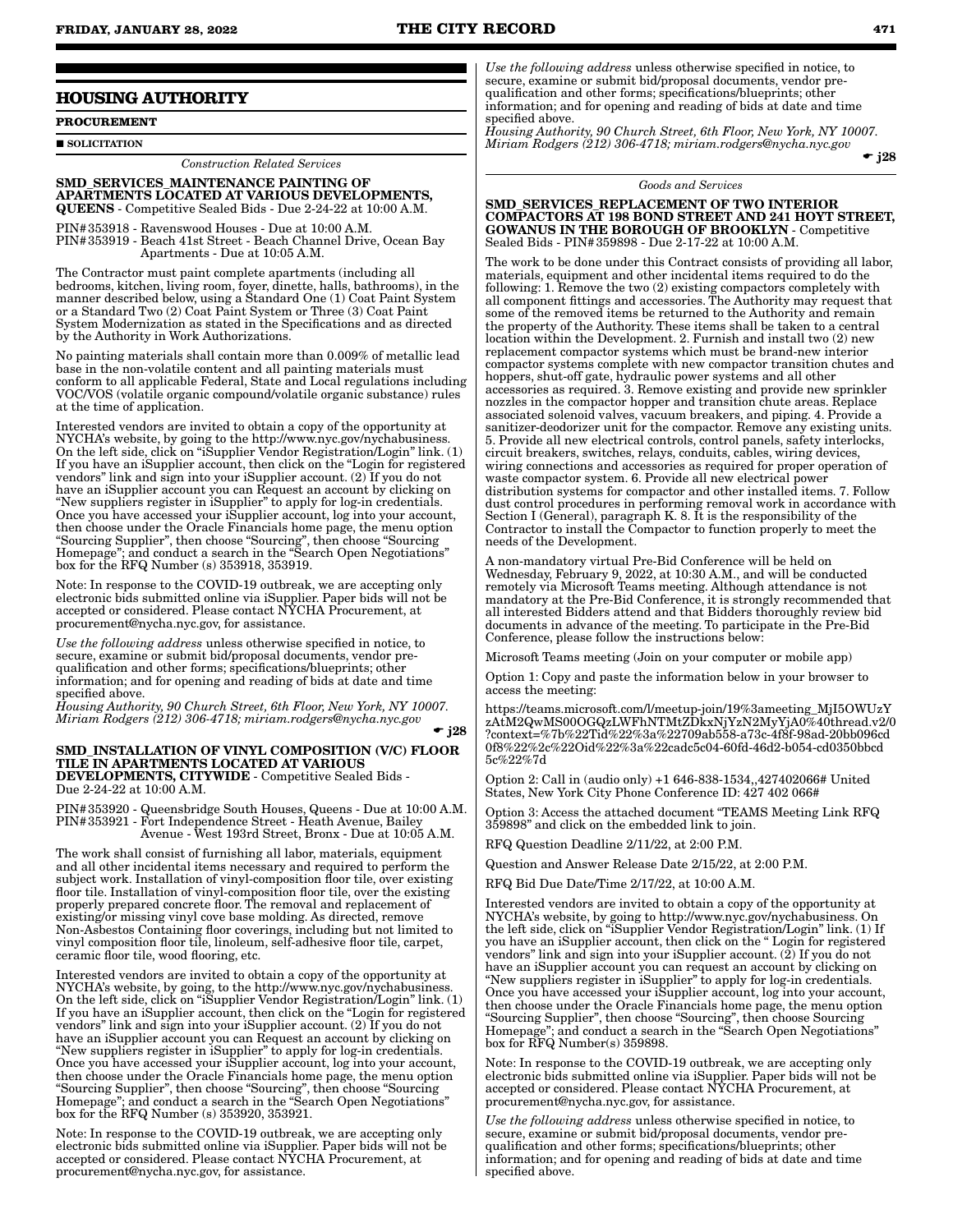## HOUSING AUTHORITY

**PROCUREMENT**

■ **SOLICITATION**

*Construction Related Services*

**SMD_SERVICES_MAINTENANCE PAINTING OF APARTMENTS LOCATED AT VARIOUS DEVELOPMENTS, QUEENS** - Competitive Sealed Bids - Due 2-24-22 at 10:00 A.M.

PIN#353918 - Ravenswood Houses - Due at 10:00 A.M.
PIN#353919 - Beach 41st Street - Beach Channel Drive, Ocean Bay Apartments - Due at 10:05 A.M.

The Contractor must paint complete apartments (including all bedrooms, kitchen, living room, foyer, dinette, halls, bathrooms), in the manner described below, using a Standard One (1) Coat Paint System or a Standard Two (2) Coat Paint System or Three (3) Coat Paint System Modernization as stated in the Specifications and as directed by the Authority in Work Authorizations.

No painting materials shall contain more than 0.009% of metallic lead base in the non-volatile content and all painting materials must conform to all applicable Federal, State and Local regulations including VOC/VOS (volatile organic compound/volatile organic substance) rules at the time of application.

Interested vendors are invited to obtain a copy of the opportunity at NYCHA's website, by going to the http://www.nyc.gov/nychabusiness. On the left side, click on "iSupplier Vendor Registration/Login" link. (1) If you have an iSupplier account, then click on the "Login for registered vendors" link and sign into your iSupplier account. (2) If you do not have an iSupplier account you can Request an account by clicking on "New suppliers register in iSupplier" to apply for log-in credentials. Once you have accessed your iSupplier account, log into your account, then choose under the Oracle Financials home page, the menu option "Sourcing Supplier", then choose "Sourcing", then choose "Sourcing Homepage"; and conduct a search in the "Search Open Negotiations" box for the RFQ Number (s) 353918, 353919.

Note: In response to the COVID-19 outbreak, we are accepting only electronic bids submitted online via iSupplier. Paper bids will not be accepted or considered. Please contact NYCHA Procurement, at procurement@nycha.nyc.gov, for assistance.

*Use the following address* unless otherwise specified in notice, to secure, examine or submit bid/proposal documents, vendor pre-qualification and other forms; specifications/blueprints; other information; and for opening and reading of bids at date and time specified above.
*Housing Authority, 90 Church Street, 6th Floor, New York, NY 10007. Miriam Rodgers (212) 306-4718; miriam.rodgers@nycha.nyc.gov*

☛ **j28**

**SMD_INSTALLATION OF VINYL COMPOSITION (V/C) FLOOR TILE IN APARTMENTS LOCATED AT VARIOUS DEVELOPMENTS, CITYWIDE** - Competitive Sealed Bids - Due 2-24-22 at 10:00 A.M.

PIN#353920 - Queensbridge South Houses, Queens - Due at 10:00 A.M.
PIN#353921 - Fort Independence Street - Heath Avenue, Bailey Avenue - West 193rd Street, Bronx - Due at 10:05 A.M.

The work shall consist of furnishing all labor, materials, equipment and all other incidental items necessary and required to perform the subject work. Installation of vinyl-composition floor tile, over existing floor tile. Installation of vinyl-composition floor tile, over the existing properly prepared concrete floor. The removal and replacement of existing/or missing vinyl cove base molding. As directed, remove Non-Asbestos Containing floor coverings, including but not limited to vinyl composition floor tile, linoleum, self-adhesive floor tile, carpet, ceramic floor tile, wood flooring, etc.

Interested vendors are invited to obtain a copy of the opportunity at NYCHA's website, by going, to the http://www.nyc.gov/nychabusiness. On the left side, click on "iSupplier Vendor Registration/Login" link. (1) If you have an iSupplier account, then click on the "Login for registered vendors" link and sign into your iSupplier account. (2) If you do not have an iSupplier account you can Request an account by clicking on "New suppliers register in iSupplier" to apply for log-in credentials. Once you have accessed your iSupplier account, log into your account, then choose under the Oracle Financials home page, the menu option "Sourcing Supplier", then choose "Sourcing", then choose "Sourcing Homepage"; and conduct a search in the "Search Open Negotiations" box for the RFQ Number (s) 353920, 353921.

Note: In response to the COVID-19 outbreak, we are accepting only electronic bids submitted online via iSupplier. Paper bids will not be accepted or considered. Please contact NYCHA Procurement, at procurement@nycha.nyc.gov, for assistance.

*Use the following address* unless otherwise specified in notice, to secure, examine or submit bid/proposal documents, vendor pre-qualification and other forms; specifications/blueprints; other information; and for opening and reading of bids at date and time specified above.
*Housing Authority, 90 Church Street, 6th Floor, New York, NY 10007. Miriam Rodgers (212) 306-4718; miriam.rodgers@nycha.nyc.gov*

☛ **j28**

*Goods and Services*

**SMD_SERVICES_REPLACEMENT OF TWO INTERIOR COMPACTORS AT 198 BOND STREET AND 241 HOYT STREET, GOWANUS IN THE BOROUGH OF BROOKLYN** - Competitive Sealed Bids - PIN#359898 - Due 2-17-22 at 10:00 A.M.

The work to be done under this Contract consists of providing all labor, materials, equipment and other incidental items required to do the following: 1. Remove the two (2) existing compactors completely with all component fittings and accessories. The Authority may request that some of the removed items be returned to the Authority and remain the property of the Authority. These items shall be taken to a central location within the Development. 2. Furnish and install two (2) new replacement compactor systems which must be brand-new interior compactor systems complete with new compactor transition chutes and hoppers, shut-off gate, hydraulic power systems and all other accessories as required. 3. Remove existing and provide new sprinkler nozzles in the compactor hopper and transition chute areas. Replace associated solenoid valves, vacuum breakers, and piping. 4. Provide a sanitizer-deodorizer unit for the compactor. Remove any existing units. 5. Provide all new electrical controls, control panels, safety interlocks, circuit breakers, switches, relays, conduits, cables, wiring devices, wiring connections and accessories as required for proper operation of waste compactor system. 6. Provide all new electrical power distribution systems for compactor and other installed items. 7. Follow dust control procedures in performing removal work in accordance with Section I (General), paragraph K. 8. It is the responsibility of the Contractor to install the Compactor to function properly to meet the needs of the Development.

A non-mandatory virtual Pre-Bid Conference will be held on Wednesday, February 9, 2022, at 10:30 A.M., and will be conducted remotely via Microsoft Teams meeting. Although attendance is not mandatory at the Pre-Bid Conference, it is strongly recommended that all interested Bidders attend and that Bidders thoroughly review bid documents in advance of the meeting. To participate in the Pre-Bid Conference, please follow the instructions below:

Microsoft Teams meeting (Join on your computer or mobile app)

Option 1: Copy and paste the information below in your browser to access the meeting:

https://teams.microsoft.com/l/meetup-join/19%3ameeting_MjI5OWUzYzAtM2QwMS00OGQzLWFhNTMtZDkxNjYzN2MyYjA0%40thread.v2/0?context=%7b%22Tid%22%3a%22709ab558-a73c-4f8f-98ad-20bb096cd0f8%22%2c%22Oid%22%3a%22cadc5c04-60fd-46d2-b054-cd0350bbcd5c%22%7d

Option 2: Call in (audio only) +1 646-838-1534,,427402066# United States, New York City Phone Conference ID: 427 402 066#

Option 3: Access the attached document "TEAMS Meeting Link RFQ 359898" and click on the embedded link to join.

RFQ Question Deadline 2/11/22, at 2:00 P.M.

Question and Answer Release Date 2/15/22, at 2:00 P.M.

RFQ Bid Due Date/Time 2/17/22, at 10:00 A.M.

Interested vendors are invited to obtain a copy of the opportunity at NYCHA's website, by going to http://www.nyc.gov/nychabusiness. On the left side, click on "iSupplier Vendor Registration/Login" link. (1) If you have an iSupplier account, then click on the " Login for registered vendors" link and sign into your iSupplier account. (2) If you do not have an iSupplier account you can request an account by clicking on "New suppliers register in iSupplier" to apply for log-in credentials. Once you have accessed your iSupplier account, log into your account, then choose under the Oracle Financials home page, the menu option "Sourcing Supplier", then choose "Sourcing", then choose Sourcing Homepage"; and conduct a search in the "Search Open Negotiations" box for RFQ Number(s) 359898.

Note: In response to the COVID-19 outbreak, we are accepting only electronic bids submitted online via iSupplier. Paper bids will not be accepted or considered. Please contact NYCHA Procurement, at procurement@nycha.nyc.gov, for assistance.

*Use the following address* unless otherwise specified in notice, to secure, examine or submit bid/proposal documents, vendor pre-qualification and other forms; specifications/blueprints; other information; and for opening and reading of bids at date and time specified above.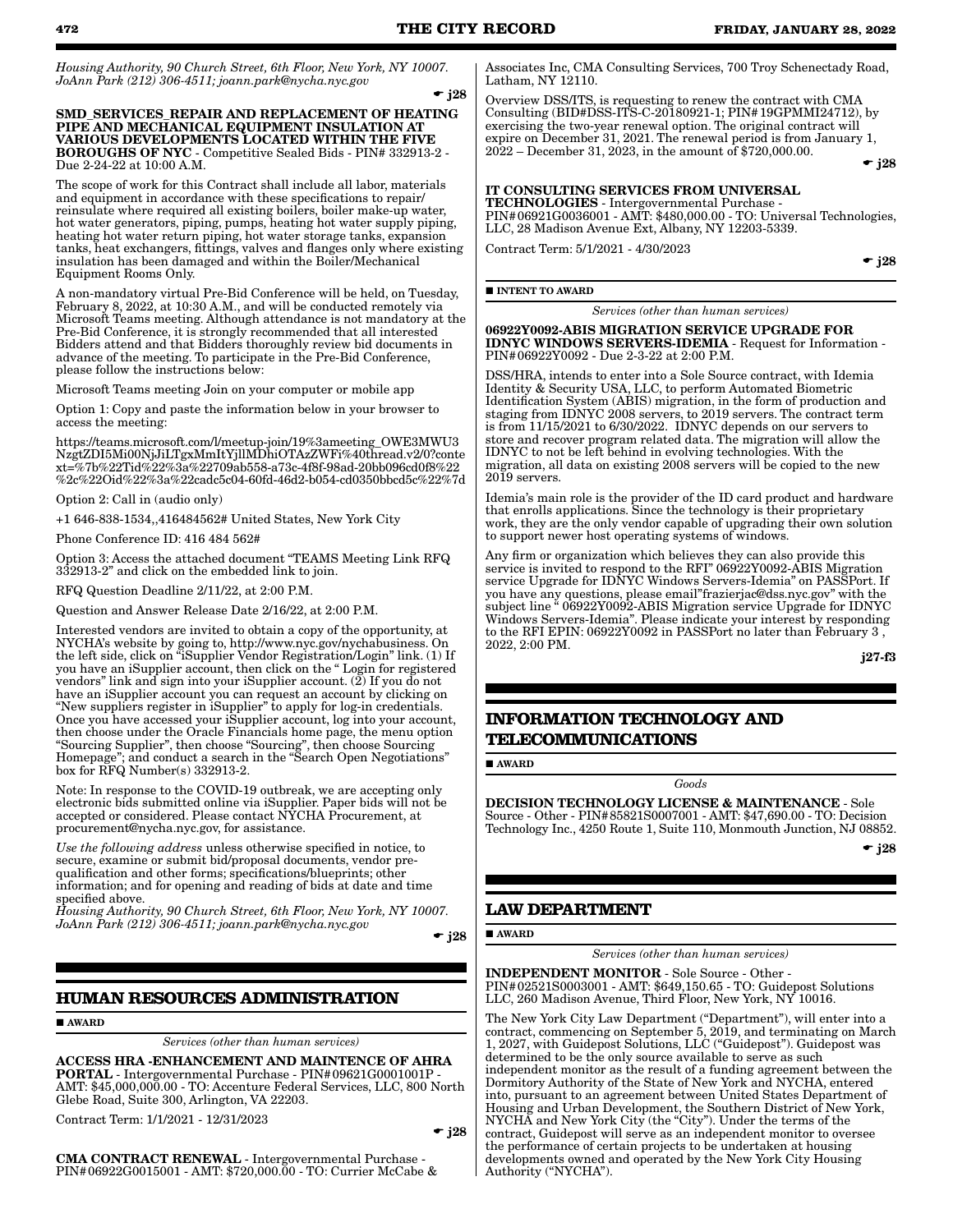*Housing Authority, 90 Church Street, 6th Floor, New York, NY 10007. JoAnn Park (212) 306-4511; joann.park@nycha.nyc.gov*

☛ j28

**SMD_SERVICES_REPAIR AND REPLACEMENT OF HEATING PIPE AND MECHANICAL EQUIPMENT INSULATION AT VARIOUS DEVELOPMENTS LOCATED WITHIN THE FIVE BOROUGHS OF NYC** - Competitive Sealed Bids - PIN# 332913-2 - Due 2-24-22 at 10:00 A.M.

The scope of work for this Contract shall include all labor, materials and equipment in accordance with these specifications to repair/reinsulate where required all existing boilers, boiler make-up water, hot water generators, piping, pumps, heating hot water supply piping, heating hot water return piping, hot water storage tanks, expansion tanks, heat exchangers, fittings, valves and flanges only where existing insulation has been damaged and within the Boiler/Mechanical Equipment Rooms Only.

A non-mandatory virtual Pre-Bid Conference will be held, on Tuesday, February 8, 2022, at 10:30 A.M., and will be conducted remotely via Microsoft Teams meeting. Although attendance is not mandatory at the Pre-Bid Conference, it is strongly recommended that all interested Bidders attend and that Bidders thoroughly review bid documents in advance of the meeting. To participate in the Pre-Bid Conference, please follow the instructions below:

Microsoft Teams meeting Join on your computer or mobile app

Option 1: Copy and paste the information below in your browser to access the meeting:

https://teams.microsoft.com/l/meetup-join/19%3ameeting_OWE3MWU3NzgtZDI5Mi00NjJiLTgxMmItYjllMDhiOTAzZWFi%40thread.v2/0?context=%7b%22Tid%22%3a%22709ab558-a73c-4f8f-98ad-20bb096cd0f8%22%2c%22Oid%22%3a%22cadc5c04-60fd-46d2-b054-cd0350bbcd5c%22%7d

Option 2: Call in (audio only)

+1 646-838-1534,,416484562# United States, New York City

Phone Conference ID: 416 484 562#

Option 3: Access the attached document "TEAMS Meeting Link RFQ 332913-2" and click on the embedded link to join.

RFQ Question Deadline 2/11/22, at 2:00 P.M.

Question and Answer Release Date 2/16/22, at 2:00 P.M.

Interested vendors are invited to obtain a copy of the opportunity, at NYCHA's website by going to, http://www.nyc.gov/nychabusiness. On the left side, click on "iSupplier Vendor Registration/Login" link. (1) If you have an iSupplier account, then click on the " Login for registered vendors" link and sign into your iSupplier account. (2) If you do not have an iSupplier account you can request an account by clicking on "New suppliers register in iSupplier" to apply for log-in credentials. Once you have accessed your iSupplier account, log into your account, then choose under the Oracle Financials home page, the menu option "Sourcing Supplier", then choose "Sourcing", then choose Sourcing Homepage"; and conduct a search in the "Search Open Negotiations" box for RFQ Number(s) 332913-2.

Note: In response to the COVID-19 outbreak, we are accepting only electronic bids submitted online via iSupplier. Paper bids will not be accepted or considered. Please contact NYCHA Procurement, at procurement@nycha.nyc.gov, for assistance.

*Use the following address* unless otherwise specified in notice, to secure, examine or submit bid/proposal documents, vendor pre-qualification and other forms; specifications/blueprints; other information; and for opening and reading of bids at date and time specified above.
*Housing Authority, 90 Church Street, 6th Floor, New York, NY 10007. JoAnn Park (212) 306-4511; joann.park@nycha.nyc.gov*

☛ j28

## HUMAN RESOURCES ADMINISTRATION

■ **AWARD**

*Services (other than human services)*

**ACCESS HRA -ENHANCEMENT AND MAINTENCE OF AHRA PORTAL** - Intergovernmental Purchase - PIN# 09621G0001001P - AMT: $45,000,000.00 - TO: Accenture Federal Services, LLC, 800 North Glebe Road, Suite 300, Arlington, VA 22203.

Contract Term: 1/1/2021 - 12/31/2023

☛ j28

**CMA CONTRACT RENEWAL** - Intergovernmental Purchase - PIN# 06922G0015001 - AMT: $720,000.00 - TO: Currier McCabe & Associates Inc, CMA Consulting Services, 700 Troy Schenectady Road, Latham, NY 12110.

Overview DSS/ITS, is requesting to renew the contract with CMA Consulting (BID#DSS-ITS-C-20180921-1; PIN# 19GPMMI24712), by exercising the two-year renewal option. The original contract will expire on December 31, 2021. The renewal period is from January 1, 2022 – December 31, 2023, in the amount of $720,000.00.

☛ j28

**IT CONSULTING SERVICES FROM UNIVERSAL TECHNOLOGIES** - Intergovernmental Purchase - PIN# 06921G0036001 - AMT: $480,000.00 - TO: Universal Technologies, LLC, 28 Madison Avenue Ext, Albany, NY 12203-5339.

Contract Term: 5/1/2021 - 4/30/2023

☛ j28

■ **INTENT TO AWARD**

*Services (other than human services)*

**06922Y0092-ABIS MIGRATION SERVICE UPGRADE FOR IDNYC WINDOWS SERVERS-IDEMIA** - Request for Information - PIN# 06922Y0092 - Due 2-3-22 at 2:00 P.M.

DSS/HRA, intends to enter into a Sole Source contract, with Idemia Identity & Security USA, LLC, to perform Automated Biometric Identification System (ABIS) migration, in the form of production and staging from IDNYC 2008 servers, to 2019 servers. The contract term is from 11/15/2021 to 6/30/2022. IDNYC depends on our servers to store and recover program related data. The migration will allow the IDNYC to not be left behind in evolving technologies. With the migration, all data on existing 2008 servers will be copied to the new 2019 servers.

Idemia's main role is the provider of the ID card product and hardware that enrolls applications. Since the technology is their proprietary work, they are the only vendor capable of upgrading their own solution to support newer host operating systems of windows.

Any firm or organization which believes they can also provide this service is invited to respond to the RFI" 06922Y0092-ABIS Migration service Upgrade for IDNYC Windows Servers-Idemia" on PASSPort. If you have any questions, please email"frazierjac@dss.nyc.gov" with the subject line " 06922Y0092-ABIS Migration service Upgrade for IDNYC Windows Servers-Idemia". Please indicate your interest by responding to the RFI EPIN: 06922Y0092 in PASSPort no later than February 3 , 2022, 2:00 PM.

**j27-f3**

## INFORMATION TECHNOLOGY AND TELECOMMUNICATIONS

■ **AWARD**

*Goods*

**DECISION TECHNOLOGY LICENSE & MAINTENANCE** - Sole Source - Other - PIN# 85821S0007001 - AMT: $47,690.00 - TO: Decision Technology Inc., 4250 Route 1, Suite 110, Monmouth Junction, NJ 08852.

☛ j28

## LAW DEPARTMENT

■ **AWARD**

*Services (other than human services)*

**INDEPENDENT MONITOR** - Sole Source - Other - PIN# 02521S0003001 - AMT: $649,150.65 - TO: Guidepost Solutions LLC, 260 Madison Avenue, Third Floor, New York, NY 10016.

The New York City Law Department ("Department"), will enter into a contract, commencing on September 5, 2019, and terminating on March 1, 2027, with Guidepost Solutions, LLC ("Guidepost"). Guidepost was determined to be the only source available to serve as such independent monitor as the result of a funding agreement between the Dormitory Authority of the State of New York and NYCHA, entered into, pursuant to an agreement between United States Department of Housing and Urban Development, the Southern District of New York, NYCHA and New York City (the "City"). Under the terms of the contract, Guidepost will serve as an independent monitor to oversee the performance of certain projects to be undertaken at housing developments owned and operated by the New York City Housing Authority ("NYCHA").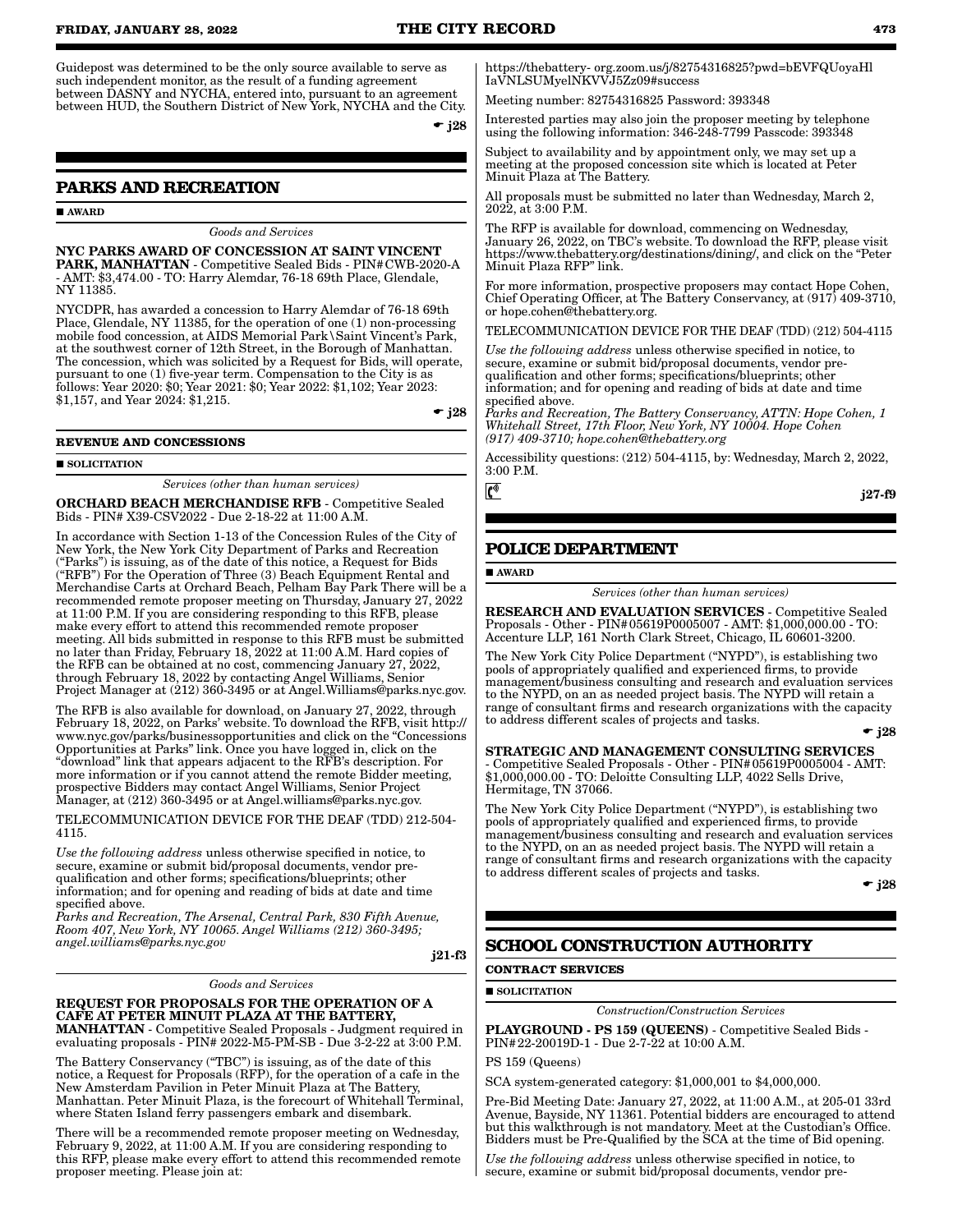Guidepost was determined to be the only source available to serve as such independent monitor, as the result of a funding agreement between DASNY and NYCHA, entered into, pursuant to an agreement between HUD, the Southern District of New York, NYCHA and the City.

☛ j28

## PARKS AND RECREATION

■ AWARD

*Goods and Services*

**NYC PARKS AWARD OF CONCESSION AT SAINT VINCENT PARK, MANHATTAN** - Competitive Sealed Bids - PIN#CWB-2020-A - AMT: $3,474.00 - TO: Harry Alemdar, 76-18 69th Place, Glendale, NY 11385.

NYCDPR, has awarded a concession to Harry Alemdar of 76-18 69th Place, Glendale, NY 11385, for the operation of one (1) non-processing mobile food concession, at AIDS Memorial Park\Saint Vincent's Park, at the southwest corner of 12th Street, in the Borough of Manhattan. The concession, which was solicited by a Request for Bids, will operate, pursuant to one (1) five-year term. Compensation to the City is as follows: Year 2020: $0; Year 2021: $0; Year 2022: $1,102; Year 2023: $1,157, and Year 2024: $1,215.

☛ j28

### REVENUE AND CONCESSIONS

■ SOLICITATION

*Services (other than human services)*

**ORCHARD BEACH MERCHANDISE RFB** - Competitive Sealed Bids - PIN# X39-CSV2022 - Due 2-18-22 at 11:00 A.M.

In accordance with Section 1-13 of the Concession Rules of the City of New York, the New York City Department of Parks and Recreation ("Parks") is issuing, as of the date of this notice, a Request for Bids ("RFB") For the Operation of Three (3) Beach Equipment Rental and Merchandise Carts at Orchard Beach, Pelham Bay Park There will be a recommended remote proposer meeting on Thursday, January 27, 2022 at 11:00 P.M. If you are considering responding to this RFB, please make every effort to attend this recommended remote proposer meeting. All bids submitted in response to this RFB must be submitted no later than Friday, February 18, 2022 at 11:00 A.M. Hard copies of the RFB can be obtained at no cost, commencing January 27, 2022, through February 18, 2022 by contacting Angel Williams, Senior Project Manager at (212) 360-3495 or at Angel.Williams@parks.nyc.gov.

The RFB is also available for download, on January 27, 2022, through February 18, 2022, on Parks' website. To download the RFB, visit http://www.nyc.gov/parks/businessopportunities and click on the "Concessions Opportunities at Parks" link. Once you have logged in, click on the "download" link that appears adjacent to the RFB's description. For more information or if you cannot attend the remote Bidder meeting, prospective Bidders may contact Angel Williams, Senior Project Manager, at (212) 360-3495 or at Angel.williams@parks.nyc.gov.

TELECOMMUNICATION DEVICE FOR THE DEAF (TDD) 212-504-4115.

*Use the following address* unless otherwise specified in notice, to secure, examine or submit bid/proposal documents, vendor pre-qualification and other forms; specifications/blueprints; other information; and for opening and reading of bids at date and time specified above.
*Parks and Recreation, The Arsenal, Central Park, 830 Fifth Avenue, Room 407, New York, NY 10065. Angel Williams (212) 360-3495; angel.williams@parks.nyc.gov*

j21-f3

*Goods and Services*

**REQUEST FOR PROPOSALS FOR THE OPERATION OF A CAFE AT PETER MINUIT PLAZA AT THE BATTERY, MANHATTAN** - Competitive Sealed Proposals - Judgment required in evaluating proposals - PIN# 2022-M5-PM-SB - Due 3-2-22 at 3:00 P.M.

The Battery Conservancy ("TBC") is issuing, as of the date of this notice, a Request for Proposals (RFP), for the operation of a cafe in the New Amsterdam Pavilion in Peter Minuit Plaza at The Battery, Manhattan. Peter Minuit Plaza, is the forecourt of Whitehall Terminal, where Staten Island ferry passengers embark and disembark.

There will be a recommended remote proposer meeting on Wednesday, February 9, 2022, at 11:00 A.M. If you are considering responding to this RFP, please make every effort to attend this recommended remote proposer meeting. Please join at:

https://thebattery- org.zoom.us/j/82754316825?pwd=bEVFQUoyaHlIaVNLSUMyelNKVVJ5Zz09#success

Meeting number: 82754316825 Password: 393348

Interested parties may also join the proposer meeting by telephone using the following information: 346-248-7799 Passcode: 393348

Subject to availability and by appointment only, we may set up a meeting at the proposed concession site which is located at Peter Minuit Plaza at The Battery.

All proposals must be submitted no later than Wednesday, March 2, 2022, at 3:00 P.M.

The RFP is available for download, commencing on Wednesday, January 26, 2022, on TBC's website. To download the RFP, please visit https://www.thebattery.org/destinations/dining/, and click on the "Peter Minuit Plaza RFP" link.

For more information, prospective proposers may contact Hope Cohen, Chief Operating Officer, at The Battery Conservancy, at (917) 409-3710, or hope.cohen@thebattery.org.

TELECOMMUNICATION DEVICE FOR THE DEAF (TDD) (212) 504-4115

*Use the following address* unless otherwise specified in notice, to secure, examine or submit bid/proposal documents, vendor pre-qualification and other forms; specifications/blueprints; other information; and for opening and reading of bids at date and time specified above.
*Parks and Recreation, The Battery Conservancy, ATTN: Hope Cohen, 1 Whitehall Street, 17th Floor, New York, NY 10004. Hope Cohen (917) 409-3710; hope.cohen@thebattery.org*

Accessibility questions: (212) 504-4115, by: Wednesday, March 2, 2022, 3:00 P.M.

j27-f9

## POLICE DEPARTMENT

■ AWARD

*Services (other than human services)*

**RESEARCH AND EVALUATION SERVICES** - Competitive Sealed Proposals - Other - PIN#05619P0005007 - AMT: $1,000,000.00 - TO: Accenture LLP, 161 North Clark Street, Chicago, IL 60601-3200.

The New York City Police Department ("NYPD"), is establishing two pools of appropriately qualified and experienced firms, to provide management/business consulting and research and evaluation services to the NYPD, on an as needed project basis. The NYPD will retain a range of consultant firms and research organizations with the capacity to address different scales of projects and tasks.

☛ j28

**STRATEGIC AND MANAGEMENT CONSULTING SERVICES** - Competitive Sealed Proposals - Other - PIN#05619P0005004 - AMT: $1,000,000.00 - TO: Deloitte Consulting LLP, 4022 Sells Drive, Hermitage, TN 37066.

The New York City Police Department ("NYPD"), is establishing two pools of appropriately qualified and experienced firms, to provide management/business consulting and research and evaluation services to the NYPD, on an as needed project basis. The NYPD will retain a range of consultant firms and research organizations with the capacity to address different scales of projects and tasks.

☛ j28

## SCHOOL CONSTRUCTION AUTHORITY

### CONTRACT SERVICES

■ SOLICITATION

*Construction/Construction Services*

**PLAYGROUND - PS 159 (QUEENS)** - Competitive Sealed Bids - PIN#22-20019D-1 - Due 2-7-22 at 10:00 A.M.

PS 159 (Queens)

SCA system-generated category: $1,000,001 to $4,000,000.

Pre-Bid Meeting Date: January 27, 2022, at 11:00 A.M., at 205-01 33rd Avenue, Bayside, NY 11361. Potential bidders are encouraged to attend but this walkthrough is not mandatory. Meet at the Custodian's Office. Bidders must be Pre-Qualified by the SCA at the time of Bid opening.

*Use the following address* unless otherwise specified in notice, to secure, examine or submit bid/proposal documents, vendor pre-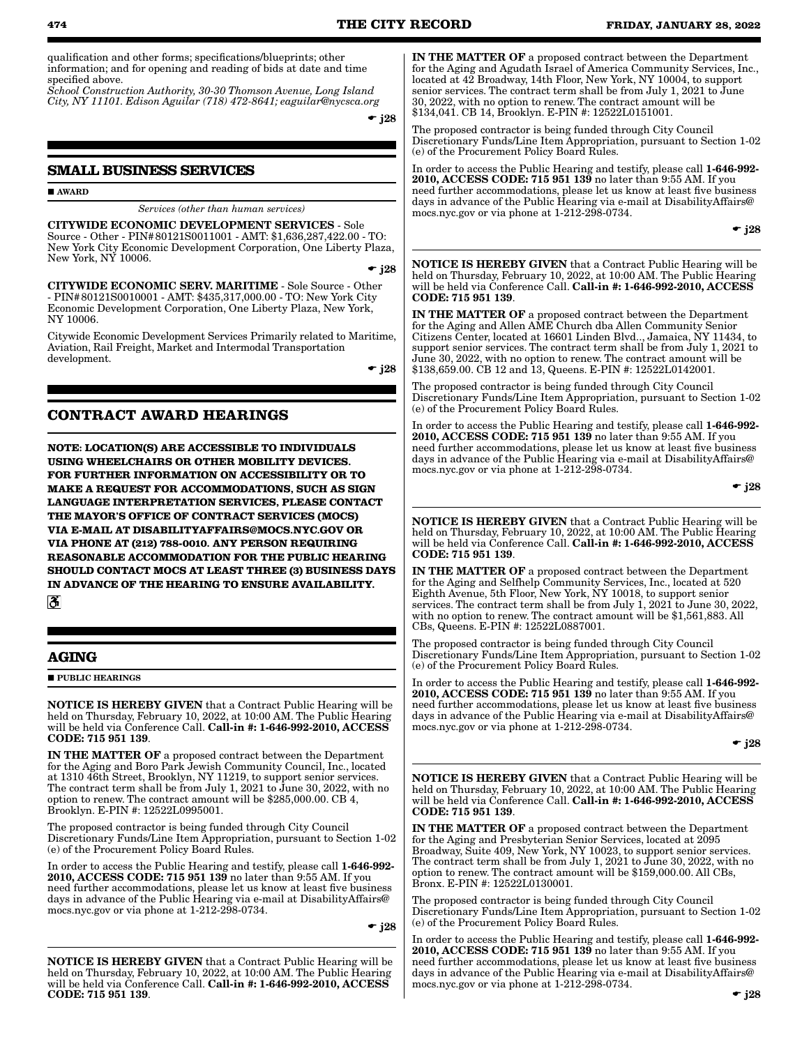qualification and other forms; specifications/blueprints; other information; and for opening and reading of bids at date and time specified above.

*School Construction Authority, 30-30 Thomson Avenue, Long Island City, NY 11101. Edison Aguilar (718) 472-8641; eaguilar@nycsca.org*

☛ j28

## SMALL BUSINESS SERVICES

■ **AWARD**

*Services (other than human services)*

**CITYWIDE ECONOMIC DEVELOPMENT SERVICES** - Sole Source - Other - PIN#80121S0011001 - AMT: $1,636,287,422.00 - TO: New York City Economic Development Corporation, One Liberty Plaza, New York, NY 10006.

☛ j28

**CITYWIDE ECONOMIC SERV. MARITIME** - Sole Source - Other - PIN#80121S0010001 - AMT: $435,317,000.00 - TO: New York City Economic Development Corporation, One Liberty Plaza, New York, NY 10006.

Citywide Economic Development Services Primarily related to Maritime, Aviation, Rail Freight, Market and Intermodal Transportation development.

☛ j28

## CONTRACT AWARD HEARINGS

**NOTE: LOCATION(S) ARE ACCESSIBLE TO INDIVIDUALS USING WHEELCHAIRS OR OTHER MOBILITY DEVICES. FOR FURTHER INFORMATION ON ACCESSIBILITY OR TO MAKE A REQUEST FOR ACCOMMODATIONS, SUCH AS SIGN LANGUAGE INTERPRETATION SERVICES, PLEASE CONTACT THE MAYOR'S OFFICE OF CONTRACT SERVICES (MOCS) VIA E-MAIL AT DISABILITYAFFAIRS@MOCS.NYC.GOV OR VIA PHONE AT (212) 788-0010. ANY PERSON REQUIRING REASONABLE ACCOMMODATION FOR THE PUBLIC HEARING SHOULD CONTACT MOCS AT LEAST THREE (3) BUSINESS DAYS IN ADVANCE OF THE HEARING TO ENSURE AVAILABILITY.**

## AGING

■ **PUBLIC HEARINGS**

**NOTICE IS HEREBY GIVEN** that a Contract Public Hearing will be held on Thursday, February 10, 2022, at 10:00 AM. The Public Hearing will be held via Conference Call. **Call-in #: 1-646-992-2010, ACCESS CODE: 715 951 139**.

**IN THE MATTER OF** a proposed contract between the Department for the Aging and Boro Park Jewish Community Council, Inc., located at 1310 46th Street, Brooklyn, NY 11219, to support senior services. The contract term shall be from July 1, 2021 to June 30, 2022, with no option to renew. The contract amount will be $285,000.00. CB 4, Brooklyn. E-PIN #: 12522L0995001.

The proposed contractor is being funded through City Council Discretionary Funds/Line Item Appropriation, pursuant to Section 1-02 (e) of the Procurement Policy Board Rules.

In order to access the Public Hearing and testify, please call **1-646-992-2010, ACCESS CODE: 715 951 139** no later than 9:55 AM. If you need further accommodations, please let us know at least five business days in advance of the Public Hearing via e-mail at DisabilityAffairs@mocs.nyc.gov or via phone at 1-212-298-0734.

☛ j28

**NOTICE IS HEREBY GIVEN** that a Contract Public Hearing will be held on Thursday, February 10, 2022, at 10:00 AM. The Public Hearing will be held via Conference Call. **Call-in #: 1-646-992-2010, ACCESS CODE: 715 951 139**.

**IN THE MATTER OF** a proposed contract between the Department for the Aging and Agudath Israel of America Community Services, Inc., located at 42 Broadway, 14th Floor, New York, NY 10004, to support senior services. The contract term shall be from July 1, 2021 to June 30, 2022, with no option to renew. The contract amount will be $134,041. CB 14, Brooklyn. E-PIN #: 12522L0151001.

The proposed contractor is being funded through City Council Discretionary Funds/Line Item Appropriation, pursuant to Section 1-02 (e) of the Procurement Policy Board Rules.

In order to access the Public Hearing and testify, please call **1-646-992-2010, ACCESS CODE: 715 951 139** no later than 9:55 AM. If you need further accommodations, please let us know at least five business days in advance of the Public Hearing via e-mail at DisabilityAffairs@mocs.nyc.gov or via phone at 1-212-298-0734.

☛ j28

**NOTICE IS HEREBY GIVEN** that a Contract Public Hearing will be held on Thursday, February 10, 2022, at 10:00 AM. The Public Hearing will be held via Conference Call. **Call-in #: 1-646-992-2010, ACCESS CODE: 715 951 139**.

**IN THE MATTER OF** a proposed contract between the Department for the Aging and Allen AME Church dba Allen Community Senior Citizens Center, located at 16601 Linden Blvd.., Jamaica, NY 11434, to support senior services. The contract term shall be from July 1, 2021 to June 30, 2022, with no option to renew. The contract amount will be $138,659.00. CB 12 and 13, Queens. E-PIN #: 12522L0142001.

The proposed contractor is being funded through City Council Discretionary Funds/Line Item Appropriation, pursuant to Section 1-02 (e) of the Procurement Policy Board Rules.

In order to access the Public Hearing and testify, please call **1-646-992-2010, ACCESS CODE: 715 951 139** no later than 9:55 AM. If you need further accommodations, please let us know at least five business days in advance of the Public Hearing via e-mail at DisabilityAffairs@mocs.nyc.gov or via phone at 1-212-298-0734.

☛ j28

**NOTICE IS HEREBY GIVEN** that a Contract Public Hearing will be held on Thursday, February 10, 2022, at 10:00 AM. The Public Hearing will be held via Conference Call. **Call-in #: 1-646-992-2010, ACCESS CODE: 715 951 139**.

**IN THE MATTER OF** a proposed contract between the Department for the Aging and Selfhelp Community Services, Inc., located at 520 Eighth Avenue, 5th Floor, New York, NY 10018, to support senior services. The contract term shall be from July 1, 2021 to June 30, 2022, with no option to renew. The contract amount will be $1,561,883. All CBs, Queens. E-PIN #: 12522L0887001.

The proposed contractor is being funded through City Council Discretionary Funds/Line Item Appropriation, pursuant to Section 1-02 (e) of the Procurement Policy Board Rules.

In order to access the Public Hearing and testify, please call **1-646-992-2010, ACCESS CODE: 715 951 139** no later than 9:55 AM. If you need further accommodations, please let us know at least five business days in advance of the Public Hearing via e-mail at DisabilityAffairs@mocs.nyc.gov or via phone at 1-212-298-0734.

☛ j28

**NOTICE IS HEREBY GIVEN** that a Contract Public Hearing will be held on Thursday, February 10, 2022, at 10:00 AM. The Public Hearing will be held via Conference Call. **Call-in #: 1-646-992-2010, ACCESS CODE: 715 951 139**.

**IN THE MATTER OF** a proposed contract between the Department for the Aging and Presbyterian Senior Services, located at 2095 Broadway, Suite 409, New York, NY 10023, to support senior services. The contract term shall be from July 1, 2021 to June 30, 2022, with no option to renew. The contract amount will be $159,000.00. All CBs, Bronx. E-PIN #: 12522L0130001.

The proposed contractor is being funded through City Council Discretionary Funds/Line Item Appropriation, pursuant to Section 1-02 (e) of the Procurement Policy Board Rules.

In order to access the Public Hearing and testify, please call **1-646-992-2010, ACCESS CODE: 715 951 139** no later than 9:55 AM. If you need further accommodations, please let us know at least five business days in advance of the Public Hearing via e-mail at DisabilityAffairs@mocs.nyc.gov or via phone at 1-212-298-0734.

☛ j28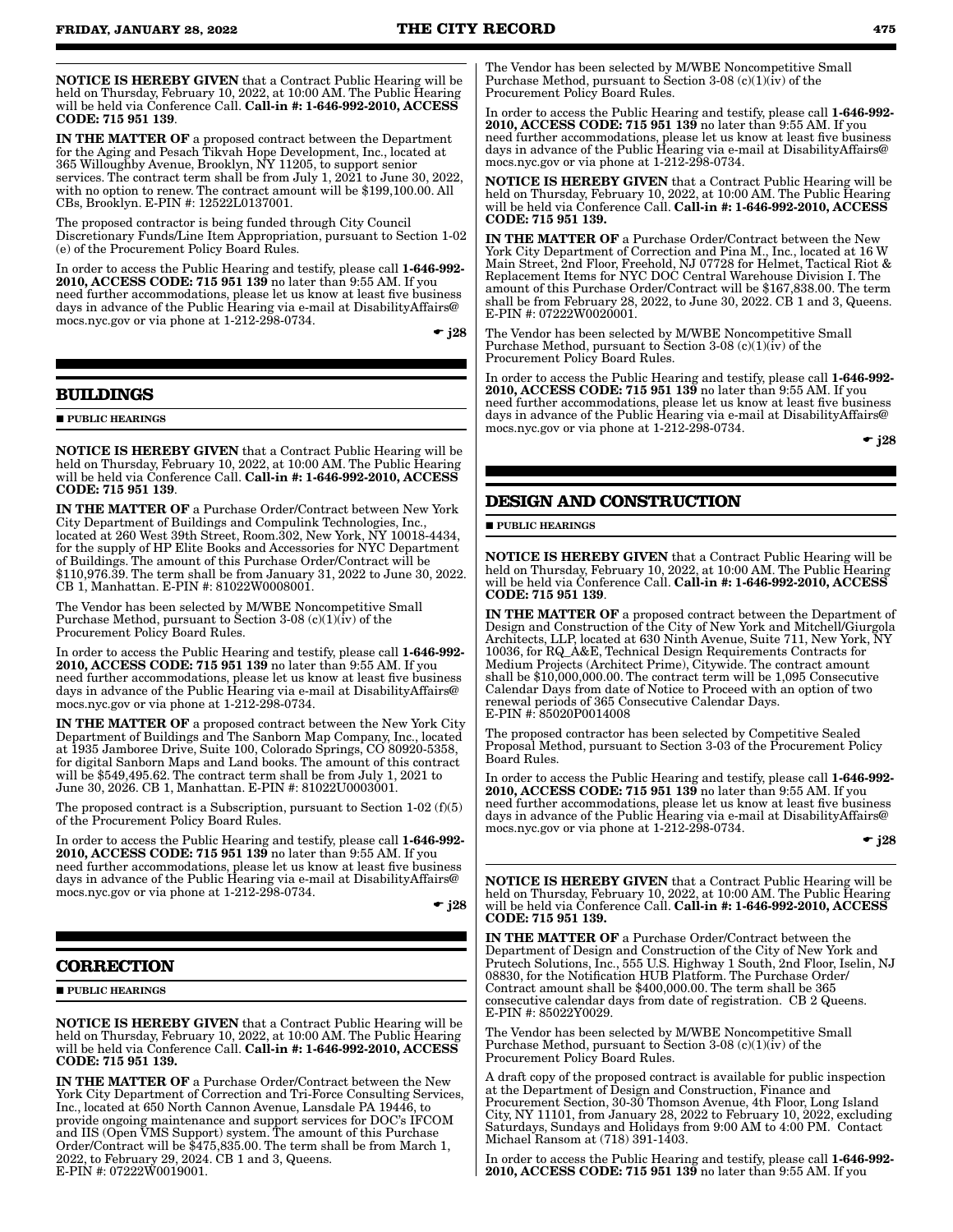**NOTICE IS HEREBY GIVEN** that a Contract Public Hearing will be held on Thursday, February 10, 2022, at 10:00 AM. The Public Hearing will be held via Conference Call. **Call-in #: 1-646-992-2010, ACCESS CODE: 715 951 139**.

**IN THE MATTER OF** a proposed contract between the Department for the Aging and Pesach Tikvah Hope Development, Inc., located at 365 Willoughby Avenue, Brooklyn, NY 11205, to support senior services. The contract term shall be from July 1, 2021 to June 30, 2022, with no option to renew. The contract amount will be $199,100.00. All CBs, Brooklyn. E-PIN #: 12522L0137001.

The proposed contractor is being funded through City Council Discretionary Funds/Line Item Appropriation, pursuant to Section 1-02 (e) of the Procurement Policy Board Rules.

In order to access the Public Hearing and testify, please call **1-646-992-2010, ACCESS CODE: 715 951 139** no later than 9:55 AM. If you need further accommodations, please let us know at least five business days in advance of the Public Hearing via e-mail at DisabilityAffairs@mocs.nyc.gov or via phone at 1-212-298-0734.

☛ **j28**

## BUILDINGS

■ **PUBLIC HEARINGS**

**NOTICE IS HEREBY GIVEN** that a Contract Public Hearing will be held on Thursday, February 10, 2022, at 10:00 AM. The Public Hearing will be held via Conference Call. **Call-in #: 1-646-992-2010, ACCESS CODE: 715 951 139**.

**IN THE MATTER OF** a Purchase Order/Contract between New York City Department of Buildings and Compulink Technologies, Inc., located at 260 West 39th Street, Room.302, New York, NY 10018-4434, for the supply of HP Elite Books and Accessories for NYC Department of Buildings. The amount of this Purchase Order/Contract will be $110,976.39. The term shall be from January 31, 2022 to June 30, 2022. CB 1, Manhattan. E-PIN #: 81022W0008001.

The Vendor has been selected by M/WBE Noncompetitive Small Purchase Method, pursuant to Section 3-08 (c)(1)(iv) of the Procurement Policy Board Rules.

In order to access the Public Hearing and testify, please call **1-646-992-2010, ACCESS CODE: 715 951 139** no later than 9:55 AM. If you need further accommodations, please let us know at least five business days in advance of the Public Hearing via e-mail at DisabilityAffairs@mocs.nyc.gov or via phone at 1-212-298-0734.

**IN THE MATTER OF** a proposed contract between the New York City Department of Buildings and The Sanborn Map Company, Inc., located at 1935 Jamboree Drive, Suite 100, Colorado Springs, CO 80920-5358, for digital Sanborn Maps and Land books. The amount of this contract will be $549,495.62. The contract term shall be from July 1, 2021 to June 30, 2026. CB 1, Manhattan. E-PIN #: 81022U0003001.

The proposed contract is a Subscription, pursuant to Section 1-02 (f)(5) of the Procurement Policy Board Rules.

In order to access the Public Hearing and testify, please call **1-646-992-2010, ACCESS CODE: 715 951 139** no later than 9:55 AM. If you need further accommodations, please let us know at least five business days in advance of the Public Hearing via e-mail at DisabilityAffairs@mocs.nyc.gov or via phone at 1-212-298-0734.

☛ **j28**

## CORRECTION

■ **PUBLIC HEARINGS**

**NOTICE IS HEREBY GIVEN** that a Contract Public Hearing will be held on Thursday, February 10, 2022, at 10:00 AM. The Public Hearing will be held via Conference Call. **Call-in #: 1-646-992-2010, ACCESS CODE: 715 951 139.**

**IN THE MATTER OF** a Purchase Order/Contract between the New York City Department of Correction and Tri-Force Consulting Services, Inc., located at 650 North Cannon Avenue, Lansdale PA 19446, to provide ongoing maintenance and support services for DOC's IFCOM and IIS (Open VMS Support) system. The amount of this Purchase Order/Contract will be $475,835.00. The term shall be from March 1, 2022, to February 29, 2024. CB 1 and 3, Queens. E-PIN #: 07222W0019001.

The Vendor has been selected by M/WBE Noncompetitive Small Purchase Method, pursuant to Section 3-08 (c)(1)(iv) of the Procurement Policy Board Rules.

In order to access the Public Hearing and testify, please call **1-646-992-2010, ACCESS CODE: 715 951 139** no later than 9:55 AM. If you need further accommodations, please let us know at least five business days in advance of the Public Hearing via e-mail at DisabilityAffairs@mocs.nyc.gov or via phone at 1-212-298-0734.

**NOTICE IS HEREBY GIVEN** that a Contract Public Hearing will be held on Thursday, February 10, 2022, at 10:00 AM. The Public Hearing will be held via Conference Call. **Call-in #: 1-646-992-2010, ACCESS CODE: 715 951 139.**

**IN THE MATTER OF** a Purchase Order/Contract between the New York City Department of Correction and Pina M., Inc., located at 16 W Main Street, 2nd Floor, Freehold, NJ 07728 for Helmet, Tactical Riot & Replacement Items for NYC DOC Central Warehouse Division I. The amount of this Purchase Order/Contract will be $167,838.00. The term shall be from February 28, 2022, to June 30, 2022. CB 1 and 3, Queens. E-PIN #: 07222W0020001.

The Vendor has been selected by M/WBE Noncompetitive Small Purchase Method, pursuant to Section 3-08 (c)(1)(iv) of the Procurement Policy Board Rules.

In order to access the Public Hearing and testify, please call **1-646-992-2010, ACCESS CODE: 715 951 139** no later than 9:55 AM. If you need further accommodations, please let us know at least five business days in advance of the Public Hearing via e-mail at DisabilityAffairs@mocs.nyc.gov or via phone at 1-212-298-0734.

☛ **j28**

## DESIGN AND CONSTRUCTION

■ **PUBLIC HEARINGS**

**NOTICE IS HEREBY GIVEN** that a Contract Public Hearing will be held on Thursday, February 10, 2022, at 10:00 AM. The Public Hearing will be held via Conference Call. **Call-in #: 1-646-992-2010, ACCESS CODE: 715 951 139**.

**IN THE MATTER OF** a proposed contract between the Department of Design and Construction of the City of New York and Mitchell/Giurgola Architects, LLP, located at 630 Ninth Avenue, Suite 711, New York, NY 10036, for RQ_A&E, Technical Design Requirements Contracts for Medium Projects (Architect Prime), Citywide. The contract amount shall be $10,000,000.00. The contract term will be 1,095 Consecutive Calendar Days from date of Notice to Proceed with an option of two renewal periods of 365 Consecutive Calendar Days.
E-PIN #: 85020P0014008

The proposed contractor has been selected by Competitive Sealed Proposal Method, pursuant to Section 3-03 of the Procurement Policy Board Rules.

In order to access the Public Hearing and testify, please call **1-646-992-2010, ACCESS CODE: 715 951 139** no later than 9:55 AM. If you need further accommodations, please let us know at least five business days in advance of the Public Hearing via e-mail at DisabilityAffairs@mocs.nyc.gov or via phone at 1-212-298-0734.

☛ **j28**

**NOTICE IS HEREBY GIVEN** that a Contract Public Hearing will be held on Thursday, February 10, 2022, at 10:00 AM. The Public Hearing will be held via Conference Call. **Call-in #: 1-646-992-2010, ACCESS CODE: 715 951 139.**

**IN THE MATTER OF** a Purchase Order/Contract between the Department of Design and Construction of the City of New York and Prutech Solutions, Inc., 555 U.S. Highway 1 South, 2nd Floor, Iselin, NJ 08830, for the Notification HUB Platform. The Purchase Order/Contract amount shall be $400,000.00. The term shall be 365 consecutive calendar days from date of registration. CB 2 Queens. E-PIN #: 85022Y0029.

The Vendor has been selected by M/WBE Noncompetitive Small Purchase Method, pursuant to Section 3-08 (c)(1)(iv) of the Procurement Policy Board Rules.

A draft copy of the proposed contract is available for public inspection at the Department of Design and Construction, Finance and Procurement Section, 30-30 Thomson Avenue, 4th Floor, Long Island City, NY 11101, from January 28, 2022 to February 10, 2022, excluding Saturdays, Sundays and Holidays from 9:00 AM to 4:00 PM. Contact Michael Ransom at (718) 391-1403.

In order to access the Public Hearing and testify, please call **1-646-992-2010, ACCESS CODE: 715 951 139** no later than 9:55 AM. If you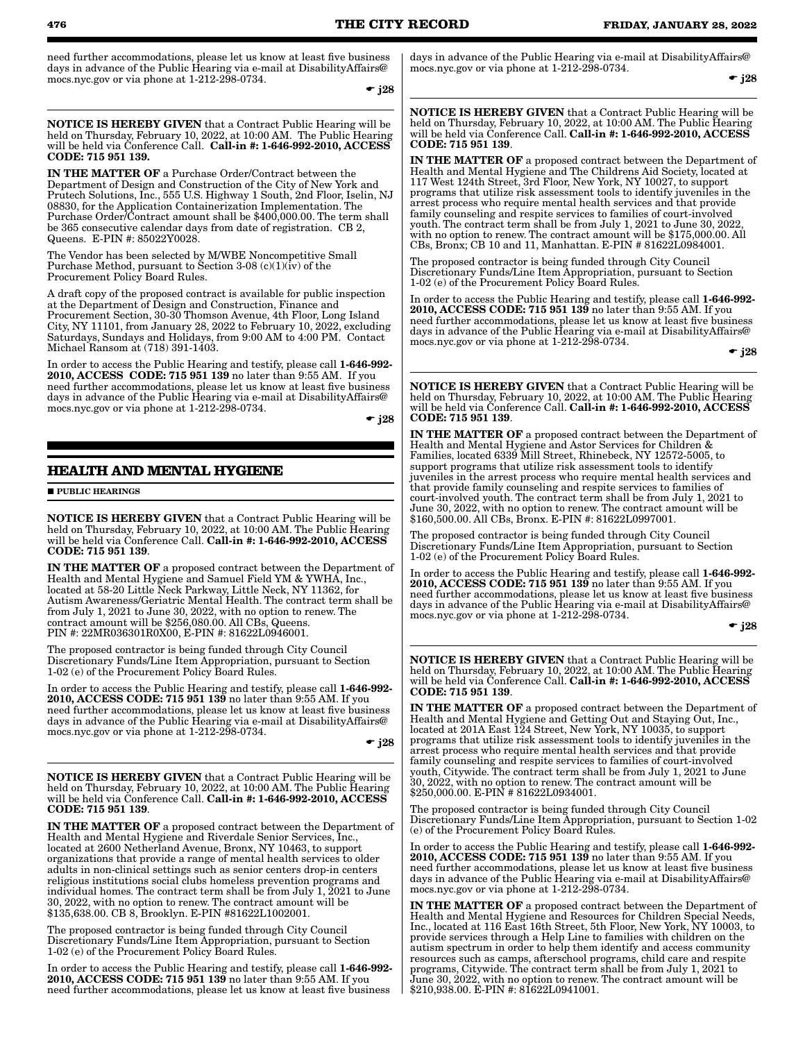need further accommodations, please let us know at least five business days in advance of the Public Hearing via e-mail at DisabilityAffairs@mocs.nyc.gov or via phone at 1-212-298-0734.

☛ j28

**NOTICE IS HEREBY GIVEN** that a Contract Public Hearing will be held on Thursday, February 10, 2022, at 10:00 AM. The Public Hearing will be held via Conference Call. **Call-in #: 1-646-992-2010, ACCESS CODE: 715 951 139.**

**IN THE MATTER OF** a Purchase Order/Contract between the Department of Design and Construction of the City of New York and Prutech Solutions, Inc., 555 U.S. Highway 1 South, 2nd Floor, Iselin, NJ 08830, for the Application Containerization Implementation. The Purchase Order/Contract amount shall be $400,000.00. The term shall be 365 consecutive calendar days from date of registration. CB 2, Queens. E-PIN #: 85022Y0028.

The Vendor has been selected by M/WBE Noncompetitive Small Purchase Method, pursuant to Section 3-08 (c)(1)(iv) of the Procurement Policy Board Rules.

A draft copy of the proposed contract is available for public inspection at the Department of Design and Construction, Finance and Procurement Section, 30-30 Thomson Avenue, 4th Floor, Long Island City, NY 11101, from January 28, 2022 to February 10, 2022, excluding Saturdays, Sundays and Holidays, from 9:00 AM to 4:00 PM. Contact Michael Ransom at (718) 391-1403.

In order to access the Public Hearing and testify, please call **1-646-992-2010, ACCESS CODE: 715 951 139** no later than 9:55 AM. If you need further accommodations, please let us know at least five business days in advance of the Public Hearing via e-mail at DisabilityAffairs@mocs.nyc.gov or via phone at 1-212-298-0734.

☛ j28

## HEALTH AND MENTAL HYGIENE

■ **PUBLIC HEARINGS**

**NOTICE IS HEREBY GIVEN** that a Contract Public Hearing will be held on Thursday, February 10, 2022, at 10:00 AM. The Public Hearing will be held via Conference Call. **Call-in #: 1-646-992-2010, ACCESS CODE: 715 951 139**.

**IN THE MATTER OF** a proposed contract between the Department of Health and Mental Hygiene and Samuel Field YM & YWHA, Inc., located at 58-20 Little Neck Parkway, Little Neck, NY 11362, for Autism Awareness/Geriatric Mental Health. The contract term shall be from July 1, 2021 to June 30, 2022, with no option to renew. The contract amount will be $256,080.00. All CBs, Queens. PIN #: 22MR036301R0X00, E-PIN #: 81622L0946001.

The proposed contractor is being funded through City Council Discretionary Funds/Line Item Appropriation, pursuant to Section 1-02 (e) of the Procurement Policy Board Rules.

In order to access the Public Hearing and testify, please call **1-646-992-2010, ACCESS CODE: 715 951 139** no later than 9:55 AM. If you need further accommodations, please let us know at least five business days in advance of the Public Hearing via e-mail at DisabilityAffairs@mocs.nyc.gov or via phone at 1-212-298-0734.

☛ j28

**NOTICE IS HEREBY GIVEN** that a Contract Public Hearing will be held on Thursday, February 10, 2022, at 10:00 AM. The Public Hearing will be held via Conference Call. **Call-in #: 1-646-992-2010, ACCESS CODE: 715 951 139**.

**IN THE MATTER OF** a proposed contract between the Department of Health and Mental Hygiene and Riverdale Senior Services, Inc., located at 2600 Netherland Avenue, Bronx, NY 10463, to support organizations that provide a range of mental health services to older adults in non-clinical settings such as senior centers drop-in centers religious institutions social clubs homeless prevention programs and individual homes. The contract term shall be from July 1, 2021 to June 30, 2022, with no option to renew. The contract amount will be $135,638.00. CB 8, Brooklyn. E-PIN #81622L1002001.

The proposed contractor is being funded through City Council Discretionary Funds/Line Item Appropriation, pursuant to Section 1-02 (e) of the Procurement Policy Board Rules.

In order to access the Public Hearing and testify, please call **1-646-992-2010, ACCESS CODE: 715 951 139** no later than 9:55 AM. If you need further accommodations, please let us know at least five business days in advance of the Public Hearing via e-mail at DisabilityAffairs@mocs.nyc.gov or via phone at 1-212-298-0734.

☛ j28

**NOTICE IS HEREBY GIVEN** that a Contract Public Hearing will be held on Thursday, February 10, 2022, at 10:00 AM. The Public Hearing will be held via Conference Call. **Call-in #: 1-646-992-2010, ACCESS CODE: 715 951 139**.

**IN THE MATTER OF** a proposed contract between the Department of Health and Mental Hygiene and The Childrens Aid Society, located at 117 West 124th Street, 3rd Floor, New York, NY 10027, to support programs that utilize risk assessment tools to identify juveniles in the arrest process who require mental health services and that provide family counseling and respite services to families of court-involved youth. The contract term shall be from July 1, 2021 to June 30, 2022, with no option to renew. The contract amount will be $175,000.00. All CBs, Bronx; CB 10 and 11, Manhattan. E-PIN # 81622L0984001.

The proposed contractor is being funded through City Council Discretionary Funds/Line Item Appropriation, pursuant to Section 1-02 (e) of the Procurement Policy Board Rules.

In order to access the Public Hearing and testify, please call **1-646-992-2010, ACCESS CODE: 715 951 139** no later than 9:55 AM. If you need further accommodations, please let us know at least five business days in advance of the Public Hearing via e-mail at DisabilityAffairs@mocs.nyc.gov or via phone at 1-212-298-0734.

☛ j28

**NOTICE IS HEREBY GIVEN** that a Contract Public Hearing will be held on Thursday, February 10, 2022, at 10:00 AM. The Public Hearing will be held via Conference Call. **Call-in #: 1-646-992-2010, ACCESS CODE: 715 951 139**.

**IN THE MATTER OF** a proposed contract between the Department of Health and Mental Hygiene and Astor Services for Children & Families, located 6339 Mill Street, Rhinebeck, NY 12572-5005, to support programs that utilize risk assessment tools to identify juveniles in the arrest process who require mental health services and that provide family counseling and respite services to families of court-involved youth. The contract term shall be from July 1, 2021 to June 30, 2022, with no option to renew. The contract amount will be $160,500.00. All CBs, Bronx. E-PIN #: 81622L0997001.

The proposed contractor is being funded through City Council Discretionary Funds/Line Item Appropriation, pursuant to Section 1-02 (e) of the Procurement Policy Board Rules.

In order to access the Public Hearing and testify, please call **1-646-992-2010, ACCESS CODE: 715 951 139** no later than 9:55 AM. If you need further accommodations, please let us know at least five business days in advance of the Public Hearing via e-mail at DisabilityAffairs@mocs.nyc.gov or via phone at 1-212-298-0734.

☛ j28

**NOTICE IS HEREBY GIVEN** that a Contract Public Hearing will be held on Thursday, February 10, 2022, at 10:00 AM. The Public Hearing will be held via Conference Call. **Call-in #: 1-646-992-2010, ACCESS CODE: 715 951 139**.

**IN THE MATTER OF** a proposed contract between the Department of Health and Mental Hygiene and Getting Out and Staying Out, Inc., located at 201A East 124 Street, New York, NY 10035, to support programs that utilize risk assessment tools to identify juveniles in the arrest process who require mental health services and that provide family counseling and respite services to families of court-involved youth, Citywide. The contract term shall be from July 1, 2021 to June 30, 2022, with no option to renew. The contract amount will be $250,000.00. E-PIN # 81622L0934001.

The proposed contractor is being funded through City Council Discretionary Funds/Line Item Appropriation, pursuant to Section 1-02 (e) of the Procurement Policy Board Rules.

In order to access the Public Hearing and testify, please call **1-646-992-2010, ACCESS CODE: 715 951 139** no later than 9:55 AM. If you need further accommodations, please let us know at least five business days in advance of the Public Hearing via e-mail at DisabilityAffairs@mocs.nyc.gov or via phone at 1-212-298-0734.

**IN THE MATTER OF** a proposed contract between the Department of Health and Mental Hygiene and Resources for Children Special Needs, Inc., located at 116 East 16th Street, 5th Floor, New York, NY 10003, to provide services through a Help Line to families with children on the autism spectrum in order to help them identify and access community resources such as camps, afterschool programs, child care and respite programs, Citywide. The contract term shall be from July 1, 2021 to June 30, 2022, with no option to renew. The contract amount will be $210,938.00. E-PIN #: 81622L0941001.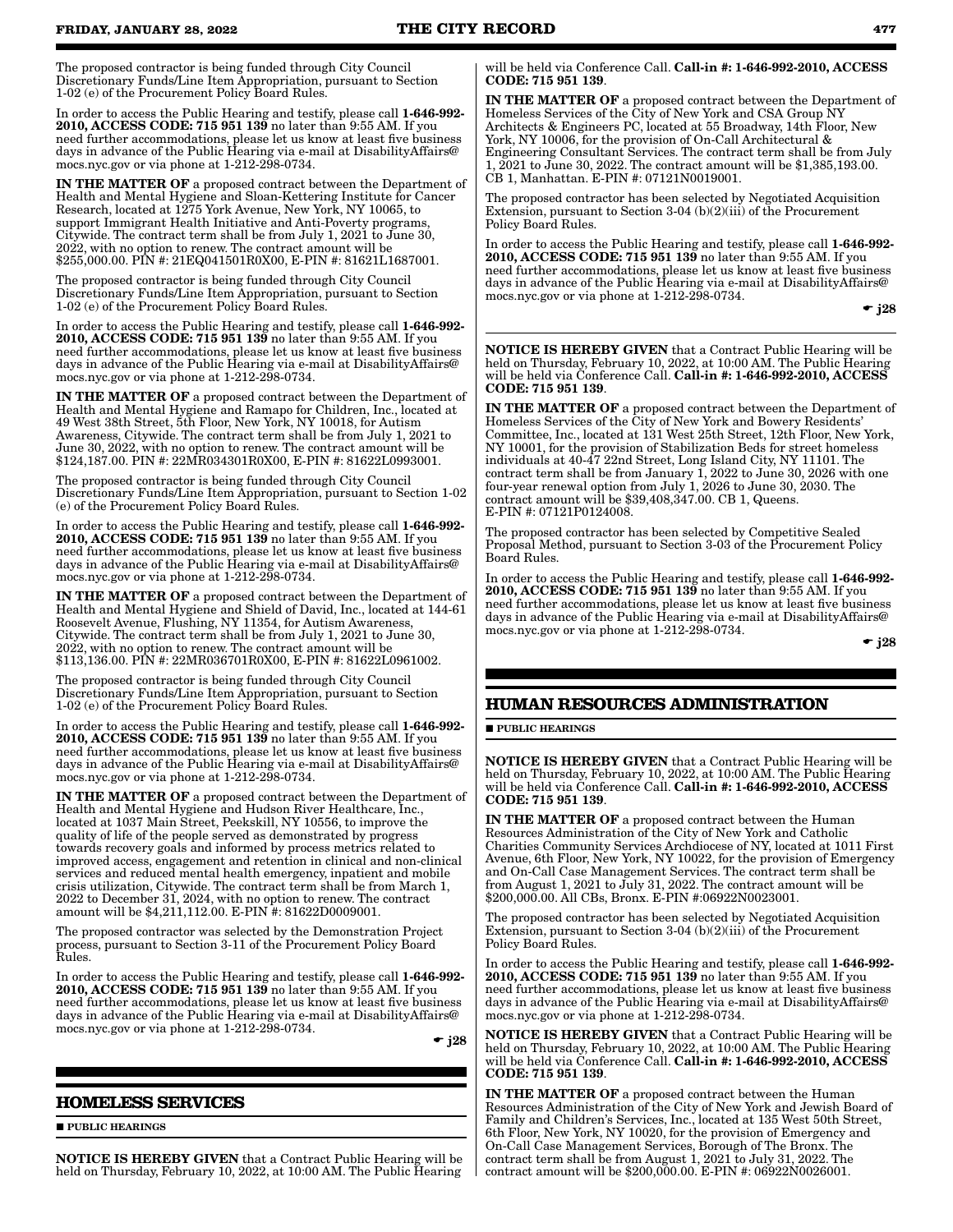The proposed contractor is being funded through City Council Discretionary Funds/Line Item Appropriation, pursuant to Section 1-02 (e) of the Procurement Policy Board Rules.

In order to access the Public Hearing and testify, please call **1-646-992-2010, ACCESS CODE: 715 951 139** no later than 9:55 AM. If you need further accommodations, please let us know at least five business days in advance of the Public Hearing via e-mail at DisabilityAffairs@mocs.nyc.gov or via phone at 1-212-298-0734.

**IN THE MATTER OF** a proposed contract between the Department of Health and Mental Hygiene and Sloan-Kettering Institute for Cancer Research, located at 1275 York Avenue, New York, NY 10065, to support Immigrant Health Initiative and Anti-Poverty programs, Citywide. The contract term shall be from July 1, 2021 to June 30, 2022, with no option to renew. The contract amount will be $255,000.00. PIN #: 21EQ041501R0X00, E-PIN #: 81621L1687001.

The proposed contractor is being funded through City Council Discretionary Funds/Line Item Appropriation, pursuant to Section 1-02 (e) of the Procurement Policy Board Rules.

In order to access the Public Hearing and testify, please call **1-646-992-2010, ACCESS CODE: 715 951 139** no later than 9:55 AM. If you need further accommodations, please let us know at least five business days in advance of the Public Hearing via e-mail at DisabilityAffairs@mocs.nyc.gov or via phone at 1-212-298-0734.

**IN THE MATTER OF** a proposed contract between the Department of Health and Mental Hygiene and Ramapo for Children, Inc., located at 49 West 38th Street, 5th Floor, New York, NY 10018, for Autism Awareness, Citywide. The contract term shall be from July 1, 2021 to June 30, 2022, with no option to renew. The contract amount will be $124,187.00. PIN #: 22MR034301R0X00, E-PIN #: 81622L0993001.

The proposed contractor is being funded through City Council Discretionary Funds/Line Item Appropriation, pursuant to Section 1-02 (e) of the Procurement Policy Board Rules.

In order to access the Public Hearing and testify, please call **1-646-992-2010, ACCESS CODE: 715 951 139** no later than 9:55 AM. If you need further accommodations, please let us know at least five business days in advance of the Public Hearing via e-mail at DisabilityAffairs@mocs.nyc.gov or via phone at 1-212-298-0734.

**IN THE MATTER OF** a proposed contract between the Department of Health and Mental Hygiene and Shield of David, Inc., located at 144-61 Roosevelt Avenue, Flushing, NY 11354, for Autism Awareness, Citywide. The contract term shall be from July 1, 2021 to June 30, 2022, with no option to renew. The contract amount will be $113,136.00. PIN #: 22MR036701R0X00, E-PIN #: 81622L0961002.

The proposed contractor is being funded through City Council Discretionary Funds/Line Item Appropriation, pursuant to Section 1-02 (e) of the Procurement Policy Board Rules.

In order to access the Public Hearing and testify, please call **1-646-992-2010, ACCESS CODE: 715 951 139** no later than 9:55 AM. If you need further accommodations, please let us know at least five business days in advance of the Public Hearing via e-mail at DisabilityAffairs@mocs.nyc.gov or via phone at 1-212-298-0734.

**IN THE MATTER OF** a proposed contract between the Department of Health and Mental Hygiene and Hudson River Healthcare, Inc., located at 1037 Main Street, Peekskill, NY 10556, to improve the quality of life of the people served as demonstrated by progress towards recovery goals and informed by process metrics related to improved access, engagement and retention in clinical and non-clinical services and reduced mental health emergency, inpatient and mobile crisis utilization, Citywide. The contract term shall be from March 1, 2022 to December 31, 2024, with no option to renew. The contract amount will be $4,211,112.00. E-PIN #: 81622D0009001.

The proposed contractor was selected by the Demonstration Project process, pursuant to Section 3-11 of the Procurement Policy Board Rules.

In order to access the Public Hearing and testify, please call **1-646-992-2010, ACCESS CODE: 715 951 139** no later than 9:55 AM. If you need further accommodations, please let us know at least five business days in advance of the Public Hearing via e-mail at DisabilityAffairs@mocs.nyc.gov or via phone at 1-212-298-0734.

☛ **j28**

## HOMELESS SERVICES

■ **PUBLIC HEARINGS**

**NOTICE IS HEREBY GIVEN** that a Contract Public Hearing will be held on Thursday, February 10, 2022, at 10:00 AM. The Public Hearing will be held via Conference Call. **Call-in #: 1-646-992-2010, ACCESS CODE: 715 951 139**.

**IN THE MATTER OF** a proposed contract between the Department of Homeless Services of the City of New York and CSA Group NY Architects & Engineers PC, located at 55 Broadway, 14th Floor, New York, NY 10006, for the provision of On-Call Architectural & Engineering Consultant Services. The contract term shall be from July 1, 2021 to June 30, 2022. The contract amount will be $1,385,193.00. CB 1, Manhattan. E-PIN #: 07121N0019001.

The proposed contractor has been selected by Negotiated Acquisition Extension, pursuant to Section 3-04 (b)(2)(iii) of the Procurement Policy Board Rules.

In order to access the Public Hearing and testify, please call **1-646-992-2010, ACCESS CODE: 715 951 139** no later than 9:55 AM. If you need further accommodations, please let us know at least five business days in advance of the Public Hearing via e-mail at DisabilityAffairs@mocs.nyc.gov or via phone at 1-212-298-0734.

☛ **j28**

**NOTICE IS HEREBY GIVEN** that a Contract Public Hearing will be held on Thursday, February 10, 2022, at 10:00 AM. The Public Hearing will be held via Conference Call. **Call-in #: 1-646-992-2010, ACCESS CODE: 715 951 139**.

**IN THE MATTER OF** a proposed contract between the Department of Homeless Services of the City of New York and Bowery Residents' Committee, Inc., located at 131 West 25th Street, 12th Floor, New York, NY 10001, for the provision of Stabilization Beds for street homeless individuals at 40-47 22nd Street, Long Island City, NY 11101. The contract term shall be from January 1, 2022 to June 30, 2026 with one four-year renewal option from July 1, 2026 to June 30, 2030. The contract amount will be $39,408,347.00. CB 1, Queens. E-PIN #: 07121P0124008.

The proposed contractor has been selected by Competitive Sealed Proposal Method, pursuant to Section 3-03 of the Procurement Policy Board Rules.

In order to access the Public Hearing and testify, please call **1-646-992-2010, ACCESS CODE: 715 951 139** no later than 9:55 AM. If you need further accommodations, please let us know at least five business days in advance of the Public Hearing via e-mail at DisabilityAffairs@mocs.nyc.gov or via phone at 1-212-298-0734.

☛ **j28**

## HUMAN RESOURCES ADMINISTRATION

■ **PUBLIC HEARINGS**

**NOTICE IS HEREBY GIVEN** that a Contract Public Hearing will be held on Thursday, February 10, 2022, at 10:00 AM. The Public Hearing will be held via Conference Call. **Call-in #: 1-646-992-2010, ACCESS CODE: 715 951 139**.

**IN THE MATTER OF** a proposed contract between the Human Resources Administration of the City of New York and Catholic Charities Community Services Archdiocese of NY, located at 1011 First Avenue, 6th Floor, New York, NY 10022, for the provision of Emergency and On-Call Case Management Services. The contract term shall be from August 1, 2021 to July 31, 2022. The contract amount will be $200,000.00. All CBs, Bronx. E-PIN #:06922N0023001.

The proposed contractor has been selected by Negotiated Acquisition Extension, pursuant to Section 3-04 (b)(2)(iii) of the Procurement Policy Board Rules.

In order to access the Public Hearing and testify, please call **1-646-992-2010, ACCESS CODE: 715 951 139** no later than 9:55 AM. If you need further accommodations, please let us know at least five business days in advance of the Public Hearing via e-mail at DisabilityAffairs@mocs.nyc.gov or via phone at 1-212-298-0734.

**NOTICE IS HEREBY GIVEN** that a Contract Public Hearing will be held on Thursday, February 10, 2022, at 10:00 AM. The Public Hearing will be held via Conference Call. **Call-in #: 1-646-992-2010, ACCESS CODE: 715 951 139**.

**IN THE MATTER OF** a proposed contract between the Human Resources Administration of the City of New York and Jewish Board of Family and Children's Services, Inc., located at 135 West 50th Street, 6th Floor, New York, NY 10020, for the provision of Emergency and On-Call Case Management Services, Borough of The Bronx. The contract term shall be from August 1, 2021 to July 31, 2022. The contract amount will be $200,000.00. E-PIN #: 06922N0026001.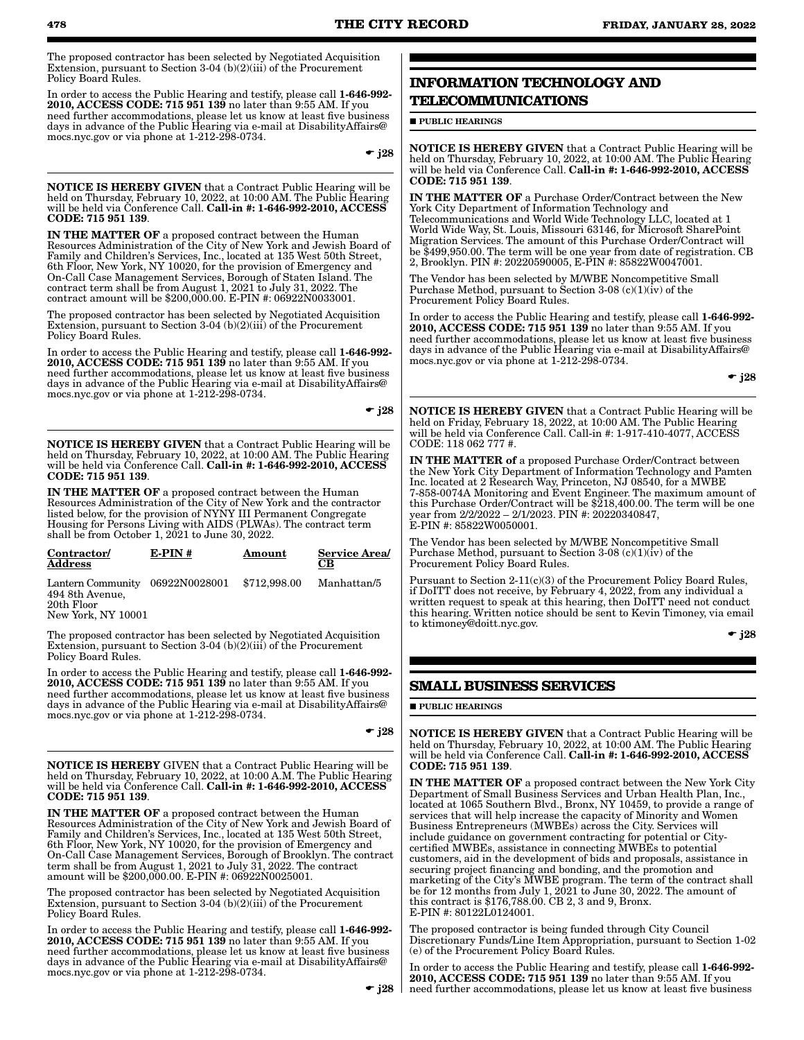The proposed contractor has been selected by Negotiated Acquisition Extension, pursuant to Section 3-04 (b)(2)(iii) of the Procurement Policy Board Rules.

In order to access the Public Hearing and testify, please call **1-646-992-2010, ACCESS CODE: 715 951 139** no later than 9:55 AM. If you need further accommodations, please let us know at least five business days in advance of the Public Hearing via e-mail at DisabilityAffairs@mocs.nyc.gov or via phone at 1-212-298-0734.

☛ j28

**NOTICE IS HEREBY GIVEN** that a Contract Public Hearing will be held on Thursday, February 10, 2022, at 10:00 AM. The Public Hearing will be held via Conference Call. **Call-in #: 1-646-992-2010, ACCESS CODE: 715 951 139**.

**IN THE MATTER OF** a proposed contract between the Human Resources Administration of the City of New York and Jewish Board of Family and Children's Services, Inc., located at 135 West 50th Street, 6th Floor, New York, NY 10020, for the provision of Emergency and On-Call Case Management Services, Borough of Staten Island. The contract term shall be from August 1, 2021 to July 31, 2022. The contract amount will be $200,000.00. E-PIN #: 06922N0033001.

The proposed contractor has been selected by Negotiated Acquisition Extension, pursuant to Section 3-04 (b)(2)(iii) of the Procurement Policy Board Rules.

In order to access the Public Hearing and testify, please call **1-646-992-2010, ACCESS CODE: 715 951 139** no later than 9:55 AM. If you need further accommodations, please let us know at least five business days in advance of the Public Hearing via e-mail at DisabilityAffairs@mocs.nyc.gov or via phone at 1-212-298-0734.

☛ j28

**NOTICE IS HEREBY GIVEN** that a Contract Public Hearing will be held on Thursday, February 10, 2022, at 10:00 AM. The Public Hearing will be held via Conference Call. **Call-in #: 1-646-992-2010, ACCESS CODE: 715 951 139**.

**IN THE MATTER OF** a proposed contract between the Human Resources Administration of the City of New York and the contractor listed below, for the provision of NYNY III Permanent Congregate Housing for Persons Living with AIDS (PLWAs). The contract term shall be from October 1, 2021 to June 30, 2022.

| Contractor/ Address | E-PIN # | Amount | Service Area/ CB |
|---|---|---|---|
| Lantern Community 494 8th Avenue, 20th Floor New York, NY 10001 | 06922N0028001 | $712,998.00 | Manhattan/5 |

The proposed contractor has been selected by Negotiated Acquisition Extension, pursuant to Section 3-04 (b)(2)(iii) of the Procurement Policy Board Rules.

In order to access the Public Hearing and testify, please call **1-646-992-2010, ACCESS CODE: 715 951 139** no later than 9:55 AM. If you need further accommodations, please let us know at least five business days in advance of the Public Hearing via e-mail at DisabilityAffairs@mocs.nyc.gov or via phone at 1-212-298-0734.

☛ j28

**NOTICE IS HEREBY** GIVEN that a Contract Public Hearing will be held on Thursday, February 10, 2022, at 10:00 A.M. The Public Hearing will be held via Conference Call. **Call-in #: 1-646-992-2010, ACCESS CODE: 715 951 139**.

**IN THE MATTER OF** a proposed contract between the Human Resources Administration of the City of New York and Jewish Board of Family and Children's Services, Inc., located at 135 West 50th Street, 6th Floor, New York, NY 10020, for the provision of Emergency and On-Call Case Management Services, Borough of Brooklyn. The contract term shall be from August 1, 2021 to July 31, 2022. The contract amount will be $200,000.00. E-PIN #: 06922N0025001.

The proposed contractor has been selected by Negotiated Acquisition Extension, pursuant to Section 3-04 (b)(2)(iii) of the Procurement Policy Board Rules.

In order to access the Public Hearing and testify, please call **1-646-992-2010, ACCESS CODE: 715 951 139** no later than 9:55 AM. If you need further accommodations, please let us know at least five business days in advance of the Public Hearing via e-mail at DisabilityAffairs@mocs.nyc.gov or via phone at 1-212-298-0734.

☛ j28

## INFORMATION TECHNOLOGY AND TELECOMMUNICATIONS

■ **PUBLIC HEARINGS**

**NOTICE IS HEREBY GIVEN** that a Contract Public Hearing will be held on Thursday, February 10, 2022, at 10:00 AM. The Public Hearing will be held via Conference Call. **Call-in #: 1-646-992-2010, ACCESS CODE: 715 951 139**.

**IN THE MATTER OF** a Purchase Order/Contract between the New York City Department of Information Technology and Telecommunications and World Wide Technology LLC, located at 1 World Wide Way, St. Louis, Missouri 63146, for Microsoft SharePoint Migration Services. The amount of this Purchase Order/Contract will be $499,950.00. The term will be one year from date of registration. CB 2, Brooklyn. PIN #: 20220590005, E-PIN #: 85822W0047001.

The Vendor has been selected by M/WBE Noncompetitive Small Purchase Method, pursuant to Section 3-08 (c)(1)(iv) of the Procurement Policy Board Rules.

In order to access the Public Hearing and testify, please call **1-646-992-2010, ACCESS CODE: 715 951 139** no later than 9:55 AM. If you need further accommodations, please let us know at least five business days in advance of the Public Hearing via e-mail at DisabilityAffairs@mocs.nyc.gov or via phone at 1-212-298-0734.

☛ j28

**NOTICE IS HEREBY GIVEN** that a Contract Public Hearing will be held on Friday, February 18, 2022, at 10:00 AM. The Public Hearing will be held via Conference Call. Call-in #: 1-917-410-4077, ACCESS CODE: 118 062 777 #.

**IN THE MATTER of** a proposed Purchase Order/Contract between the New York City Department of Information Technology and Pamten Inc. located at 2 Research Way, Princeton, NJ 08540, for a MWBE 7-858-0074A Monitoring and Event Engineer. The maximum amount of this Purchase Order/Contract will be $218,400.00. The term will be one year from 2/2/2022 – 2/1/2023. PIN #: 20220340847, E-PIN #: 85822W0050001.

The Vendor has been selected by M/WBE Noncompetitive Small Purchase Method, pursuant to Section 3-08 (c)(1)(iv) of the Procurement Policy Board Rules.

Pursuant to Section 2-11(c)(3) of the Procurement Policy Board Rules, if DoITT does not receive, by February 4, 2022, from any individual a written request to speak at this hearing, then DoITT need not conduct this hearing. Written notice should be sent to Kevin Timoney, via email to ktimoney@doitt.nyc.gov.

☛ j28

## SMALL BUSINESS SERVICES

■ **PUBLIC HEARINGS**

**NOTICE IS HEREBY GIVEN** that a Contract Public Hearing will be held on Thursday, February 10, 2022, at 10:00 AM. The Public Hearing will be held via Conference Call. **Call-in #: 1-646-992-2010, ACCESS CODE: 715 951 139**.

**IN THE MATTER OF** a proposed contract between the New York City Department of Small Business Services and Urban Health Plan, Inc., located at 1065 Southern Blvd., Bronx, NY 10459, to provide a range of services that will help increase the capacity of Minority and Women Business Entrepreneurs (MWBEs) across the City. Services will include guidance on government contracting for potential or City-certified MWBEs, assistance in connecting MWBEs to potential customers, aid in the development of bids and proposals, assistance in securing project financing and bonding, and the promotion and marketing of the City's MWBE program. The term of the contract shall be for 12 months from July 1, 2021 to June 30, 2022. The amount of this contract is $176,788.00. CB 2, 3 and 9, Bronx. E-PIN #: 80122L0124001.

The proposed contractor is being funded through City Council Discretionary Funds/Line Item Appropriation, pursuant to Section 1-02 (e) of the Procurement Policy Board Rules.

In order to access the Public Hearing and testify, please call **1-646-992-2010, ACCESS CODE: 715 951 139** no later than 9:55 AM. If you need further accommodations, please let us know at least five business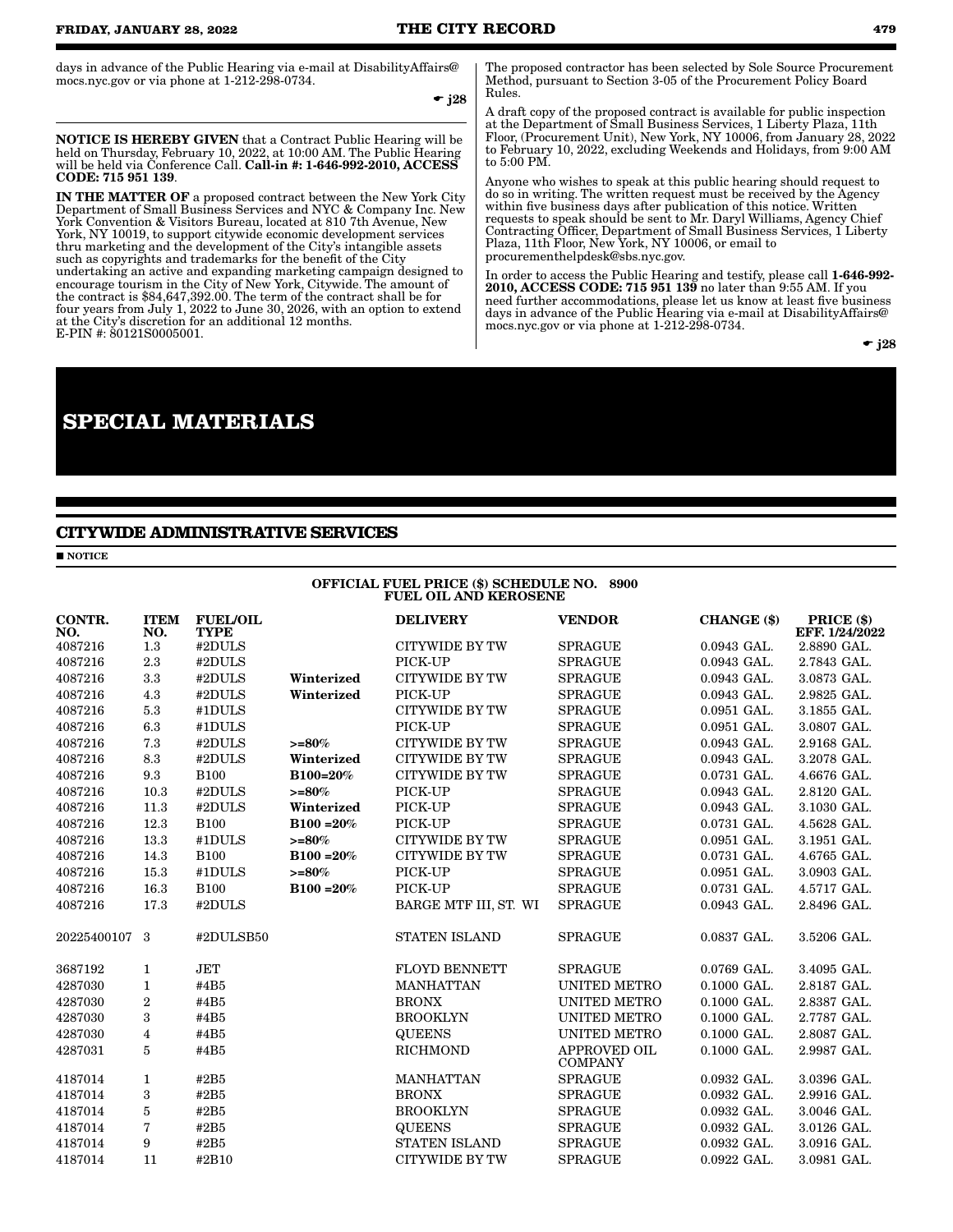days in advance of the Public Hearing via e-mail at DisabilityAffairs@mocs.nyc.gov or via phone at 1-212-298-0734.

☛ j28

**NOTICE IS HEREBY GIVEN** that a Contract Public Hearing will be held on Thursday, February 10, 2022, at 10:00 AM. The Public Hearing will be held via Conference Call. **Call-in #: 1-646-992-2010, ACCESS CODE: 715 951 139**.

**IN THE MATTER OF** a proposed contract between the New York City Department of Small Business Services and NYC & Company Inc. New York Convention & Visitors Bureau, located at 810 7th Avenue, New York, NY 10019, to support citywide economic development services thru marketing and the development of the City's intangible assets such as copyrights and trademarks for the benefit of the City undertaking an active and expanding marketing campaign designed to encourage tourism in the City of New York, Citywide. The amount of the contract is $84,647,392.00. The term of the contract shall be for four years from July 1, 2022 to June 30, 2026, with an option to extend at the City's discretion for an additional 12 months.
E-PIN #: 80121S0005001.

The proposed contractor has been selected by Sole Source Procurement Method, pursuant to Section 3-05 of the Procurement Policy Board Rules.

A draft copy of the proposed contract is available for public inspection at the Department of Small Business Services, 1 Liberty Plaza, 11th Floor, (Procurement Unit), New York, NY 10006, from January 28, 2022 to February 10, 2022, excluding Weekends and Holidays, from 9:00 AM to 5:00 PM.

Anyone who wishes to speak at this public hearing should request to do so in writing. The written request must be received by the Agency within five business days after publication of this notice. Written requests to speak should be sent to Mr. Daryl Williams, Agency Chief Contracting Officer, Department of Small Business Services, 1 Liberty Plaza, 11th Floor, New York, NY 10006, or email to procurementhelpdesk@sbs.nyc.gov.

In order to access the Public Hearing and testify, please call **1-646-992-2010, ACCESS CODE: 715 951 139** no later than 9:55 AM. If you need further accommodations, please let us know at least five business days in advance of the Public Hearing via e-mail at DisabilityAffairs@mocs.nyc.gov or via phone at 1-212-298-0734.

☛ j28

# SPECIAL MATERIALS

## CITYWIDE ADMINISTRATIVE SERVICES

■ NOTICE

**OFFICIAL FUEL PRICE ($) SCHEDULE NO. 8900**
**FUEL OIL AND KEROSENE**

| CONTR. NO. | ITEM NO. | FUEL/OIL TYPE | | DELIVERY | VENDOR | CHANGE ($) | PRICE ($) EFF. 1/24/2022 |
|---|---|---|---|---|---|---|---|
| 4087216 | 1.3 | #2DULS | | CITYWIDE BY TW | SPRAGUE | 0.0943 GAL. | 2.8890 GAL. |
| 4087216 | 2.3 | #2DULS | | PICK-UP | SPRAGUE | 0.0943 GAL. | 2.7843 GAL. |
| 4087216 | 3.3 | #2DULS | **Winterized** | CITYWIDE BY TW | SPRAGUE | 0.0943 GAL. | 3.0873 GAL. |
| 4087216 | 4.3 | #2DULS | **Winterized** | PICK-UP | SPRAGUE | 0.0943 GAL. | 2.9825 GAL. |
| 4087216 | 5.3 | #1DULS | | CITYWIDE BY TW | SPRAGUE | 0.0951 GAL. | 3.1855 GAL. |
| 4087216 | 6.3 | #1DULS | | PICK-UP | SPRAGUE | 0.0951 GAL. | 3.0807 GAL. |
| 4087216 | 7.3 | #2DULS | **>=80%** | CITYWIDE BY TW | SPRAGUE | 0.0943 GAL. | 2.9168 GAL. |
| 4087216 | 8.3 | #2DULS | **Winterized** | CITYWIDE BY TW | SPRAGUE | 0.0943 GAL. | 3.2078 GAL. |
| 4087216 | 9.3 | B100 | **B100=20%** | CITYWIDE BY TW | SPRAGUE | 0.0731 GAL. | 4.6676 GAL. |
| 4087216 | 10.3 | #2DULS | **>=80%** | PICK-UP | SPRAGUE | 0.0943 GAL. | 2.8120 GAL. |
| 4087216 | 11.3 | #2DULS | **Winterized** | PICK-UP | SPRAGUE | 0.0943 GAL. | 3.1030 GAL. |
| 4087216 | 12.3 | B100 | **B100 =20%** | PICK-UP | SPRAGUE | 0.0731 GAL. | 4.5628 GAL. |
| 4087216 | 13.3 | #1DULS | **>=80%** | CITYWIDE BY TW | SPRAGUE | 0.0951 GAL. | 3.1951 GAL. |
| 4087216 | 14.3 | B100 | **B100 =20%** | CITYWIDE BY TW | SPRAGUE | 0.0731 GAL. | 4.6765 GAL. |
| 4087216 | 15.3 | #1DULS | **>=80%** | PICK-UP | SPRAGUE | 0.0951 GAL. | 3.0903 GAL. |
| 4087216 | 16.3 | B100 | **B100 =20%** | PICK-UP | SPRAGUE | 0.0731 GAL. | 4.5717 GAL. |
| 4087216 | 17.3 | #2DULS | | BARGE MTF III, ST. WI | SPRAGUE | 0.0943 GAL. | 2.8496 GAL. |
| 20225400107 | 3 | #2DULSB50 | | STATEN ISLAND | SPRAGUE | 0.0837 GAL. | 3.5206 GAL. |
| 3687192 | 1 | JET | | FLOYD BENNETT | SPRAGUE | 0.0769 GAL. | 3.4095 GAL. |
| 4287030 | 1 | #4B5 | | MANHATTAN | UNITED METRO | 0.1000 GAL. | 2.8187 GAL. |
| 4287030 | 2 | #4B5 | | BRONX | UNITED METRO | 0.1000 GAL. | 2.8387 GAL. |
| 4287030 | 3 | #4B5 | | BROOKLYN | UNITED METRO | 0.1000 GAL. | 2.7787 GAL. |
| 4287030 | 4 | #4B5 | | QUEENS | UNITED METRO | 0.1000 GAL. | 2.8087 GAL. |
| 4287031 | 5 | #4B5 | | RICHMOND | APPROVED OIL COMPANY | 0.1000 GAL. | 2.9987 GAL. |
| 4187014 | 1 | #2B5 | | MANHATTAN | SPRAGUE | 0.0932 GAL. | 3.0396 GAL. |
| 4187014 | 3 | #2B5 | | BRONX | SPRAGUE | 0.0932 GAL. | 2.9916 GAL. |
| 4187014 | 5 | #2B5 | | BROOKLYN | SPRAGUE | 0.0932 GAL. | 3.0046 GAL. |
| 4187014 | 7 | #2B5 | | QUEENS | SPRAGUE | 0.0932 GAL. | 3.0126 GAL. |
| 4187014 | 9 | #2B5 | | STATEN ISLAND | SPRAGUE | 0.0932 GAL. | 3.0916 GAL. |
| 4187014 | 11 | #2B10 | | CITYWIDE BY TW | SPRAGUE | 0.0922 GAL. | 3.0981 GAL. |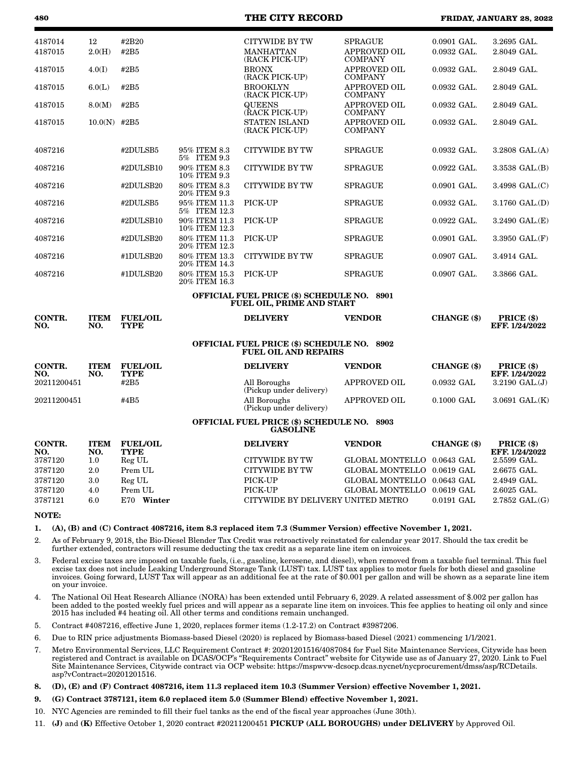| | | | | | | | |
|---|---|---|---|---|---|---|---|
| 4187014 | 12 | #2B20 | | CITYWIDE BY TW | SPRAGUE | 0.0901 GAL. | 3.2695 GAL. |
| 4187015 | 2.0(H) | #2B5 | | MANHATTAN (RACK PICK-UP) | APPROVED OIL COMPANY | 0.0932 GAL. | 2.8049 GAL. |
| 4187015 | 4.0(I) | #2B5 | | BRONX (RACK PICK-UP) | APPROVED OIL COMPANY | 0.0932 GAL. | 2.8049 GAL. |
| 4187015 | 6.0(L) | #2B5 | | BROOKLYN (RACK PICK-UP) | APPROVED OIL COMPANY | 0.0932 GAL. | 2.8049 GAL. |
| 4187015 | 8.0(M) | #2B5 | | QUEENS (RACK PICK-UP) | APPROVED OIL COMPANY | 0.0932 GAL. | 2.8049 GAL. |
| 4187015 | 10.0(N) | #2B5 | | STATEN ISLAND (RACK PICK-UP) | APPROVED OIL COMPANY | 0.0932 GAL. | 2.8049 GAL. |
| 4087216 | | #2DULSB5 | 95% ITEM 8.3 5% ITEM 9.3 | CITYWIDE BY TW | SPRAGUE | 0.0932 GAL. | 3.2808 GAL.(A) |
| 4087216 | | #2DULSB10 | 90% ITEM 8.3 10% ITEM 9.3 | CITYWIDE BY TW | SPRAGUE | 0.0922 GAL. | 3.3538 GAL.(B) |
| 4087216 | | #2DULSB20 | 80% ITEM 8.3 20% ITEM 9.3 | CITYWIDE BY TW | SPRAGUE | 0.0901 GAL. | 3.4998 GAL.(C) |
| 4087216 | | #2DULSB5 | 95% ITEM 11.3 5% ITEM 12.3 | PICK-UP | SPRAGUE | 0.0932 GAL. | 3.1760 GAL.(D) |
| 4087216 | | #2DULSB10 | 90% ITEM 11.3 10% ITEM 12.3 | PICK-UP | SPRAGUE | 0.0922 GAL. | 3.2490 GAL.(E) |
| 4087216 | | #2DULSB20 | 80% ITEM 11.3 20% ITEM 12.3 | PICK-UP | SPRAGUE | 0.0901 GAL. | 3.3950 GAL.(F) |
| 4087216 | | #1DULSB20 | 80% ITEM 13.3 20% ITEM 14.3 | CITYWIDE BY TW | SPRAGUE | 0.0907 GAL. | 3.4914 GAL. |
| 4087216 | | #1DULSB20 | 80% ITEM 15.3 20% ITEM 16.3 | PICK-UP | SPRAGUE | 0.0907 GAL. | 3.3866 GAL. |

**OFFICIAL FUEL PRICE ($) SCHEDULE NO. 8901**
**FUEL OIL, PRIME AND START**

| CONTR. NO. | ITEM NO. | FUEL/OIL TYPE | DELIVERY | VENDOR | CHANGE ($) | PRICE ($) EFF. 1/24/2022 |
|---|---|---|---|---|---|---|

**OFFICIAL FUEL PRICE ($) SCHEDULE NO. 8902**
**FUEL OIL AND REPAIRS**

| CONTR. NO. | ITEM NO. | FUEL/OIL TYPE | DELIVERY | VENDOR | CHANGE ($) | PRICE ($) EFF. 1/24/2022 |
|---|---|---|---|---|---|---|
| 20211200451 | | #2B5 | All Boroughs (Pickup under delivery) | APPROVED OIL | 0.0932 GAL | 3.2190 GAL.(J) |
| 20211200451 | | #4B5 | All Boroughs (Pickup under delivery) | APPROVED OIL | 0.1000 GAL | 3.0691 GAL.(K) |

**OFFICIAL FUEL PRICE ($) SCHEDULE NO. 8903**
**GASOLINE**

| CONTR. NO. | ITEM NO. | FUEL/OIL TYPE | DELIVERY | VENDOR | CHANGE ($) | PRICE ($) EFF. 1/24/2022 |
|---|---|---|---|---|---|---|
| 3787120 | 1.0 | Reg UL | CITYWIDE BY TW | GLOBAL MONTELLO | 0.0643 GAL | 2.5599 GAL. |
| 3787120 | 2.0 | Prem UL | CITYWIDE BY TW | GLOBAL MONTELLO | 0.0619 GAL | 2.6675 GAL. |
| 3787120 | 3.0 | Reg UL | PICK-UP | GLOBAL MONTELLO | 0.0643 GAL | 2.4949 GAL. |
| 3787120 | 4.0 | Prem UL | PICK-UP | GLOBAL MONTELLO | 0.0619 GAL | 2.6025 GAL. |
| 3787121 | 6.0 | E70 **Winter** | CITYWIDE BY DELIVERY | UNITED METRO | 0.0191 GAL | 2.7852 GAL.(G) |

**NOTE:**

1. **(A), (B) and (C) Contract 4087216, item 8.3 replaced item 7.3 (Summer Version) effective November 1, 2021.**
2. As of February 9, 2018, the Bio-Diesel Blender Tax Credit was retroactively reinstated for calendar year 2017. Should the tax credit be further extended, contractors will resume deducting the tax credit as a separate line item on invoices.
3. Federal excise taxes are imposed on taxable fuels, (i.e., gasoline, kerosene, and diesel), when removed from a taxable fuel terminal. This fuel excise tax does not include Leaking Underground Storage Tank (LUST) tax. LUST tax applies to motor fuels for both diesel and gasoline invoices. Going forward, LUST Tax will appear as an additional fee at the rate of $0.001 per gallon and will be shown as a separate line item on your invoice.
4. The National Oil Heat Research Alliance (NORA) has been extended until February 6, 2029. A related assessment of $.002 per gallon has been added to the posted weekly fuel prices and will appear as a separate line item on invoices. This fee applies to heating oil only and since 2015 has included #4 heating oil. All other terms and conditions remain unchanged.
5. Contract #4087216, effective June 1, 2020, replaces former items (1.2-17.2) on Contract #3987206.
6. Due to RIN price adjustments Biomass-based Diesel (2020) is replaced by Biomass-based Diesel (2021) commencing 1/1/2021.
7. Metro Environmental Services, LLC Requirement Contract #: 20201201516/4087084 for Fuel Site Maintenance Services, Citywide has been registered and Contract is available on DCAS/OCP's "Requirements Contract" website for Citywide use as of January 27, 2020. Link to Fuel Site Maintenance Services, Citywide contract via OCP website: https://mspwvw-dcsocp.dcas.nycnet/nycprocurement/dmss/asp/RCDetails.asp?vContract=20201201516.
8. **(D), (E) and (F) Contract 4087216, item 11.3 replaced item 10.3 (Summer Version) effective November 1, 2021.**
9. **(G) Contract 3787121, item 6.0 replaced item 5.0 (Summer Blend) effective November 1, 2021.**
10. NYC Agencies are reminded to fill their fuel tanks as the end of the fiscal year approaches (June 30th).
11. **(J)** and **(K)** Effective October 1, 2020 contract #20211200451 **PICKUP (ALL BOROUGHS) under DELIVERY** by Approved Oil.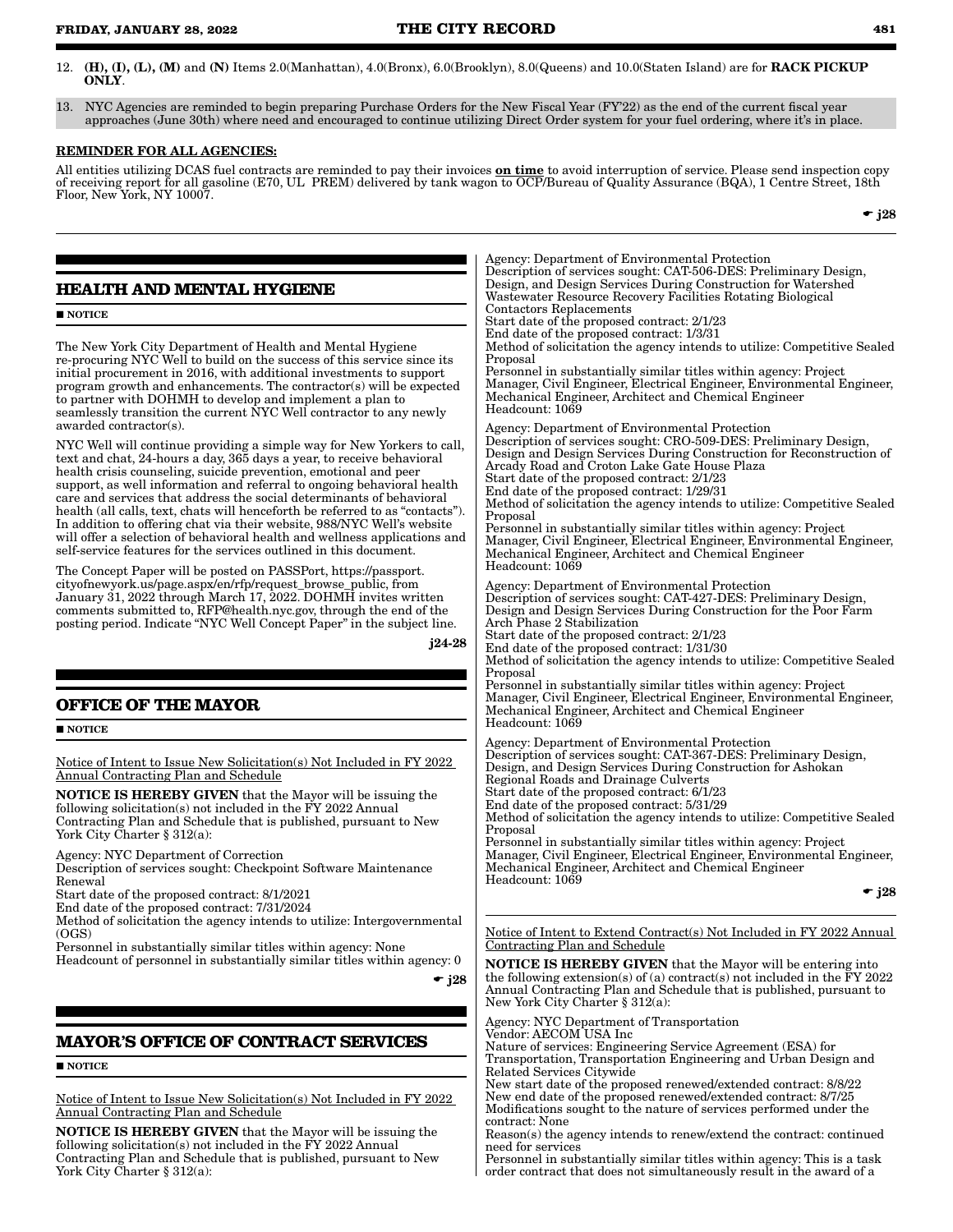12. **(H), (I), (L), (M)** and **(N)** Items 2.0(Manhattan), 4.0(Bronx), 6.0(Brooklyn), 8.0(Queens) and 10.0(Staten Island) are for **RACK PICKUP ONLY**.

13. NYC Agencies are reminded to begin preparing Purchase Orders for the New Fiscal Year (FY'22) as the end of the current fiscal year approaches (June 30th) where need and encouraged to continue utilizing Direct Order system for your fuel ordering, where it's in place.

**REMINDER FOR ALL AGENCIES:**

All entities utilizing DCAS fuel contracts are reminded to pay their invoices **on time** to avoid interruption of service. Please send inspection copy of receiving report for all gasoline (E70, UL PREM) delivered by tank wagon to OCP/Bureau of Quality Assurance (BQA), 1 Centre Street, 18th Floor, New York, NY 10007.

☛ j28

## HEALTH AND MENTAL HYGIENE

■ NOTICE

The New York City Department of Health and Mental Hygiene re-procuring NYC Well to build on the success of this service since its initial procurement in 2016, with additional investments to support program growth and enhancements. The contractor(s) will be expected to partner with DOHMH to develop and implement a plan to seamlessly transition the current NYC Well contractor to any newly awarded contractor(s).

NYC Well will continue providing a simple way for New Yorkers to call, text and chat, 24-hours a day, 365 days a year, to receive behavioral health crisis counseling, suicide prevention, emotional and peer support, as well information and referral to ongoing behavioral health care and services that address the social determinants of behavioral health (all calls, text, chats will henceforth be referred to as "contacts"). In addition to offering chat via their website, 988/NYC Well's website will offer a selection of behavioral health and wellness applications and self-service features for the services outlined in this document.

The Concept Paper will be posted on PASSPort, https://passport.cityofnewyork.us/page.aspx/en/rfp/request_browse_public, from January 31, 2022 through March 17, 2022. DOHMH invites written comments submitted to, RFP@health.nyc.gov, through the end of the posting period. Indicate "NYC Well Concept Paper" in the subject line.

j24-28

## OFFICE OF THE MAYOR

■ NOTICE

Notice of Intent to Issue New Solicitation(s) Not Included in FY 2022 Annual Contracting Plan and Schedule

**NOTICE IS HEREBY GIVEN** that the Mayor will be issuing the following solicitation(s) not included in the FY 2022 Annual Contracting Plan and Schedule that is published, pursuant to New York City Charter § 312(a):

Agency: NYC Department of Correction
Description of services sought: Checkpoint Software Maintenance Renewal
Start date of the proposed contract: 8/1/2021
End date of the proposed contract: 7/31/2024
Method of solicitation the agency intends to utilize: Intergovernmental (OGS)
Personnel in substantially similar titles within agency: None
Headcount of personnel in substantially similar titles within agency: 0

☛ j28

## MAYOR'S OFFICE OF CONTRACT SERVICES

■ NOTICE

Notice of Intent to Issue New Solicitation(s) Not Included in FY 2022 Annual Contracting Plan and Schedule

**NOTICE IS HEREBY GIVEN** that the Mayor will be issuing the following solicitation(s) not included in the FY 2022 Annual Contracting Plan and Schedule that is published, pursuant to New York City Charter § 312(a):

Agency: Department of Environmental Protection
Description of services sought: CAT-506-DES: Preliminary Design, Design, and Design Services During Construction for Watershed Wastewater Resource Recovery Facilities Rotating Biological Contactors Replacements
Start date of the proposed contract: 2/1/23
End date of the proposed contract: 1/3/31
Method of solicitation the agency intends to utilize: Competitive Sealed Proposal
Personnel in substantially similar titles within agency: Project Manager, Civil Engineer, Electrical Engineer, Environmental Engineer, Mechanical Engineer, Architect and Chemical Engineer
Headcount: 1069

Agency: Department of Environmental Protection
Description of services sought: CRO-509-DES: Preliminary Design, Design and Design Services During Construction for Reconstruction of Arcady Road and Croton Lake Gate House Plaza
Start date of the proposed contract: 2/1/23
End date of the proposed contract: 1/29/31
Method of solicitation the agency intends to utilize: Competitive Sealed Proposal
Personnel in substantially similar titles within agency: Project Manager, Civil Engineer, Electrical Engineer, Environmental Engineer, Mechanical Engineer, Architect and Chemical Engineer
Headcount: 1069

Agency: Department of Environmental Protection
Description of services sought: CAT-427-DES: Preliminary Design, Design and Design Services During Construction for the Poor Farm Arch Phase 2 Stabilization
Start date of the proposed contract: 2/1/23
End date of the proposed contract: 1/31/30
Method of solicitation the agency intends to utilize: Competitive Sealed Proposal
Personnel in substantially similar titles within agency: Project Manager, Civil Engineer, Electrical Engineer, Environmental Engineer, Mechanical Engineer, Architect and Chemical Engineer
Headcount: 1069

Agency: Department of Environmental Protection
Description of services sought: CAT-367-DES: Preliminary Design, Design, and Design Services During Construction for Ashokan Regional Roads and Drainage Culverts
Start date of the proposed contract: 6/1/23
End date of the proposed contract: 5/31/29
Method of solicitation the agency intends to utilize: Competitive Sealed Proposal
Personnel in substantially similar titles within agency: Project Manager, Civil Engineer, Electrical Engineer, Environmental Engineer, Mechanical Engineer, Architect and Chemical Engineer
Headcount: 1069

☛ j28

Notice of Intent to Extend Contract(s) Not Included in FY 2022 Annual Contracting Plan and Schedule

**NOTICE IS HEREBY GIVEN** that the Mayor will be entering into the following extension(s) of (a) contract(s) not included in the FY 2022 Annual Contracting Plan and Schedule that is published, pursuant to New York City Charter § 312(a):

Agency: NYC Department of Transportation
Vendor: AECOM USA Inc
Nature of services: Engineering Service Agreement (ESA) for Transportation, Transportation Engineering and Urban Design and Related Services Citywide
New start date of the proposed renewed/extended contract: 8/8/22
New end date of the proposed renewed/extended contract: 8/7/25
Modifications sought to the nature of services performed under the contract: None
Reason(s) the agency intends to renew/extend the contract: continued need for services
Personnel in substantially similar titles within agency: This is a task order contract that does not simultaneously result in the award of a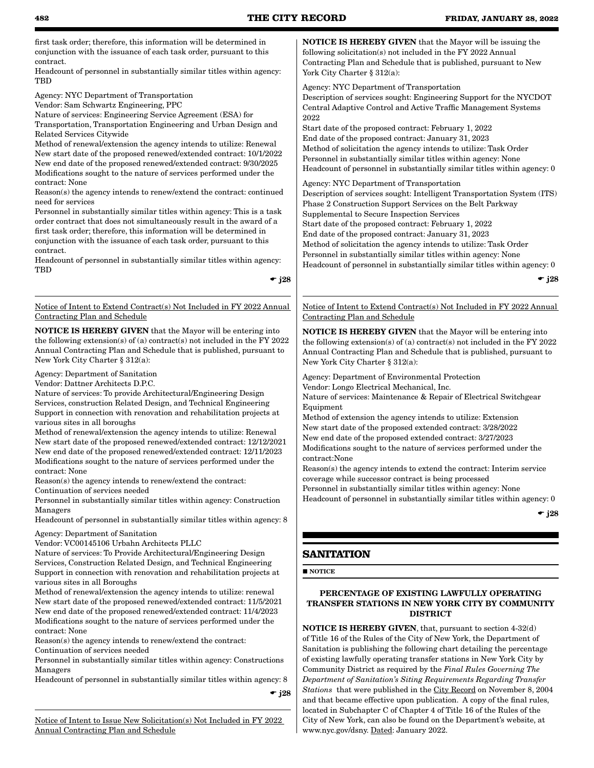first task order; therefore, this information will be determined in conjunction with the issuance of each task order, pursuant to this contract.
Headcount of personnel in substantially similar titles within agency: TBD

Agency: NYC Department of Transportation
Vendor: Sam Schwartz Engineering, PPC
Nature of services: Engineering Service Agreement (ESA) for Transportation, Transportation Engineering and Urban Design and Related Services Citywide
Method of renewal/extension the agency intends to utilize: Renewal
New start date of the proposed renewed/extended contract: 10/1/2022
New end date of the proposed renewed/extended contract: 9/30/2025
Modifications sought to the nature of services performed under the contract: None
Reason(s) the agency intends to renew/extend the contract: continued need for services
Personnel in substantially similar titles within agency: This is a task order contract that does not simultaneously result in the award of a first task order; therefore, this information will be determined in conjunction with the issuance of each task order, pursuant to this contract.
Headcount of personnel in substantially similar titles within agency: TBD

☛ j28

Notice of Intent to Extend Contract(s) Not Included in FY 2022 Annual Contracting Plan and Schedule

**NOTICE IS HEREBY GIVEN** that the Mayor will be entering into the following extension(s) of (a) contract(s) not included in the FY 2022 Annual Contracting Plan and Schedule that is published, pursuant to New York City Charter § 312(a):

Agency: Department of Sanitation
Vendor: Dattner Architects D.P.C.
Nature of services: To provide Architectural/Engineering Design Services, construction Related Design, and Technical Engineering Support in connection with renovation and rehabilitation projects at various sites in all boroughs
Method of renewal/extension the agency intends to utilize: Renewal
New start date of the proposed renewed/extended contract: 12/12/2021
New end date of the proposed renewed/extended contract: 12/11/2023
Modifications sought to the nature of services performed under the contract: None
Reason(s) the agency intends to renew/extend the contract: Continuation of services needed
Personnel in substantially similar titles within agency: Construction Managers
Headcount of personnel in substantially similar titles within agency: 8

Agency: Department of Sanitation
Vendor: VC00145106 Urbahn Architects PLLC
Nature of services: To Provide Architectural/Engineering Design Services, Construction Related Design, and Technical Engineering Support in connection with renovation and rehabilitation projects at various sites in all Boroughs
Method of renewal/extension the agency intends to utilize: renewal
New start date of the proposed renewed/extended contract: 11/5/2021
New end date of the proposed renewed/extended contract: 11/4/2023
Modifications sought to the nature of services performed under the contract: None
Reason(s) the agency intends to renew/extend the contract: Continuation of services needed
Personnel in substantially similar titles within agency: Constructions Managers
Headcount of personnel in substantially similar titles within agency: 8

☛ j28

Notice of Intent to Issue New Solicitation(s) Not Included in FY 2022 Annual Contracting Plan and Schedule

**NOTICE IS HEREBY GIVEN** that the Mayor will be issuing the following solicitation(s) not included in the FY 2022 Annual Contracting Plan and Schedule that is published, pursuant to New York City Charter § 312(a):

Agency: NYC Department of Transportation
Description of services sought: Engineering Support for the NYCDOT Central Adaptive Control and Active Traffic Management Systems 2022
Start date of the proposed contract: February 1, 2022
End date of the proposed contract: January 31, 2023
Method of solicitation the agency intends to utilize: Task Order
Personnel in substantially similar titles within agency: None
Headcount of personnel in substantially similar titles within agency: 0

Agency: NYC Department of Transportation
Description of services sought: Intelligent Transportation System (ITS) Phase 2 Construction Support Services on the Belt Parkway Supplemental to Secure Inspection Services
Start date of the proposed contract: February 1, 2022
End date of the proposed contract: January 31, 2023
Method of solicitation the agency intends to utilize: Task Order
Personnel in substantially similar titles within agency: None
Headcount of personnel in substantially similar titles within agency: 0

☛ j28

Notice of Intent to Extend Contract(s) Not Included in FY 2022 Annual Contracting Plan and Schedule

**NOTICE IS HEREBY GIVEN** that the Mayor will be entering into the following extension(s) of (a) contract(s) not included in the FY 2022 Annual Contracting Plan and Schedule that is published, pursuant to New York City Charter § 312(a):

Agency: Department of Environmental Protection
Vendor: Longo Electrical Mechanical, Inc.
Nature of services: Maintenance & Repair of Electrical Switchgear Equipment
Method of extension the agency intends to utilize: Extension
New start date of the proposed extended contract: 3/28/2022
New end date of the proposed extended contract: 3/27/2023
Modifications sought to the nature of services performed under the contract:None
Reason(s) the agency intends to extend the contract: Interim service coverage while successor contract is being processed
Personnel in substantially similar titles within agency: None
Headcount of personnel in substantially similar titles within agency: 0

☛ j28

## SANITATION

■ **NOTICE**

### PERCENTAGE OF EXISTING LAWFULLY OPERATING TRANSFER STATIONS IN NEW YORK CITY BY COMMUNITY DISTRICT

**NOTICE IS HEREBY GIVEN**, that, pursuant to section 4-32(d) of Title 16 of the Rules of the City of New York, the Department of Sanitation is publishing the following chart detailing the percentage of existing lawfully operating transfer stations in New York City by Community District as required by the *Final Rules Governing The Department of Sanitation's Siting Requirements Regarding Transfer Stations* that were published in the City Record on November 8, 2004 and that became effective upon publication. A copy of the final rules, located in Subchapter C of Chapter 4 of Title 16 of the Rules of the City of New York, can also be found on the Department's website, at www.nyc.gov/dsny. Dated: January 2022.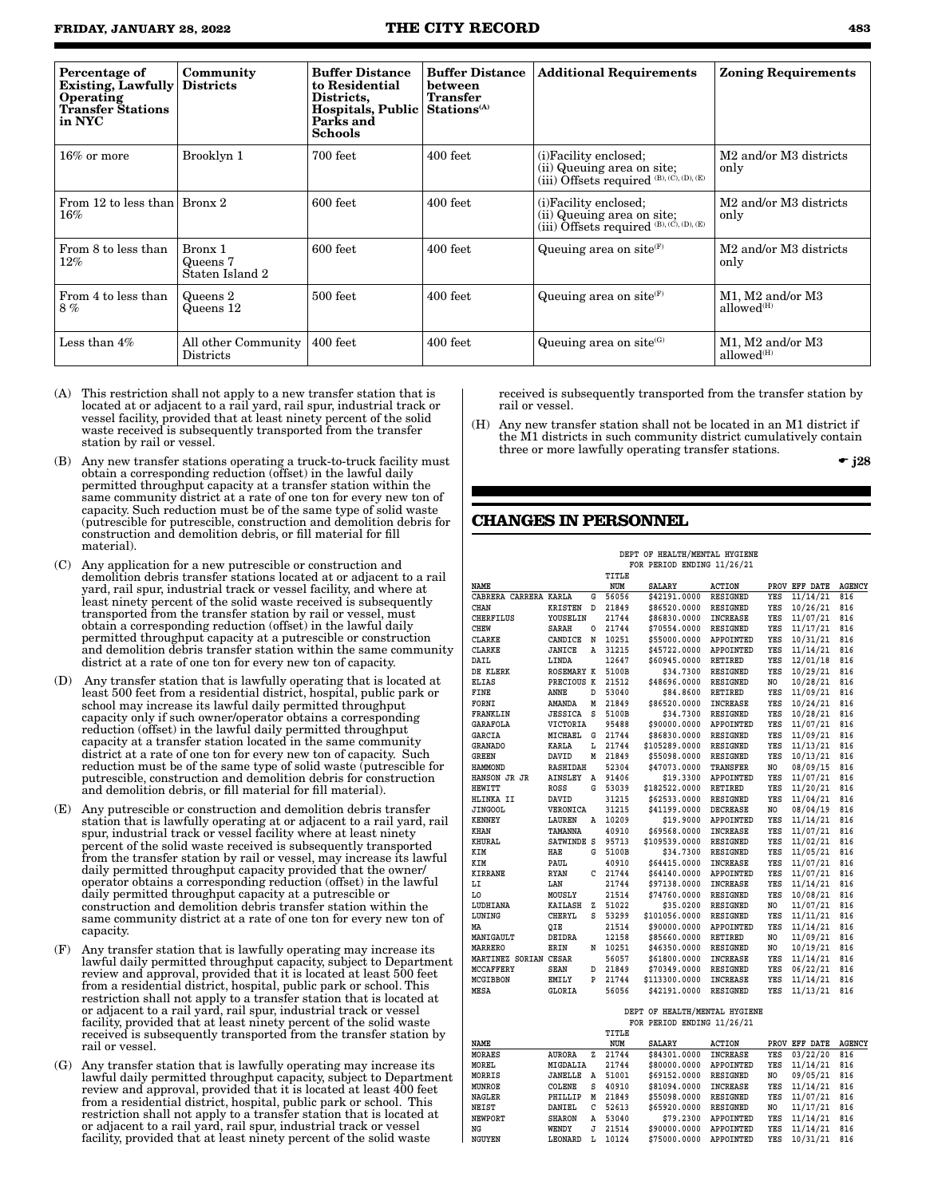| Percentage of Existing, Lawfully Operating Transfer Stations in NYC | Community Districts | Buffer Distance to Residential Districts, Hospitals, Public Parks and Schools | Buffer Distance between Transfer Stations[(A)] | Additional Requirements | Zoning Requirements |
|---|---|---|---|---|---|
| 16% or more | Brooklyn 1 | 700 feet | 400 feet | (i)Facility enclosed; (ii) Queuing area on site; (iii) Offsets required [(B), (C), (D), (E)] | M2 and/or M3 districts only |
| From 12 to less than 16% | Bronx 2 | 600 feet | 400 feet | (i)Facility enclosed; (ii) Queuing area on site; (iii) Offsets required [(B), (C), (D), (E)] | M2 and/or M3 districts only |
| From 8 to less than 12% | Bronx 1 Queens 7 Staten Island 2 | 600 feet | 400 feet | Queuing area on site[(F)] | M2 and/or M3 districts only |
| From 4 to less than 8 % | Queens 2 Queens 12 | 500 feet | 400 feet | Queuing area on site[(F)] | M1, M2 and/or M3 allowed[(H)] |
| Less than 4% | All other Community Districts | 400 feet | 400 feet | Queuing area on site[(G)] | M1, M2 and/or M3 allowed[(H)] |

(A) This restriction shall not apply to a new transfer station that is located at or adjacent to a rail yard, rail spur, industrial track or vessel facility, provided that at least ninety percent of the solid waste received is subsequently transported from the transfer station by rail or vessel.

(B) Any new transfer stations operating a truck-to-truck facility must obtain a corresponding reduction (offset) in the lawful daily permitted throughput capacity at a transfer station within the same community district at a rate of one ton for every new ton of capacity. Such reduction must be of the same type of solid waste (putrescible for putrescible, construction and demolition debris for construction and demolition debris, or fill material for fill material).

(C) Any application for a new putrescible or construction and demolition debris transfer stations located at or adjacent to a rail yard, rail spur, industrial track or vessel facility, and where at least ninety percent of the solid waste received is subsequently transported from the transfer station by rail or vessel, must obtain a corresponding reduction (offset) in the lawful daily permitted throughput capacity at a putrescible or construction and demolition debris transfer station within the same community district at a rate of one ton for every new ton of capacity.

(D) Any transfer station that is lawfully operating that is located at least 500 feet from a residential district, hospital, public park or school may increase its lawful daily permitted throughput capacity only if such owner/operator obtains a corresponding reduction (offset) in the lawful daily permitted throughput capacity at a transfer station located in the same community district at a rate of one ton for every new ton of capacity. Such reduction must be of the same type of solid waste (putrescible for putrescible, construction and demolition debris for construction and demolition debris, or fill material for fill material).

(E) Any putrescible or construction and demolition debris transfer station that is lawfully operating at or adjacent to a rail yard, rail spur, industrial track or vessel facility where at least ninety percent of the solid waste received is subsequently transported from the transfer station by rail or vessel, may increase its lawful daily permitted throughput capacity provided that the owner/operator obtains a corresponding reduction (offset) in the lawful daily permitted throughput capacity at a putrescible or construction and demolition debris transfer station within the same community district at a rate of one ton for every new ton of capacity.

(F) Any transfer station that is lawfully operating may increase its lawful daily permitted throughput capacity, subject to Department review and approval, provided that it is located at least 500 feet from a residential district, hospital, public park or school. This restriction shall not apply to a transfer station that is located at or adjacent to a rail yard, rail spur, industrial track or vessel facility, provided that at least ninety percent of the solid waste received is subsequently transported from the transfer station by rail or vessel.

(G) Any transfer station that is lawfully operating may increase its lawful daily permitted throughput capacity, subject to Department review and approval, provided that it is located at least 400 feet from a residential district, hospital, public park or school. This restriction shall not apply to a transfer station that is located at or adjacent to a rail yard, rail spur, industrial track or vessel facility, provided that at least ninety percent of the solid waste received is subsequently transported from the transfer station by rail or vessel.

(H) Any new transfer station shall not be located in an M1 district if the M1 districts in such community district cumulatively contain three or more lawfully operating transfer stations.

☛ j28

## CHANGES IN PERSONNEL

DEPT OF HEALTH/MENTAL HYGIENE
FOR PERIOD ENDING 11/26/21

| NAME | | | TITLE NUM | SALARY | ACTION | PROV | EFF DATE | AGENCY |
|---|---|---|---|---|---|---|---|---|
| CABRERA CARRERA | KARLA | G | 56056 | $42191.0000 | RESIGNED | YES | 11/14/21 | 816 |
| CHAN | KRISTEN | D | 21849 | $86520.0000 | RESIGNED | YES | 10/26/21 | 816 |
| CHERFILUS | YOUSELIN | | 21744 | $86830.0000 | INCREASE | YES | 11/07/21 | 816 |
| CHEW | SARAH | O | 21744 | $70554.0000 | RESIGNED | YES | 11/17/21 | 816 |
| CLARKE | CANDICE | N | 10251 | $55000.0000 | APPOINTED | YES | 10/31/21 | 816 |
| CLARKE | JANICE | A | 31215 | $45722.0000 | APPOINTED | YES | 11/14/21 | 816 |
| DAIL | LINDA | | 12647 | $60945.0000 | RETIRED | YES | 12/01/18 | 816 |
| DE KLERK | ROSEMARY | K | 5100B | $34.7300 | RESIGNED | YES | 10/29/21 | 816 |
| ELIAS | PRECIOUS | K | 21512 | $48696.0000 | RESIGNED | NO | 10/28/21 | 816 |
| FINE | ANNE | D | 53040 | $84.8600 | RETIRED | YES | 11/09/21 | 816 |
| FORNI | AMANDA | M | 21849 | $86520.0000 | RESIGNED | YES | 10/24/21 | 816 |
| FRANKLIN | JESSICA | S | 5100B | $34.7300 | RESIGNED | YES | 10/28/21 | 816 |
| GARAFOLA | VICTORIA | | 95488 | $90000.0000 | APPOINTED | YES | 11/07/21 | 816 |
| GARCIA | MICHAEL | G | 21744 | $86830.0000 | RESIGNED | YES | 11/09/21 | 816 |
| GRANADO | KARLA | L | 21744 | $105289.0000 | RESIGNED | YES | 11/13/21 | 816 |
| GREEN | DAVID | M | 21849 | $55098.0000 | RESIGNED | YES | 10/13/21 | 816 |
| HAMMOND | RASHIDAH | | 52304 | $47073.0000 | TRANSFER | NO | 08/09/15 | 816 |
| HANSON JR JR | AINSLEY | A | 91406 | $19.3300 | APPOINTED | YES | 11/07/21 | 816 |
| HEWITT | ROSS | G | 53039 | $182522.0000 | RETIRED | YES | 11/20/21 | 816 |
| HLINKA II | DAVID | | 31215 | $62533.0000 | RESIGNED | YES | 11/04/21 | 816 |
| JINGOOL | VERONICA | | 31215 | $41199.0000 | DECREASE | NO | 08/04/19 | 816 |
| KENNEY | LAUREN | A | 10209 | $19.9000 | APPOINTED | YES | 11/14/21 | 816 |
| KHAN | TAMANNA | | 40910 | $69568.0000 | INCREASE | YES | 11/07/21 | 816 |
| KHURAL | SATWINDE | S | 95713 | $109539.0000 | RESIGNED | YES | 11/02/21 | 816 |
| KIM | HAE | G | 5100B | $34.7300 | RESIGNED | YES | 11/05/21 | 816 |
| KIM | PAUL | | 40910 | $64415.0000 | INCREASE | YES | 11/07/21 | 816 |
| KIRRANE | RYAN | C | 21744 | $64140.0000 | APPOINTED | YES | 11/07/21 | 816 |
| LI | LAN | | 21744 | $97138.0000 | INCREASE | YES | 11/14/21 | 816 |
| LO | MOUSLY | | 21514 | $74760.0000 | RESIGNED | YES | 10/08/21 | 816 |
| LUDHIANA | KAILASH | Z | 51022 | $35.0200 | RESIGNED | NO | 11/07/21 | 816 |
| LUNING | CHERYL | S | 53299 | $101056.0000 | RESIGNED | YES | 11/11/21 | 816 |
| MA | QIE | | 21514 | $90000.0000 | APPOINTED | YES | 11/14/21 | 816 |
| MANIGAULT | DEIDRA | | 12158 | $85660.0000 | RETIRED | NO | 11/09/21 | 816 |
| MARRERO | ERIN | N | 10251 | $46350.0000 | RESIGNED | NO | 10/19/21 | 816 |
| MARTINEZ SORIAN | CESAR | | 56057 | $61800.0000 | INCREASE | YES | 11/14/21 | 816 |
| MCCAFFERY | SEAN | D | 21849 | $70349.0000 | RESIGNED | YES | 06/22/21 | 816 |
| MCGIBBON | EMILY | P | 21744 | $113300.0000 | INCREASE | YES | 11/14/21 | 816 |
| MESA | GLORIA | | 56056 | $42191.0000 | RESIGNED | YES | 11/13/21 | 816 |

DEPT OF HEALTH/MENTAL HYGIENE
FOR PERIOD ENDING 11/26/21

| NAME | | | TITLE NUM | SALARY | ACTION | PROV | EFF DATE | AGENCY |
|---|---|---|---|---|---|---|---|---|
| MORAES | AURORA | Z | 21744 | $84301.0000 | INCREASE | YES | 03/22/20 | 816 |
| MOREL | MIGDALIA | | 21744 | $80000.0000 | APPOINTED | YES | 11/14/21 | 816 |
| MORRIS | JANELLE | A | 51001 | $69152.0000 | RESIGNED | NO | 09/05/21 | 816 |
| MUNROE | COLENE | S | 40910 | $81094.0000 | INCREASE | YES | 11/14/21 | 816 |
| NAGLER | PHILLIP | M | 21849 | $55098.0000 | RESIGNED | YES | 11/07/21 | 816 |
| NEIST | DANIEL | C | 52613 | $65920.0000 | RESIGNED | NO | 11/17/21 | 816 |
| NEWPORT | SHARON | A | 53040 | $79.2300 | APPOINTED | YES | 11/14/21 | 816 |
| NG | WENDY | J | 21514 | $90000.0000 | APPOINTED | YES | 11/14/21 | 816 |
| NGUYEN | LEONARD | L | 10124 | $75000.0000 | APPOINTED | YES | 10/31/21 | 816 |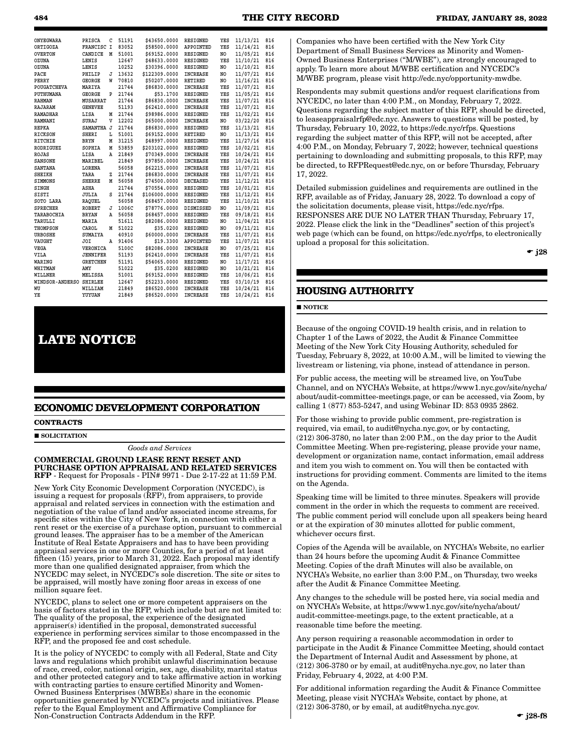| | | | | | | | | |
|---|---|---|---|---|---|---|---|---|
| ONYEGWARA | PRISCA | C | 51191 | $43650.0000 | RESIGNED | YES | 11/13/21 | 816 |
| ORTIGOZA | FRANCISC | I | 83052 | $58500.0000 | APPOINTED | YES | 11/14/21 | 816 |
| OVERTON | CANDICE | M | 51001 | $69152.0000 | RESIGNED | NO | 11/05/21 | 816 |
| OZUNA | LENIS | | 12647 | $48633.0000 | RESIGNED | YES | 11/10/21 | 816 |
| OZUNA | LENIS | | 10252 | $30396.0000 | RESIGNED | NO | 11/10/21 | 816 |
| PACE | PHILIP | J | 13632 | $122309.0000 | INCREASE | NO | 11/07/21 | 816 |
| PERRY | GEORGE | W | 70810 | $50207.0000 | RETIRED | NO | 11/16/21 | 816 |
| POUGATCHEVA | MARIYA | | 21744 | $86830.0000 | INCREASE | YES | 11/07/21 | 816 |
| PUTHUMANA | GEORGE | P | 21744 | $53.1700 | RESIGNED | YES | 11/05/21 | 816 |
| RAHMAN | MUSARRAT | | 21744 | $86830.0000 | INCREASE | YES | 11/07/21 | 816 |
| RAJARAM | GENEVEE | | 51193 | $62410.0000 | INCREASE | YES | 11/07/21 | 816 |
| RAMADHAR | LISA | M | 21744 | $98986.0000 | RESIGNED | YES | 11/02/21 | 816 |
| RAMNANI | SURAJ | V | 12202 | $65000.0000 | INCREASE | NO | 03/22/20 | 816 |
| REPKA | SAMANTHA | J | 21744 | $86830.0000 | RESIGNED | YES | 11/13/21 | 816 |
| RICKSON | SHERI | L | 51001 | $69152.0000 | RETIRED | NO | 11/13/21 | 816 |
| RITCHIE | BRYN | M | 31215 | $48997.0000 | RESIGNED | YES | 11/27/16 | 816 |
| RODRIGUEZ | SOPHIA | M | 53859 | $203102.0000 | RESIGNED | YES | 10/02/21 | 816 |
| ROJAS | LISA | A | 21849 | $70349.0000 | INCREASE | YES | 10/24/21 | 816 |
| SANSONE | MARIBEL | | 21849 | $97850.0000 | INCREASE | YES | 10/24/21 | 816 |
| SANTANA | LORENA | | 56058 | $62215.0000 | INCREASE | YES | 11/07/21 | 816 |
| SHEIKH | TARA | Z | 21744 | $86830.0000 | INCREASE | YES | 11/07/21 | 816 |
| SIMMONS | SHERRE | M | 56058 | $74500.0000 | DECEASED | YES | 11/12/21 | 816 |
| SINGH | ASHA | | 21744 | $70554.0000 | RESIGNED | YES | 10/01/21 | 816 |
| SISTI | JULIA | S | 21744 | $106000.0000 | RESIGNED | YES | 11/12/21 | 816 |
| SOTO LARA | RAQUEL | | 56058 | $68457.0000 | RESIGNED | YES | 11/10/21 | 816 |
| SPRECHER | ROBERT | J | 1006C | $78776.0000 | DISMISSED | NO | 11/09/21 | 816 |
| TARABOCHIA | BRYAN | A | 56058 | $68457.0000 | RESIGNED | YES | 09/18/21 | 816 |
| TARULLI | MARIA | | 51611 | $82086.0000 | RESIGNED | NO | 11/04/21 | 816 |
| THOMPSON | CAROL | M | 51022 | $35.0200 | RESIGNED | NO | 09/11/21 | 816 |
| URBOSHE | SUMAIYA | | 40910 | $60000.0000 | INCREASE | YES | 11/07/21 | 816 |
| VAUGHT | JOI | A | 91406 | $19.3300 | APPOINTED | YES | 11/07/21 | 816 |
| VEGA | VERONICA | | 5100C | $82086.0000 | INCREASE | NO | 07/25/21 | 816 |
| VILA | JENNIFER | | 51193 | $62410.0000 | INCREASE | YES | 11/07/21 | 816 |
| WARING | GRETCHEN | | 51191 | $54065.0000 | RESIGNED | NO | 11/17/21 | 816 |
| WHITMAN | AMY | | 51022 | $35.0200 | RESIGNED | NO | 10/21/21 | 816 |
| WILLNER | MELISSA | | 51001 | $69152.0000 | RESIGNED | YES | 10/06/21 | 816 |
| WINDSOR-ANDERSO | SHIRLEE | | 12647 | $52233.0000 | RESIGNED | YES | 03/10/19 | 816 |
| WU | WILLIAM | | 21849 | $86520.0000 | INCREASE | YES | 10/24/21 | 816 |
| YE | YUYUAN | | 21849 | $86520.0000 | INCREASE | YES | 10/24/21 | 816 |

# LATE NOTICE

## ECONOMIC DEVELOPMENT CORPORATION

**CONTRACTS**

■ **SOLICITATION**

*Goods and Services*

**COMMERCIAL GROUND LEASE RENT RESET AND PURCHASE OPTION APPRAISAL AND RELATED SERVICES RFP** - Request for Proposals - PIN# 9971 - Due 2-17-22 at 11:59 P.M.

New York City Economic Development Corporation (NYCEDC), is issuing a request for proposals (RFP), from appraisers, to provide appraisal and related services in connection with the estimation and negotiation of the value of land and/or associated income streams, for specific sites within the City of New York, in connection with either a rent reset or the exercise of a purchase option, pursuant to commercial ground leases. The appraiser has to be a member of the American Institute of Real Estate Appraisers and has to have been providing appraisal services in one or more Counties, for a period of at least fifteen (15) years, prior to March 31, 2022. Each proposal may identify more than one qualified designated appraiser, from which the NYCEDC may select, in NYCEDC's sole discretion. The site or sites to be appraised, will mostly have zoning floor areas in excess of one million square feet.

NYCEDC, plans to select one or more competent appraisers on the basis of factors stated in the RFP, which include but are not limited to: The quality of the proposal, the experience of the designated appraiser(s) identified in the proposal, demonstrated successful experience in performing services similar to those encompassed in the RFP, and the proposed fee and cost schedule.

It is the policy of NYCEDC to comply with all Federal, State and City laws and regulations which prohibit unlawful discrimination because of race, creed, color, national origin, sex, age, disability, marital status and other protected category and to take affirmative action in working with contracting parties to ensure certified Minority and Women-Owned Business Enterprises (MWBEs) share in the economic opportunities generated by NYCEDC's projects and initiatives. Please refer to the Equal Employment and Affirmative Compliance for Non-Construction Contracts Addendum in the RFP.

Companies who have been certified with the New York City Department of Small Business Services as Minority and Women-Owned Business Enterprises ("M/WBE"), are strongly encouraged to apply. To learn more about M/WBE certification and NYCEDC's M/WBE program, please visit http://edc.nyc/opportunity-mwdbe.

Respondents may submit questions and/or request clarifications from NYCEDC, no later than 4:00 P.M., on Monday, February 7, 2022. Questions regarding the subject matter of this RFP, should be directed, to leaseappraisalrfp@edc.nyc. Answers to questions will be posted, by Thursday, February 10, 2022, to https://edc.nyc/rfps. Questions regarding the subject matter of this RFP, will not be accepted, after 4:00 P.M., on Monday, February 7, 2022; however, technical questions pertaining to downloading and submitting proposals, to this RFP, may be directed, to RFPRequest@edc.nyc, on or before Thursday, February 17, 2022.

Detailed submission guidelines and requirements are outlined in the RFP, available as of Friday, January 28, 2022. To download a copy of the solicitation documents, please visit, https://edc.nyc/rfps. RESPONSES ARE DUE NO LATER THAN Thursday, February 17, 2022. Please click the link in the "Deadlines" section of this project's web page (which can be found, on https://edc.nyc/rfps, to electronically upload a proposal for this solicitation.

☛ j28

## HOUSING AUTHORITY

■ **NOTICE**

Because of the ongoing COVID-19 health crisis, and in relation to Chapter 1 of the Laws of 2022, the Audit & Finance Committee Meeting of the New York City Housing Authority, scheduled for Tuesday, February 8, 2022, at 10:00 A.M., will be limited to viewing the livestream or listening, via phone, instead of attendance in person.

For public access, the meeting will be streamed live, on YouTube Channel, and on NYCHA's Website, at https://www1.nyc.gov/site/nycha/about/audit-committee-meetings.page, or can be accessed, via Zoom, by calling 1 (877) 853-5247, and using Webinar ID: 853 0935 2862.

For those wishing to provide public comment, pre-registration is required, via email, to audit@nycha.nyc.gov, or by contacting, (212) 306-3780, no later than 2:00 P.M., on the day prior to the Audit Committee Meeting. When pre-registering, please provide your name, development or organization name, contact information, email address and item you wish to comment on. You will then be contacted with instructions for providing comment. Comments are limited to the items on the Agenda.

Speaking time will be limited to three minutes. Speakers will provide comment in the order in which the requests to comment are received. The public comment period will conclude upon all speakers being heard or at the expiration of 30 minutes allotted for public comment, whichever occurs first.

Copies of the Agenda will be available, on NYCHA's Website, no earlier than 24 hours before the upcoming Audit & Finance Committee Meeting. Copies of the draft Minutes will also be available, on NYCHA's Website, no earlier than 3:00 P.M., on Thursday, two weeks after the Audit & Finance Committee Meeting.

Any changes to the schedule will be posted here, via social media and on NYCHA's Website, at https://www1.nyc.gov/site/nycha/about/audit-committee-meetings.page, to the extent practicable, at a reasonable time before the meeting.

Any person requiring a reasonable accommodation in order to participate in the Audit & Finance Committee Meeting, should contact the Department of Internal Audit and Assessment by phone, at (212) 306-3780 or by email, at audit@nycha.nyc.gov, no later than Friday, February 4, 2022, at 4:00 P.M.

For additional information regarding the Audit & Finance Committee Meeting, please visit NYCHA's Website, contact by phone, at (212) 306-3780, or by email, at audit@nycha.nyc.gov.

☛ j28-f8